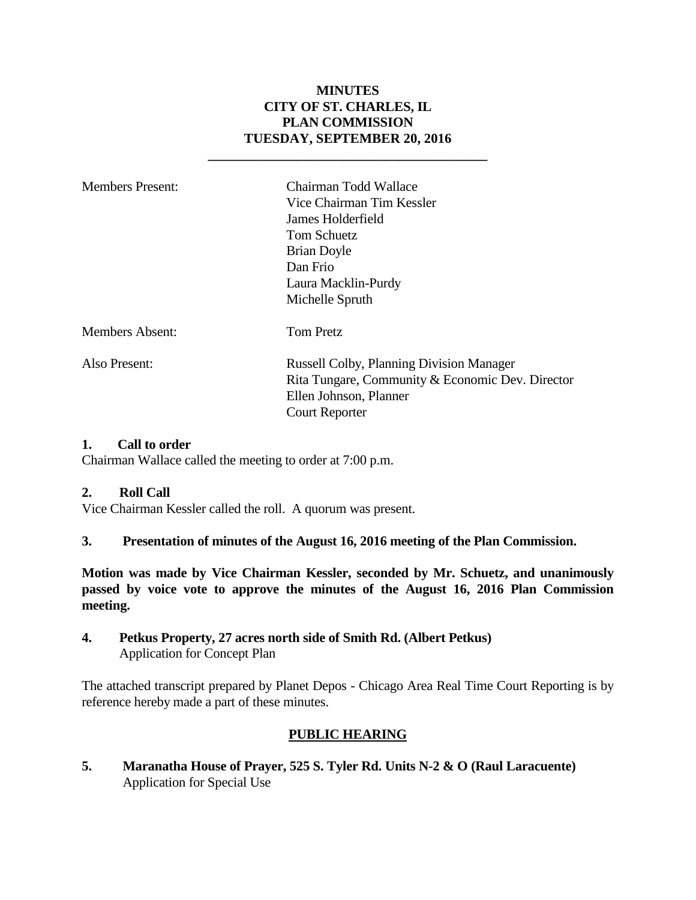# MINUTES
# CITY OF ST. CHARLES, IL
# PLAN COMMISSION
# TUESDAY, SEPTEMBER 20, 2016

---

| | |
|---|---|
| Members Present: | Chairman Todd Wallace<br>Vice Chairman Tim Kessler<br>James Holderfield<br>Tom Schuetz<br>Brian Doyle<br>Dan Frio<br>Laura Macklin-Purdy<br>Michelle Spruth |
| Members Absent: | Tom Pretz |
| Also Present: | Russell Colby, Planning Division Manager<br>Rita Tungare, Community & Economic Dev. Director<br>Ellen Johnson, Planner<br>Court Reporter |

**1. Call to order**

Chairman Wallace called the meeting to order at 7:00 p.m.

**2. Roll Call**

Vice Chairman Kessler called the roll. A quorum was present.

**3. Presentation of minutes of the August 16, 2016 meeting of the Plan Commission.**

**Motion was made by Vice Chairman Kessler, seconded by Mr. Schuetz, and unanimously passed by voice vote to approve the minutes of the August 16, 2016 Plan Commission meeting.**

**4. Petkus Property, 27 acres north side of Smith Rd. (Albert Petkus)**
Application for Concept Plan

The attached transcript prepared by Planet Depos - Chicago Area Real Time Court Reporting is by reference hereby made a part of these minutes.

## PUBLIC HEARING

**5. Maranatha House of Prayer, 525 S. Tyler Rd. Units N-2 & O (Raul Laracuente)**
Application for Special Use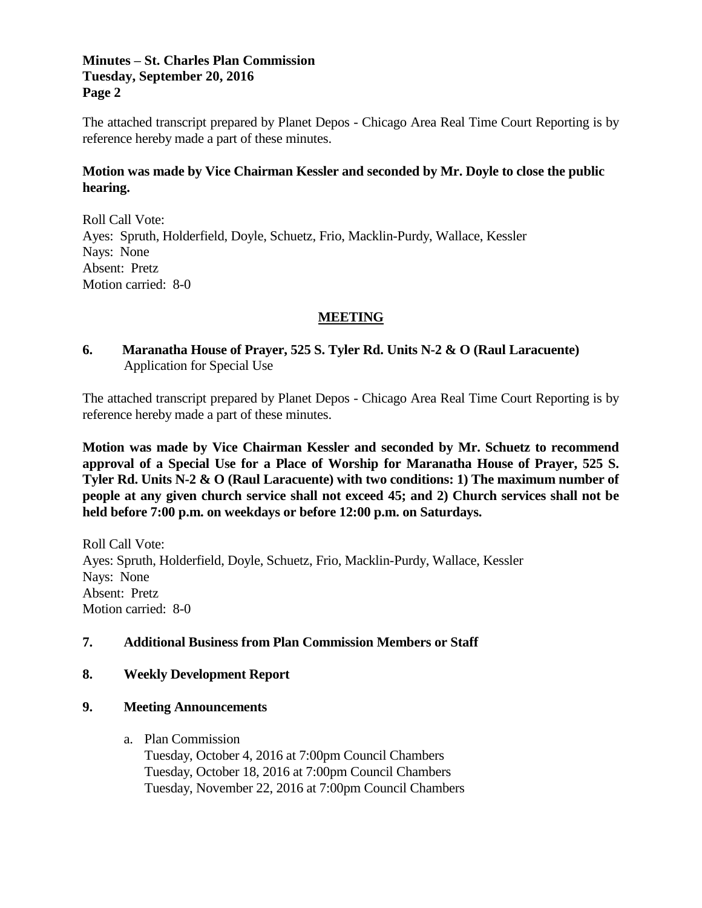The attached transcript prepared by Planet Depos - Chicago Area Real Time Court Reporting is by reference hereby made a part of these minutes.

**Motion was made by Vice Chairman Kessler and seconded by Mr. Doyle to close the public hearing.**

Roll Call Vote:
Ayes: Spruth, Holderfield, Doyle, Schuetz, Frio, Macklin-Purdy, Wallace, Kessler
Nays: None
Absent: Pretz
Motion carried: 8-0

## MEETING

**6. Maranatha House of Prayer, 525 S. Tyler Rd. Units N-2 & O (Raul Laracuente)**
Application for Special Use

The attached transcript prepared by Planet Depos - Chicago Area Real Time Court Reporting is by reference hereby made a part of these minutes.

**Motion was made by Vice Chairman Kessler and seconded by Mr. Schuetz to recommend approval of a Special Use for a Place of Worship for Maranatha House of Prayer, 525 S. Tyler Rd. Units N-2 & O (Raul Laracuente) with two conditions: 1) The maximum number of people at any given church service shall not exceed 45; and 2) Church services shall not be held before 7:00 p.m. on weekdays or before 12:00 p.m. on Saturdays.**

Roll Call Vote:
Ayes: Spruth, Holderfield, Doyle, Schuetz, Frio, Macklin-Purdy, Wallace, Kessler
Nays: None
Absent: Pretz
Motion carried: 8-0

**7. Additional Business from Plan Commission Members or Staff**

**8. Weekly Development Report**

**9. Meeting Announcements**

a. Plan Commission
   Tuesday, October 4, 2016 at 7:00pm Council Chambers
   Tuesday, October 18, 2016 at 7:00pm Council Chambers
   Tuesday, November 22, 2016 at 7:00pm Council Chambers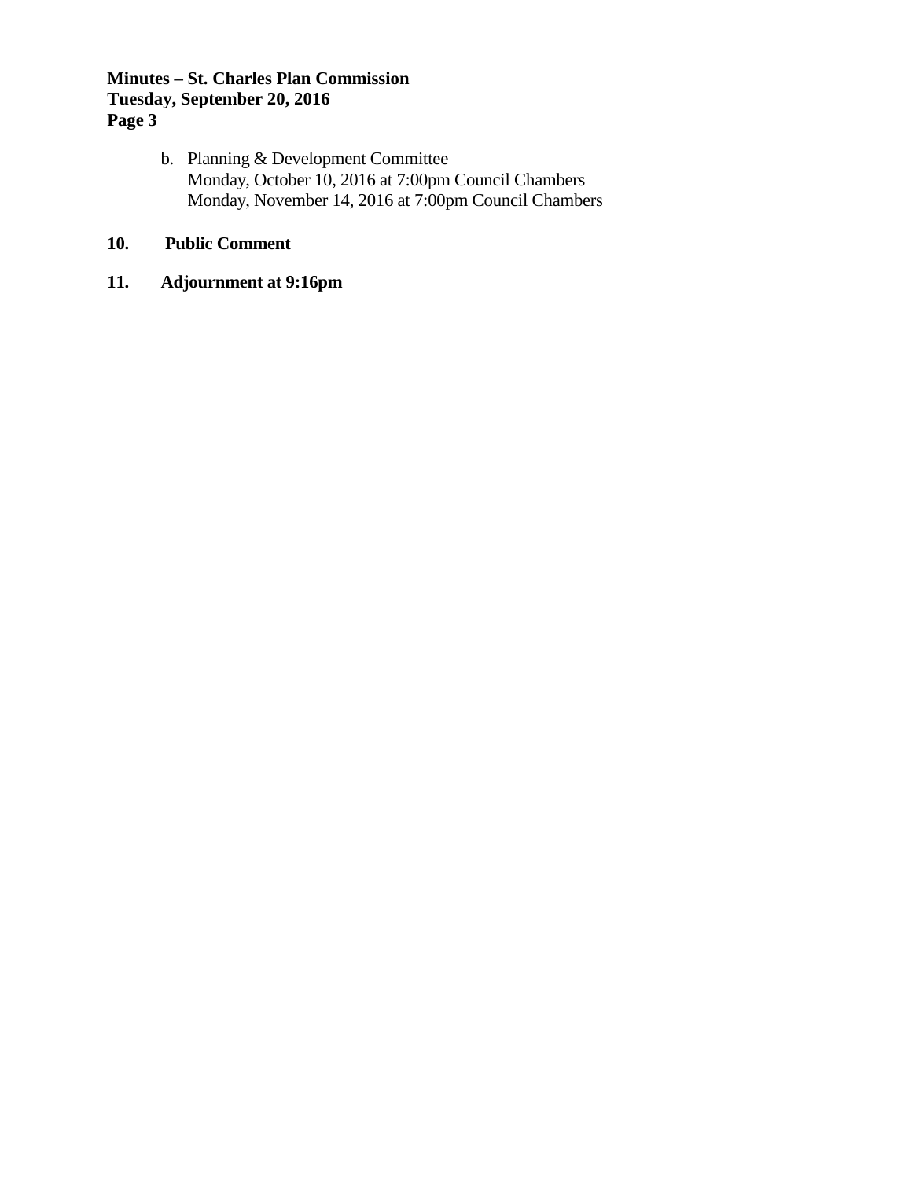b. Planning & Development Committee
   Monday, October 10, 2016 at 7:00pm Council Chambers
   Monday, November 14, 2016 at 7:00pm Council Chambers

**10. Public Comment**

**11. Adjournment at 9:16pm**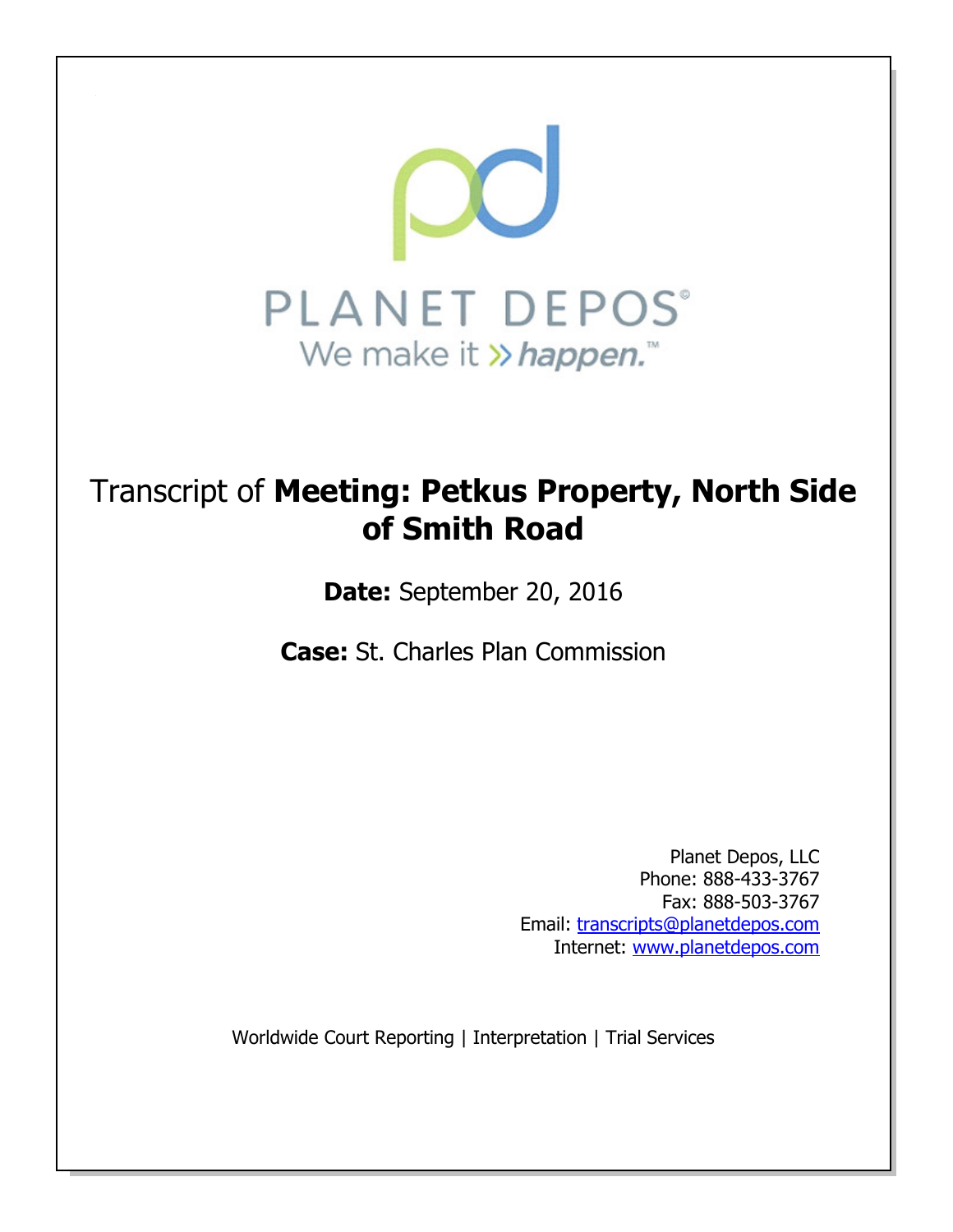PLANET DEPOS

We make it » *happen.*™

# Transcript of **Meeting: Petkus Property, North Side of Smith Road**

**Date:** September 20, 2016

**Case:** St. Charles Plan Commission

Planet Depos, LLC
Phone: 888-433-3767
Fax: 888-503-3767
Email: transcripts@planetdepos.com
Internet: www.planetdepos.com

Worldwide Court Reporting | Interpretation | Trial Services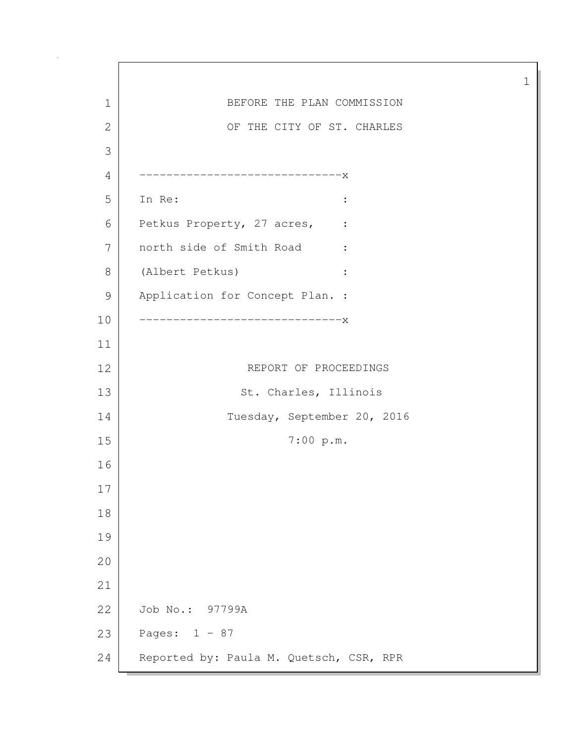BEFORE THE PLAN COMMISSION

OF THE CITY OF ST. CHARLES

```
------------------------------x
In Re:                        :
Petkus Property, 27 acres,    :
north side of Smith Road      :
(Albert Petkus)               :
Application for Concept Plan. :
------------------------------x
```

REPORT OF PROCEEDINGS

St. Charles, Illinois

Tuesday, September 20, 2016

7:00 p.m.

Job No.: 97799A

Pages: 1 - 87

Reported by: Paula M. Quetsch, CSR, RPR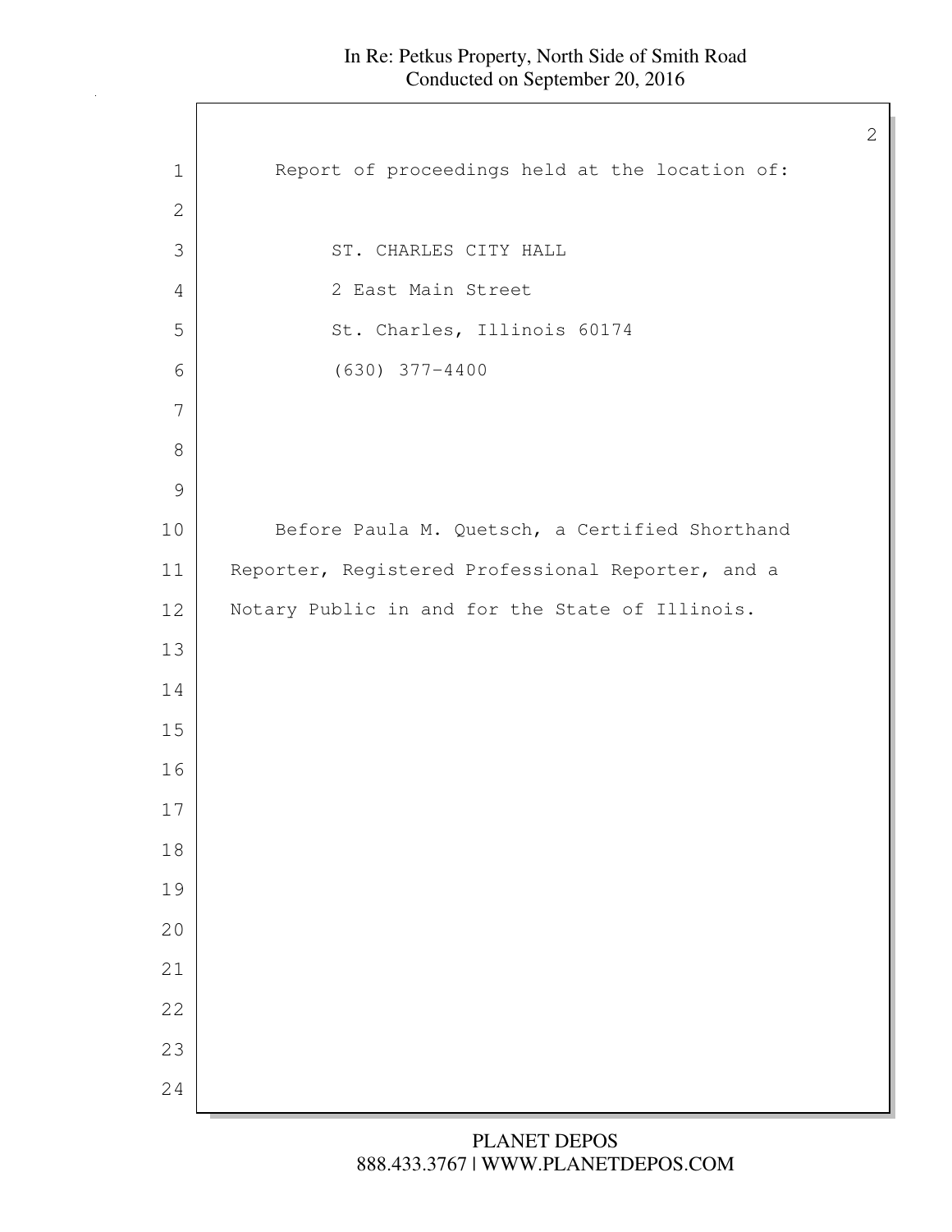Report of proceedings held at the location of:

ST. CHARLES CITY HALL
2 East Main Street
St. Charles, Illinois 60174
(630) 377-4400

Before Paula M. Quetsch, a Certified Shorthand Reporter, Registered Professional Reporter, and a Notary Public in and for the State of Illinois.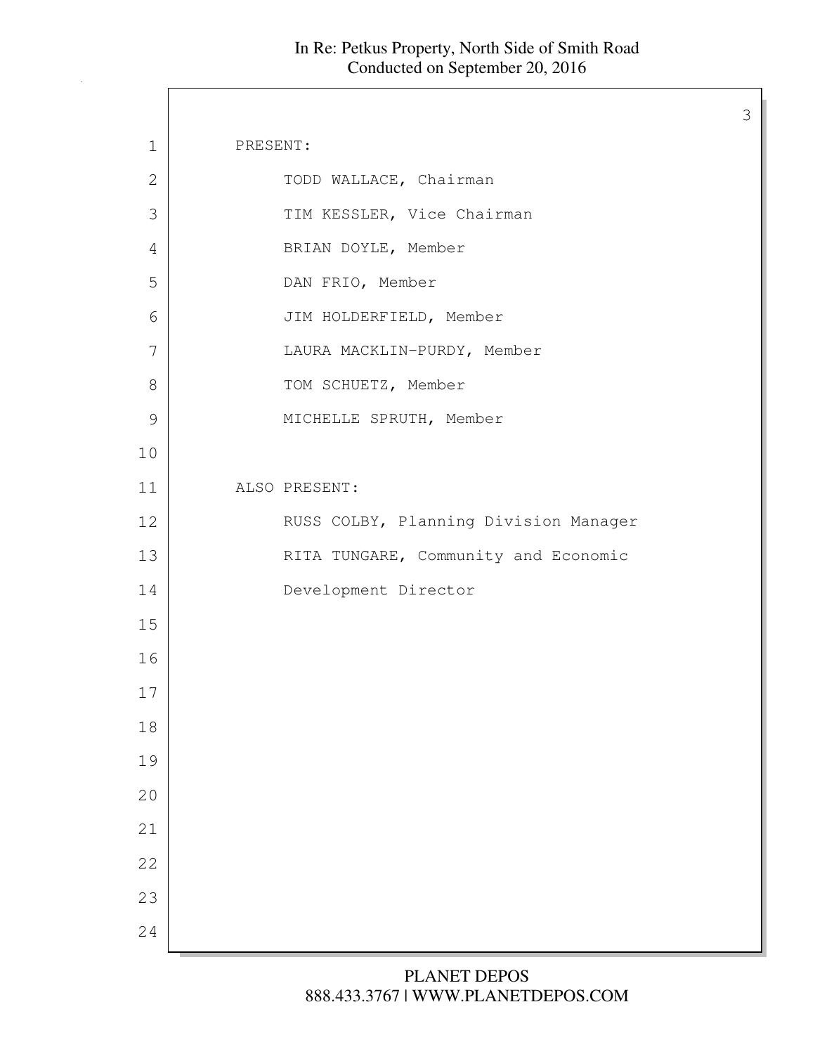PRESENT:

TODD WALLACE, Chairman

TIM KESSLER, Vice Chairman

BRIAN DOYLE, Member

DAN FRIO, Member

JIM HOLDERFIELD, Member

LAURA MACKLIN-PURDY, Member

TOM SCHUETZ, Member

MICHELLE SPRUTH, Member

ALSO PRESENT:

RUSS COLBY, Planning Division Manager

RITA TUNGARE, Community and Economic Development Director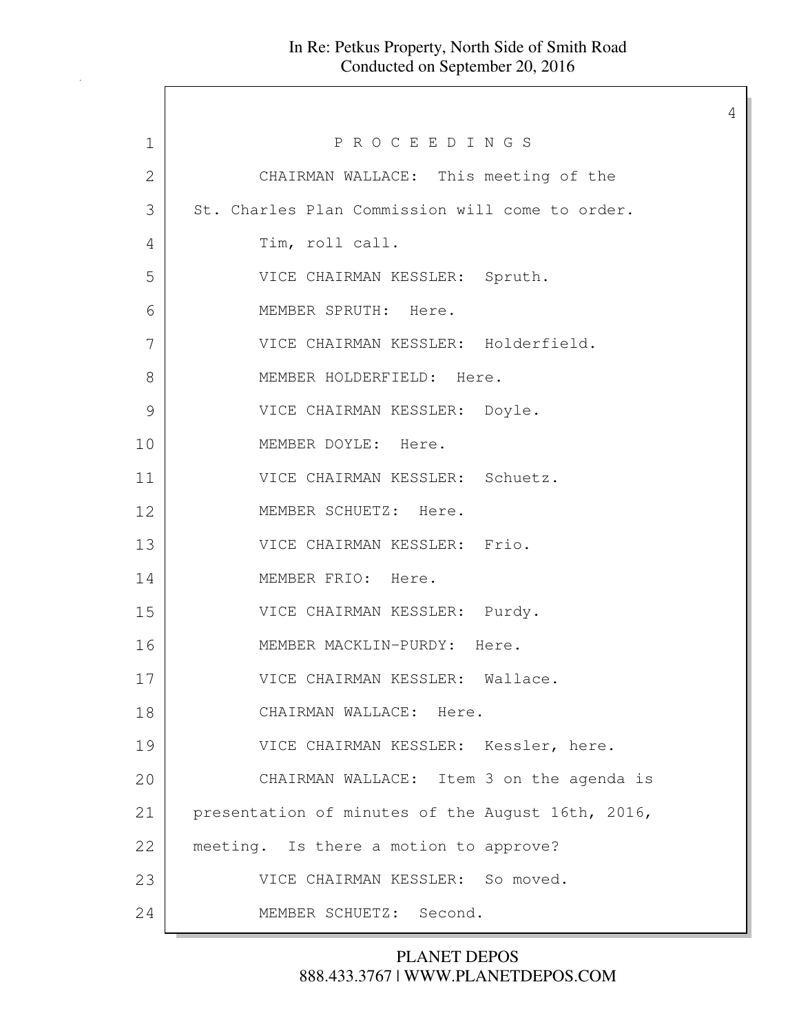P R O C E E D I N G S

CHAIRMAN WALLACE: This meeting of the St. Charles Plan Commission will come to order.

Tim, roll call.

VICE CHAIRMAN KESSLER: Spruth.

MEMBER SPRUTH: Here.

VICE CHAIRMAN KESSLER: Holderfield.

MEMBER HOLDERFIELD: Here.

VICE CHAIRMAN KESSLER: Doyle.

MEMBER DOYLE: Here.

VICE CHAIRMAN KESSLER: Schuetz.

MEMBER SCHUETZ: Here.

VICE CHAIRMAN KESSLER: Frio.

MEMBER FRIO: Here.

VICE CHAIRMAN KESSLER: Purdy.

MEMBER MACKLIN-PURDY: Here.

VICE CHAIRMAN KESSLER: Wallace.

CHAIRMAN WALLACE: Here.

VICE CHAIRMAN KESSLER: Kessler, here.

CHAIRMAN WALLACE: Item 3 on the agenda is presentation of minutes of the August 16th, 2016, meeting. Is there a motion to approve?

VICE CHAIRMAN KESSLER: So moved.

MEMBER SCHUETZ: Second.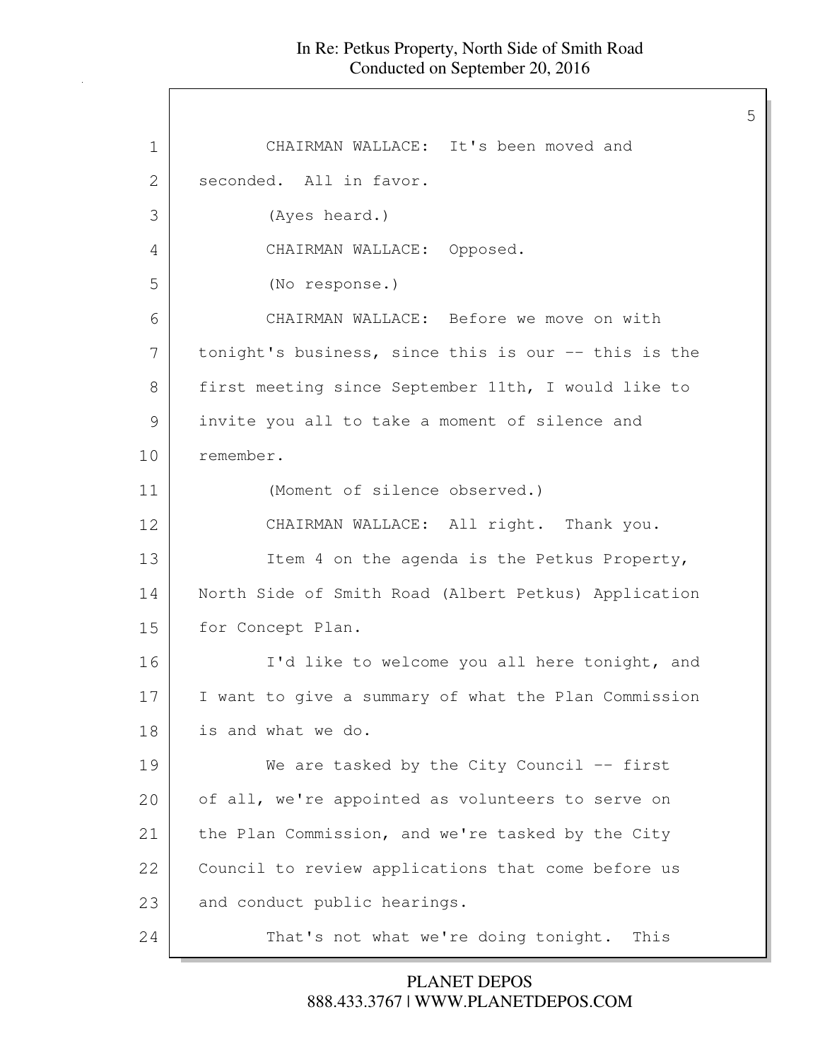1 CHAIRMAN WALLACE: It's been moved and
2 seconded. All in favor.
3 (Ayes heard.)
4 CHAIRMAN WALLACE: Opposed.
5 (No response.)
6 CHAIRMAN WALLACE: Before we move on with
7 tonight's business, since this is our -- this is the
8 first meeting since September 11th, I would like to
9 invite you all to take a moment of silence and
10 remember.
11 (Moment of silence observed.)
12 CHAIRMAN WALLACE: All right. Thank you.
13 Item 4 on the agenda is the Petkus Property,
14 North Side of Smith Road (Albert Petkus) Application
15 for Concept Plan.
16 I'd like to welcome you all here tonight, and
17 I want to give a summary of what the Plan Commission
18 is and what we do.
19 We are tasked by the City Council -- first
20 of all, we're appointed as volunteers to serve on
21 the Plan Commission, and we're tasked by the City
22 Council to review applications that come before us
23 and conduct public hearings.
24 That's not what we're doing tonight. This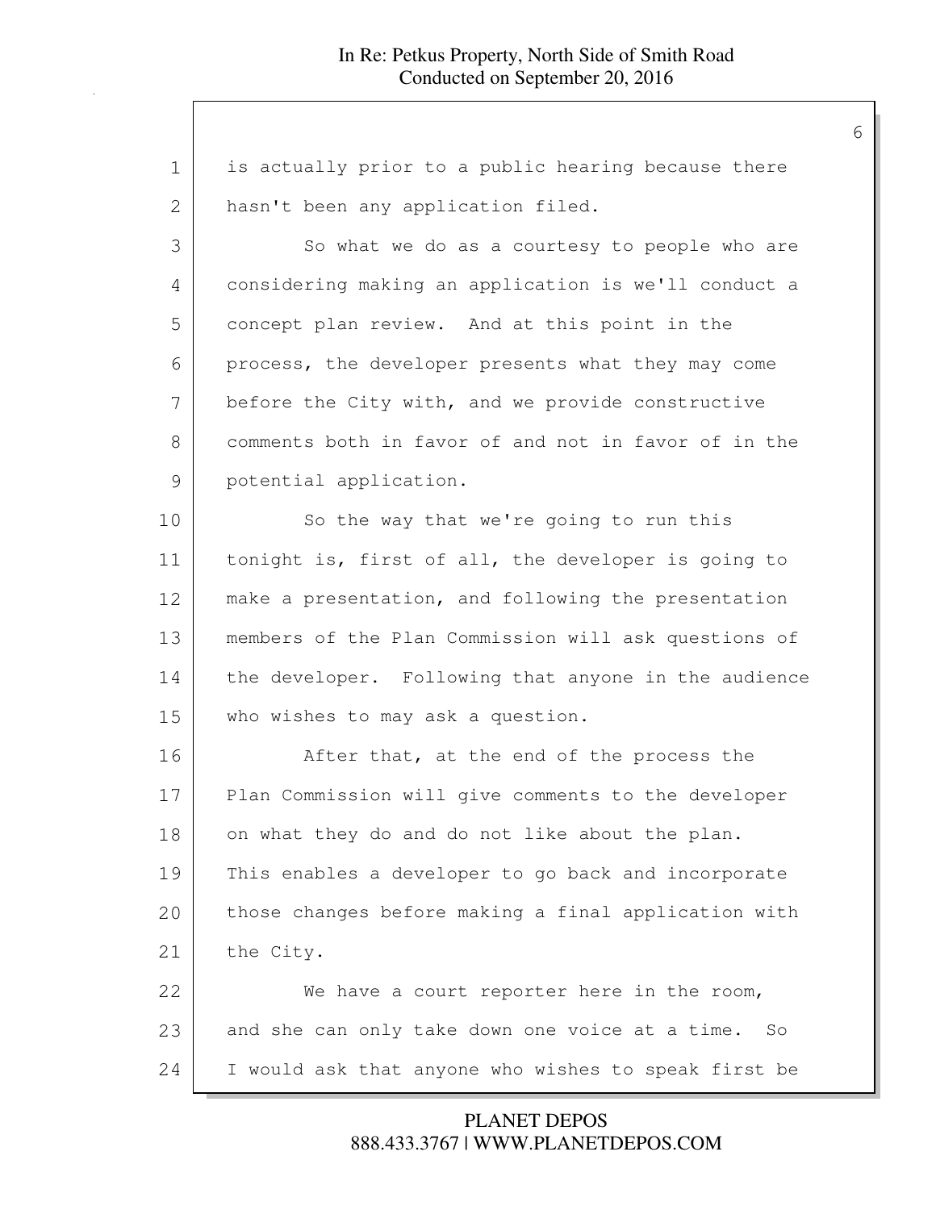is actually prior to a public hearing because there hasn't been any application filed.

So what we do as a courtesy to people who are considering making an application is we'll conduct a concept plan review. And at this point in the process, the developer presents what they may come before the City with, and we provide constructive comments both in favor of and not in favor of in the potential application.

So the way that we're going to run this tonight is, first of all, the developer is going to make a presentation, and following the presentation members of the Plan Commission will ask questions of the developer. Following that anyone in the audience who wishes to may ask a question.

After that, at the end of the process the Plan Commission will give comments to the developer on what they do and do not like about the plan. This enables a developer to go back and incorporate those changes before making a final application with the City.

We have a court reporter here in the room, and she can only take down one voice at a time. So I would ask that anyone who wishes to speak first be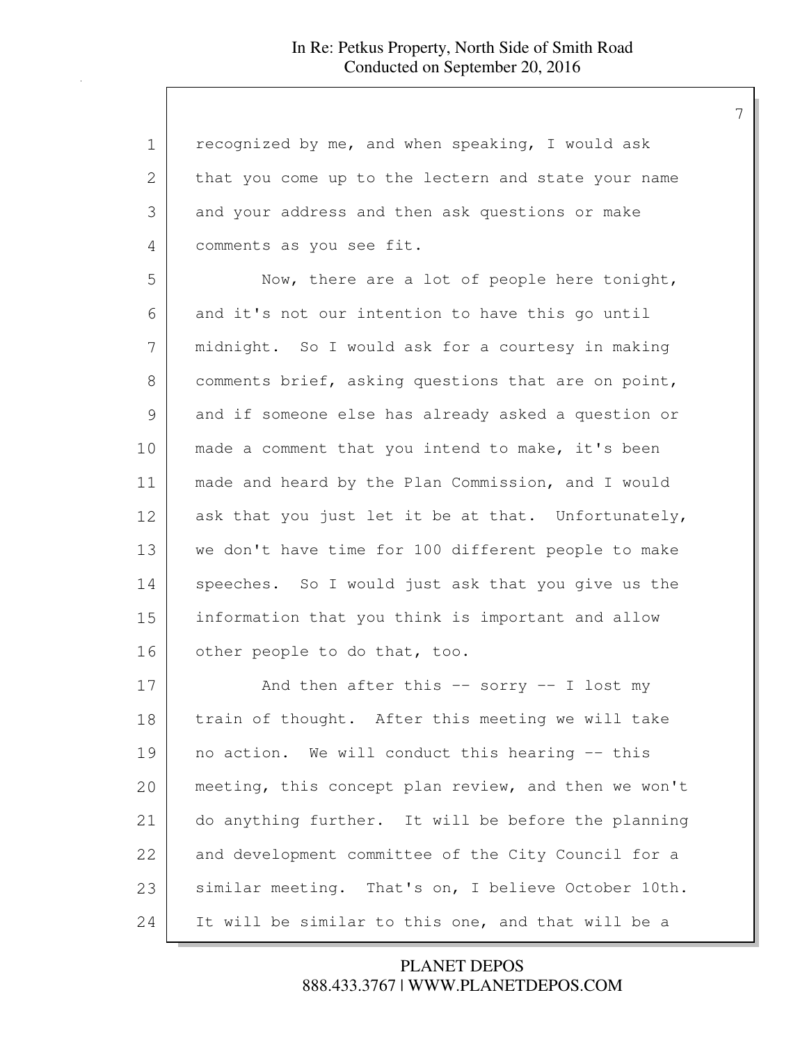recognized by me, and when speaking, I would ask that you come up to the lectern and state your name and your address and then ask questions or make comments as you see fit.

Now, there are a lot of people here tonight, and it's not our intention to have this go until midnight. So I would ask for a courtesy in making comments brief, asking questions that are on point, and if someone else has already asked a question or made a comment that you intend to make, it's been made and heard by the Plan Commission, and I would ask that you just let it be at that. Unfortunately, we don't have time for 100 different people to make speeches. So I would just ask that you give us the information that you think is important and allow other people to do that, too.

And then after this -- sorry -- I lost my train of thought. After this meeting we will take no action. We will conduct this hearing -- this meeting, this concept plan review, and then we won't do anything further. It will be before the planning and development committee of the City Council for a similar meeting. That's on, I believe October 10th. It will be similar to this one, and that will be a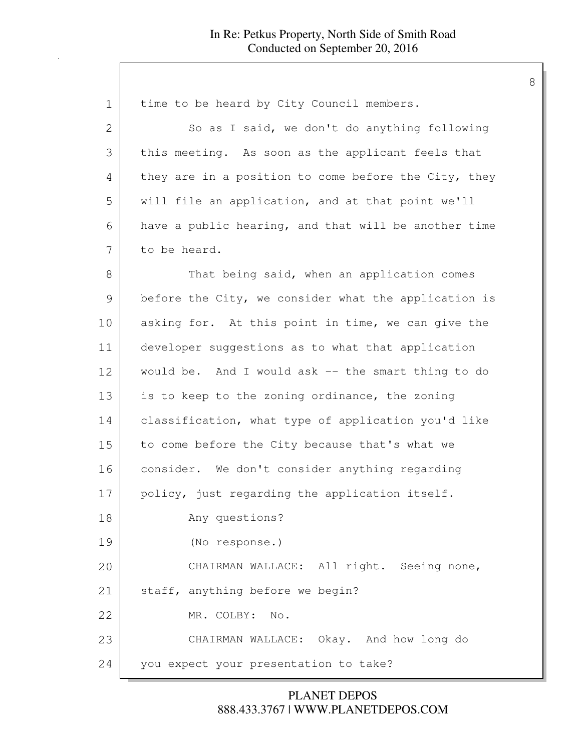time to be heard by City Council members.

So as I said, we don't do anything following this meeting. As soon as the applicant feels that they are in a position to come before the City, they will file an application, and at that point we'll have a public hearing, and that will be another time to be heard.

That being said, when an application comes before the City, we consider what the application is asking for. At this point in time, we can give the developer suggestions as to what that application would be. And I would ask -- the smart thing to do is to keep to the zoning ordinance, the zoning classification, what type of application you'd like to come before the City because that's what we consider. We don't consider anything regarding policy, just regarding the application itself.

Any questions?

(No response.)

CHAIRMAN WALLACE: All right. Seeing none, staff, anything before we begin?

MR. COLBY: No.

CHAIRMAN WALLACE: Okay. And how long do you expect your presentation to take?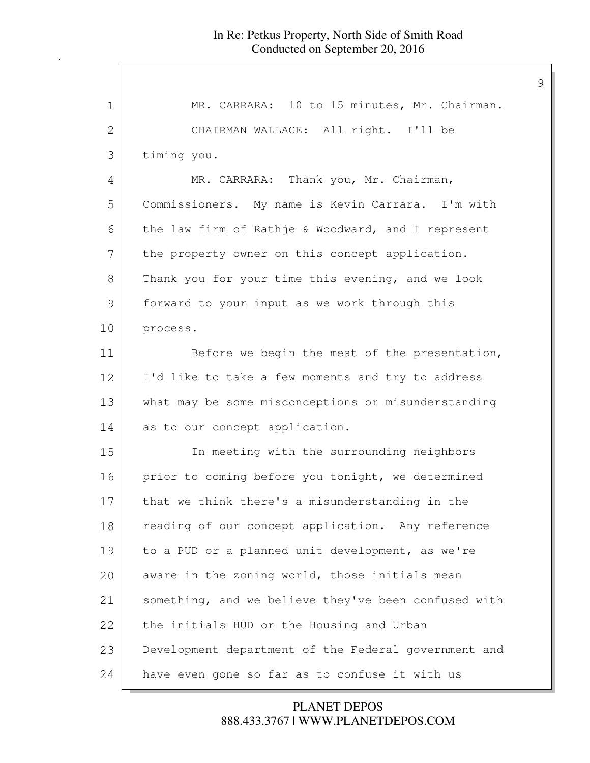MR. CARRARA: 10 to 15 minutes, Mr. Chairman.

CHAIRMAN WALLACE: All right. I'll be timing you.

MR. CARRARA: Thank you, Mr. Chairman, Commissioners. My name is Kevin Carrara. I'm with the law firm of Rathje & Woodward, and I represent the property owner on this concept application. Thank you for your time this evening, and we look forward to your input as we work through this process.

Before we begin the meat of the presentation, I'd like to take a few moments and try to address what may be some misconceptions or misunderstanding as to our concept application.

In meeting with the surrounding neighbors prior to coming before you tonight, we determined that we think there's a misunderstanding in the reading of our concept application. Any reference to a PUD or a planned unit development, as we're aware in the zoning world, those initials mean something, and we believe they've been confused with the initials HUD or the Housing and Urban Development department of the Federal government and have even gone so far as to confuse it with us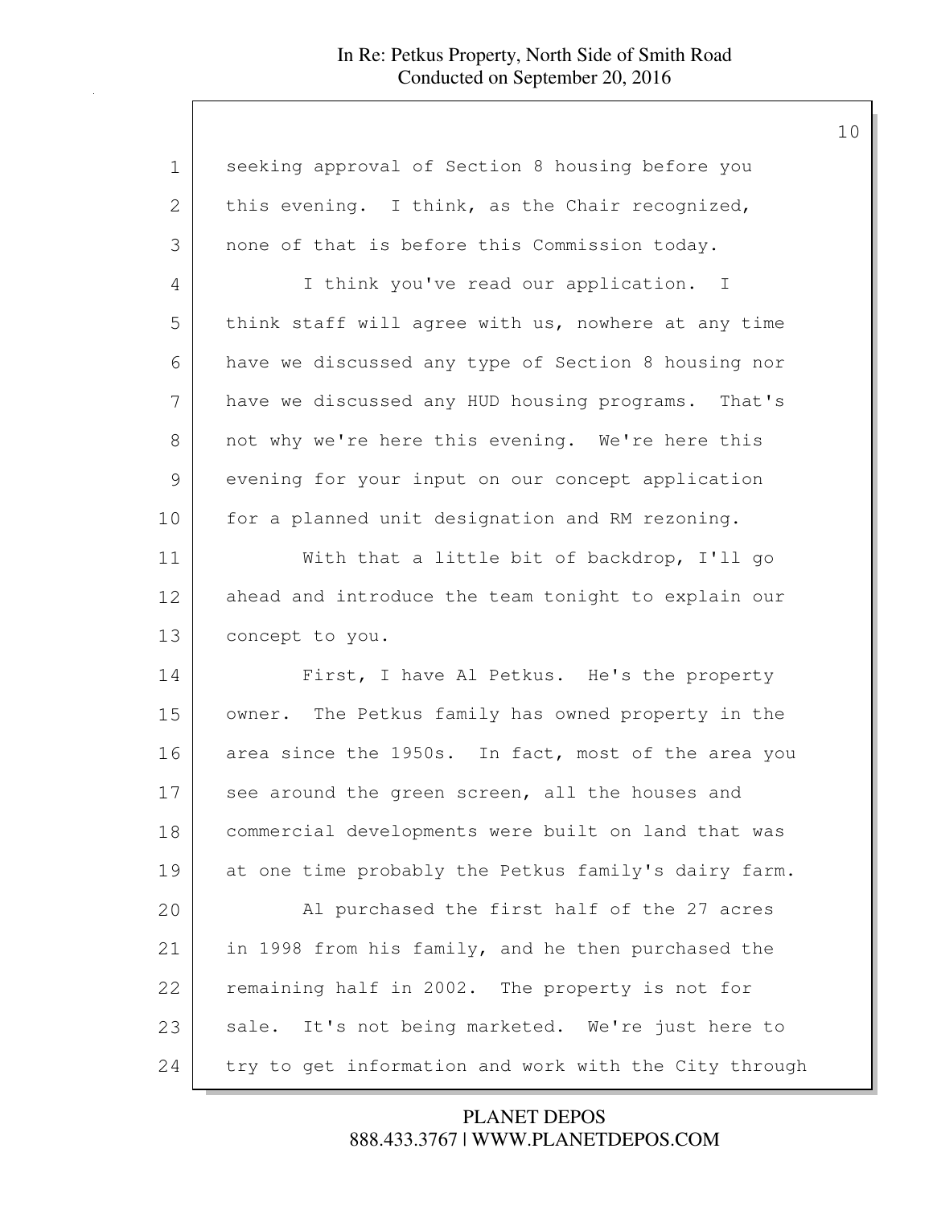seeking approval of Section 8 housing before you this evening. I think, as the Chair recognized, none of that is before this Commission today.

I think you've read our application. I think staff will agree with us, nowhere at any time have we discussed any type of Section 8 housing nor have we discussed any HUD housing programs. That's not why we're here this evening. We're here this evening for your input on our concept application for a planned unit designation and RM rezoning.

With that a little bit of backdrop, I'll go ahead and introduce the team tonight to explain our concept to you.

First, I have Al Petkus. He's the property owner. The Petkus family has owned property in the area since the 1950s. In fact, most of the area you see around the green screen, all the houses and commercial developments were built on land that was at one time probably the Petkus family's dairy farm.

Al purchased the first half of the 27 acres in 1998 from his family, and he then purchased the remaining half in 2002. The property is not for sale. It's not being marketed. We're just here to try to get information and work with the City through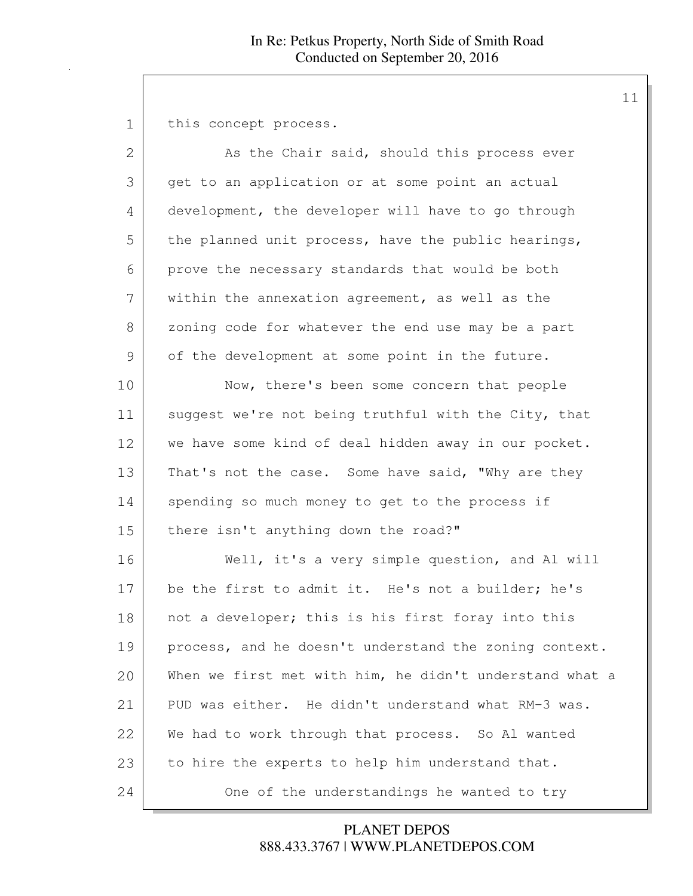this concept process.

As the Chair said, should this process ever get to an application or at some point an actual development, the developer will have to go through the planned unit process, have the public hearings, prove the necessary standards that would be both within the annexation agreement, as well as the zoning code for whatever the end use may be a part of the development at some point in the future.

Now, there's been some concern that people suggest we're not being truthful with the City, that we have some kind of deal hidden away in our pocket. That's not the case. Some have said, "Why are they spending so much money to get to the process if there isn't anything down the road?"

Well, it's a very simple question, and Al will be the first to admit it. He's not a builder; he's not a developer; this is his first foray into this process, and he doesn't understand the zoning context. When we first met with him, he didn't understand what a PUD was either. He didn't understand what RM-3 was. We had to work through that process. So Al wanted to hire the experts to help him understand that.

One of the understandings he wanted to try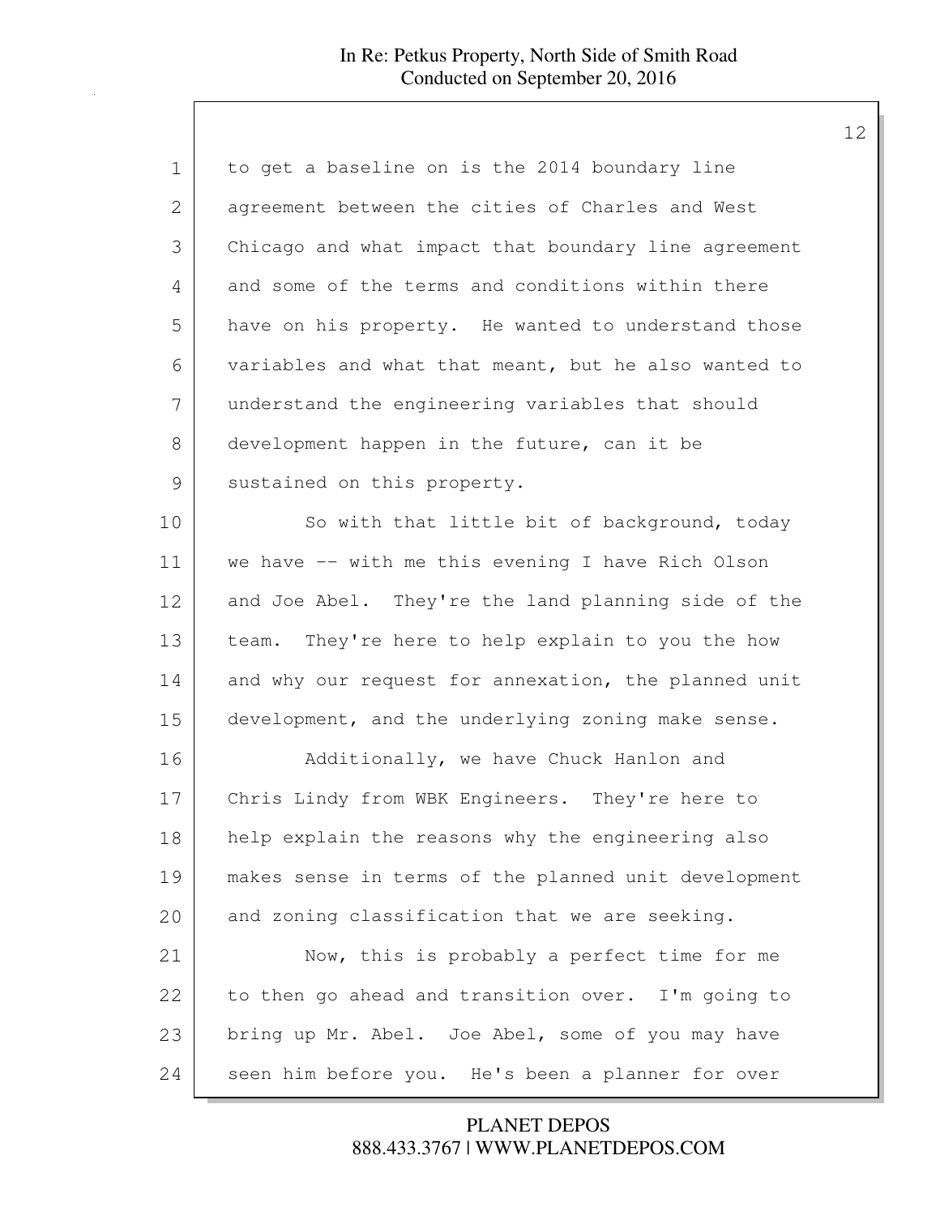to get a baseline on is the 2014 boundary line agreement between the cities of Charles and West Chicago and what impact that boundary line agreement and some of the terms and conditions within there have on his property. He wanted to understand those variables and what that meant, but he also wanted to understand the engineering variables that should development happen in the future, can it be sustained on this property.

So with that little bit of background, today we have -- with me this evening I have Rich Olson and Joe Abel. They're the land planning side of the team. They're here to help explain to you the how and why our request for annexation, the planned unit development, and the underlying zoning make sense.

Additionally, we have Chuck Hanlon and Chris Lindy from WBK Engineers. They're here to help explain the reasons why the engineering also makes sense in terms of the planned unit development and zoning classification that we are seeking.

Now, this is probably a perfect time for me to then go ahead and transition over. I'm going to bring up Mr. Abel. Joe Abel, some of you may have seen him before you. He's been a planner for over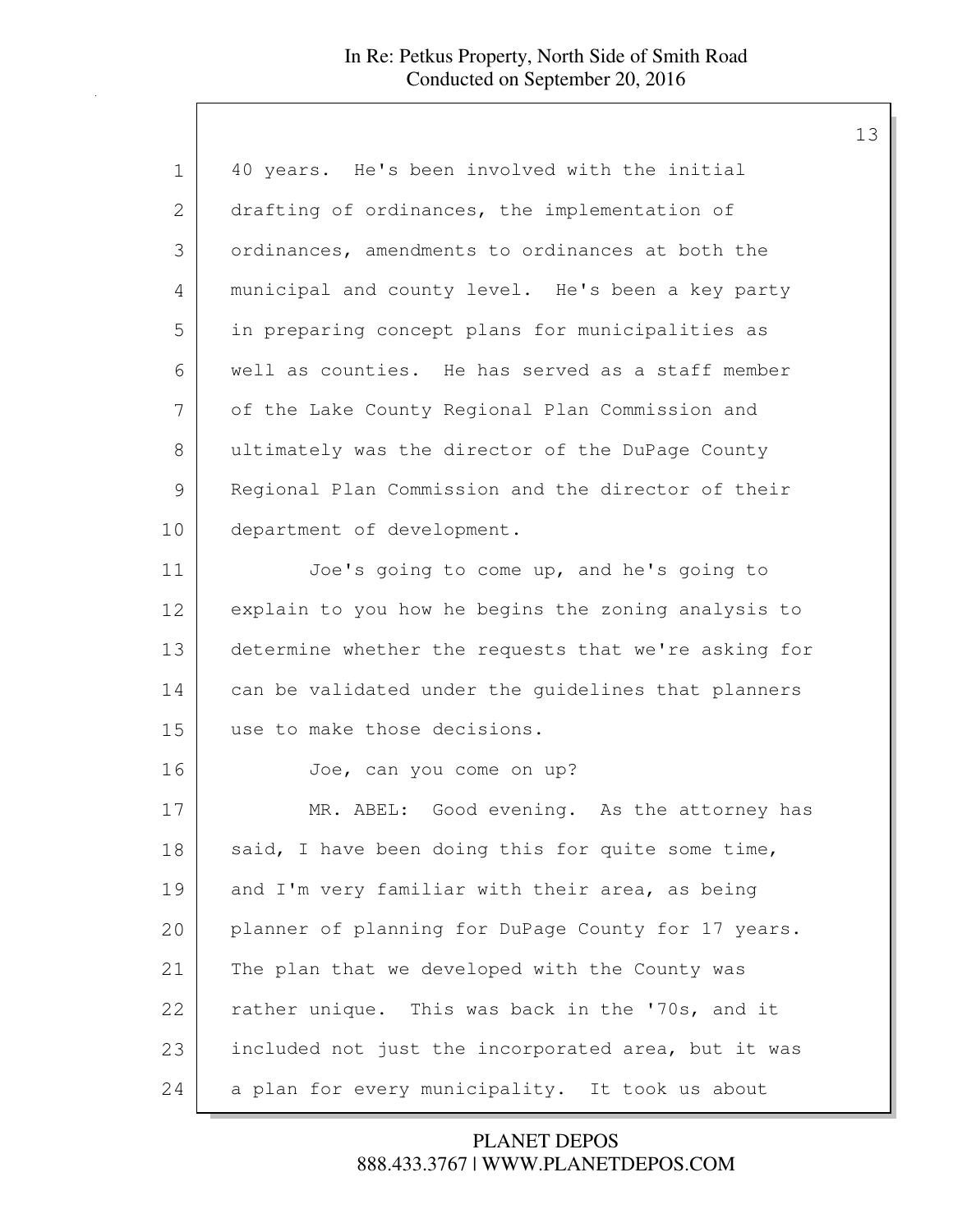40 years. He's been involved with the initial drafting of ordinances, the implementation of ordinances, amendments to ordinances at both the municipal and county level. He's been a key party in preparing concept plans for municipalities as well as counties. He has served as a staff member of the Lake County Regional Plan Commission and ultimately was the director of the DuPage County Regional Plan Commission and the director of their department of development.

Joe's going to come up, and he's going to explain to you how he begins the zoning analysis to determine whether the requests that we're asking for can be validated under the guidelines that planners use to make those decisions.

Joe, can you come on up?

MR. ABEL: Good evening. As the attorney has said, I have been doing this for quite some time, and I'm very familiar with their area, as being planner of planning for DuPage County for 17 years. The plan that we developed with the County was rather unique. This was back in the '70s, and it included not just the incorporated area, but it was a plan for every municipality. It took us about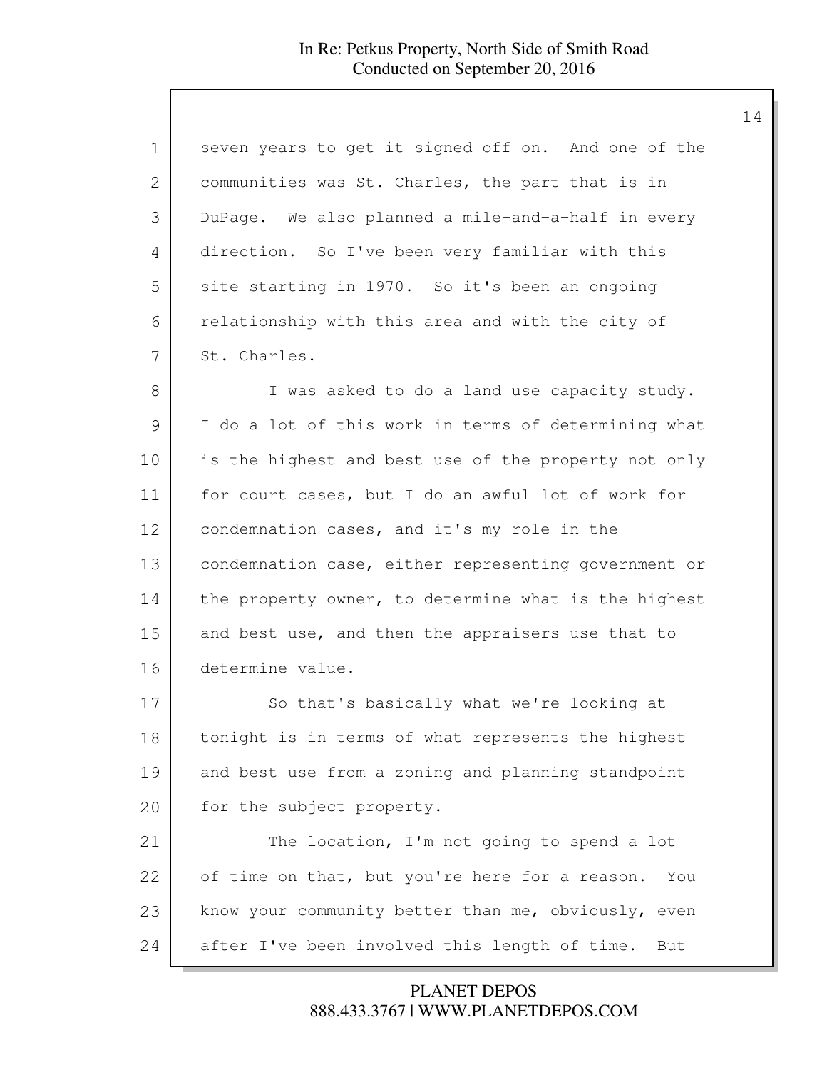seven years to get it signed off on. And one of the communities was St. Charles, the part that is in DuPage. We also planned a mile-and-a-half in every direction. So I've been very familiar with this site starting in 1970. So it's been an ongoing relationship with this area and with the city of St. Charles.

I was asked to do a land use capacity study. I do a lot of this work in terms of determining what is the highest and best use of the property not only for court cases, but I do an awful lot of work for condemnation cases, and it's my role in the condemnation case, either representing government or the property owner, to determine what is the highest and best use, and then the appraisers use that to determine value.

So that's basically what we're looking at tonight is in terms of what represents the highest and best use from a zoning and planning standpoint for the subject property.

The location, I'm not going to spend a lot of time on that, but you're here for a reason. You know your community better than me, obviously, even after I've been involved this length of time. But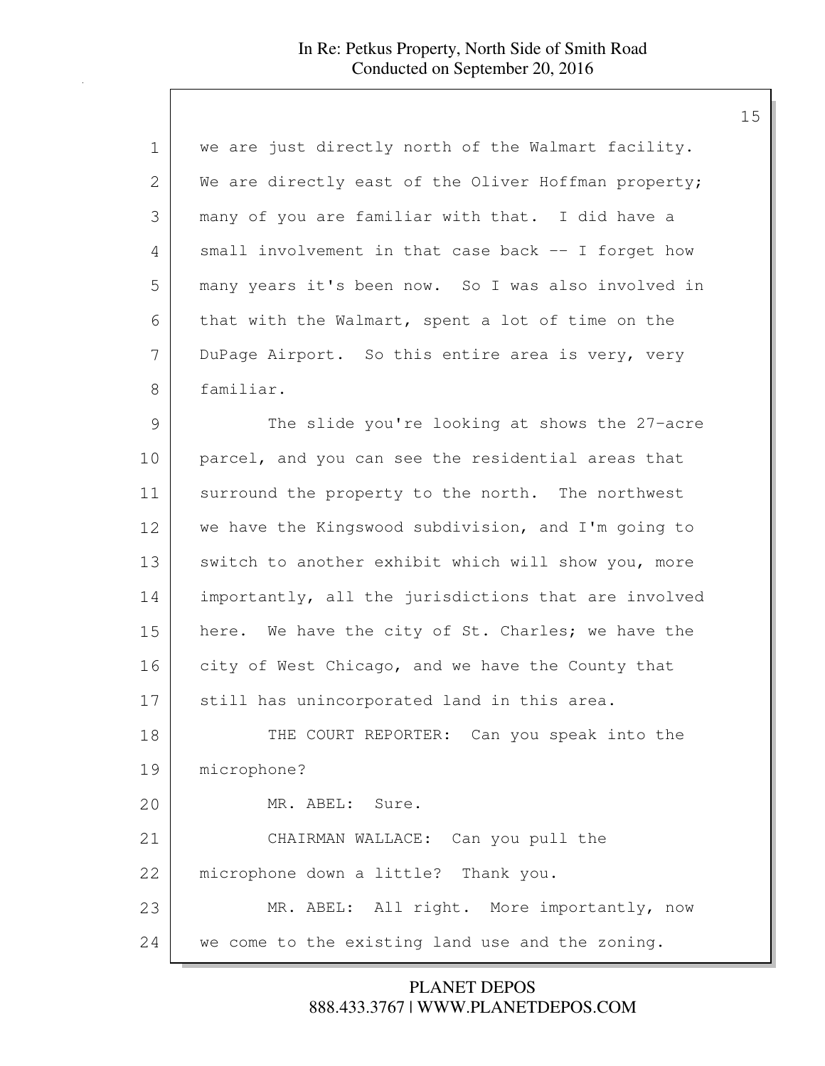we are just directly north of the Walmart facility. We are directly east of the Oliver Hoffman property; many of you are familiar with that. I did have a small involvement in that case back -- I forget how many years it's been now. So I was also involved in that with the Walmart, spent a lot of time on the DuPage Airport. So this entire area is very, very familiar.

The slide you're looking at shows the 27-acre parcel, and you can see the residential areas that surround the property to the north. The northwest we have the Kingswood subdivision, and I'm going to switch to another exhibit which will show you, more importantly, all the jurisdictions that are involved here. We have the city of St. Charles; we have the city of West Chicago, and we have the County that still has unincorporated land in this area.

THE COURT REPORTER: Can you speak into the microphone?

MR. ABEL: Sure.

CHAIRMAN WALLACE: Can you pull the microphone down a little? Thank you.

MR. ABEL: All right. More importantly, now we come to the existing land use and the zoning.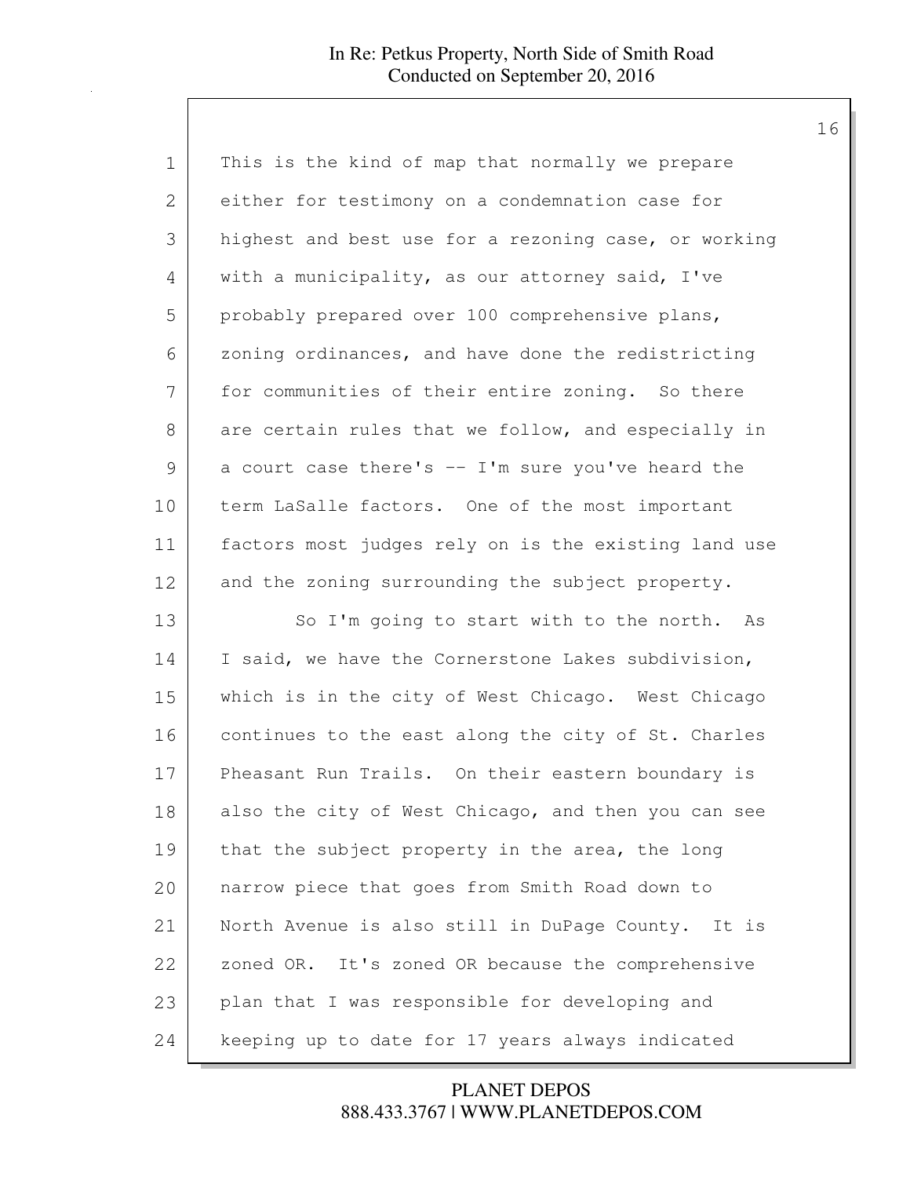This is the kind of map that normally we prepare either for testimony on a condemnation case for highest and best use for a rezoning case, or working with a municipality, as our attorney said, I've probably prepared over 100 comprehensive plans, zoning ordinances, and have done the redistricting for communities of their entire zoning. So there are certain rules that we follow, and especially in a court case there's -- I'm sure you've heard the term LaSalle factors. One of the most important factors most judges rely on is the existing land use and the zoning surrounding the subject property.

So I'm going to start with to the north. As I said, we have the Cornerstone Lakes subdivision, which is in the city of West Chicago. West Chicago continues to the east along the city of St. Charles Pheasant Run Trails. On their eastern boundary is also the city of West Chicago, and then you can see that the subject property in the area, the long narrow piece that goes from Smith Road down to North Avenue is also still in DuPage County. It is zoned OR. It's zoned OR because the comprehensive plan that I was responsible for developing and keeping up to date for 17 years always indicated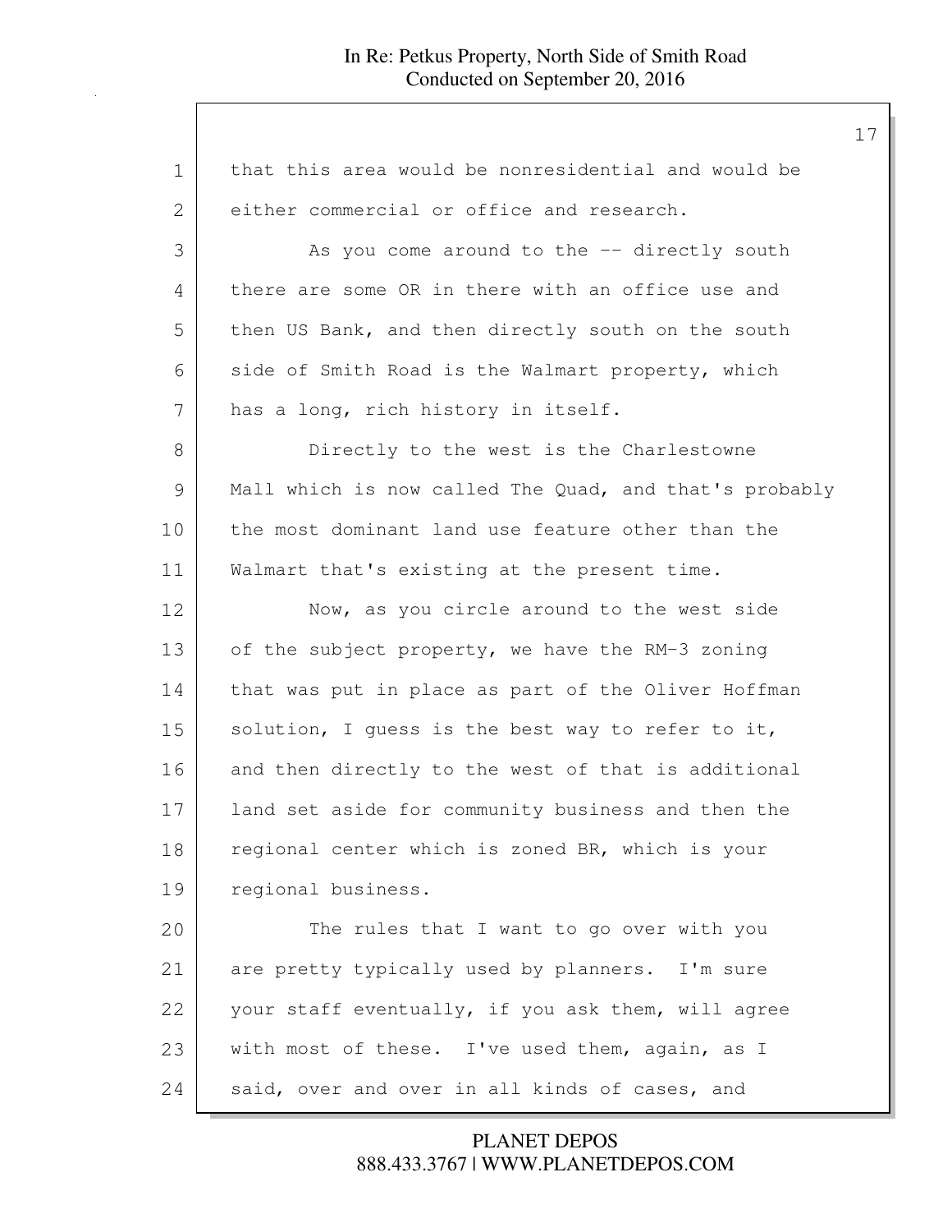that this area would be nonresidential and would be either commercial or office and research.

As you come around to the -- directly south there are some OR in there with an office use and then US Bank, and then directly south on the south side of Smith Road is the Walmart property, which has a long, rich history in itself.

Directly to the west is the Charlestowne Mall which is now called The Quad, and that's probably the most dominant land use feature other than the Walmart that's existing at the present time.

Now, as you circle around to the west side of the subject property, we have the RM-3 zoning that was put in place as part of the Oliver Hoffman solution, I guess is the best way to refer to it, and then directly to the west of that is additional land set aside for community business and then the regional center which is zoned BR, which is your regional business.

The rules that I want to go over with you are pretty typically used by planners. I'm sure your staff eventually, if you ask them, will agree with most of these. I've used them, again, as I said, over and over in all kinds of cases, and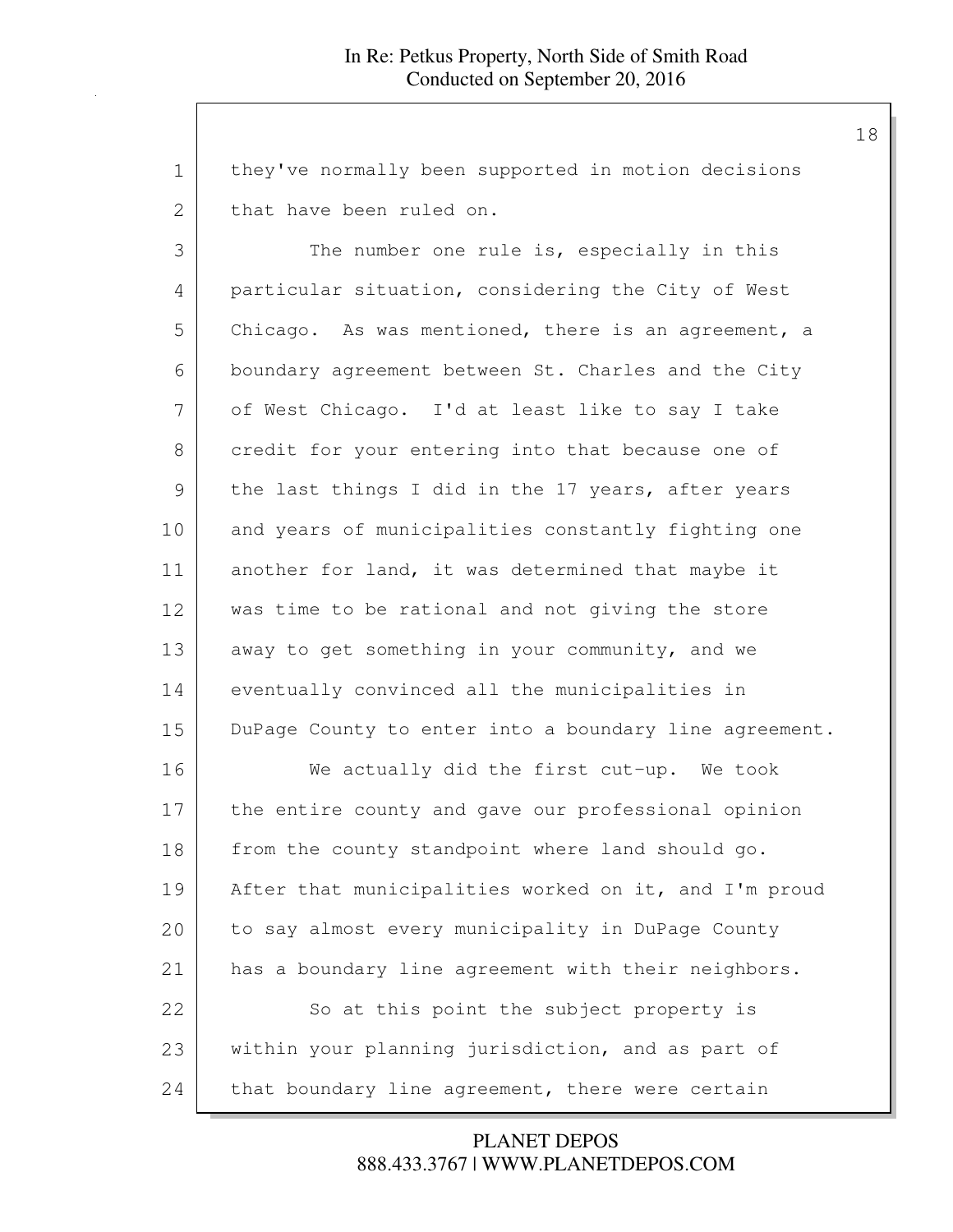they've normally been supported in motion decisions that have been ruled on.

The number one rule is, especially in this particular situation, considering the City of West Chicago. As was mentioned, there is an agreement, a boundary agreement between St. Charles and the City of West Chicago. I'd at least like to say I take credit for your entering into that because one of the last things I did in the 17 years, after years and years of municipalities constantly fighting one another for land, it was determined that maybe it was time to be rational and not giving the store away to get something in your community, and we eventually convinced all the municipalities in DuPage County to enter into a boundary line agreement.

We actually did the first cut-up. We took the entire county and gave our professional opinion from the county standpoint where land should go. After that municipalities worked on it, and I'm proud to say almost every municipality in DuPage County has a boundary line agreement with their neighbors.

So at this point the subject property is within your planning jurisdiction, and as part of that boundary line agreement, there were certain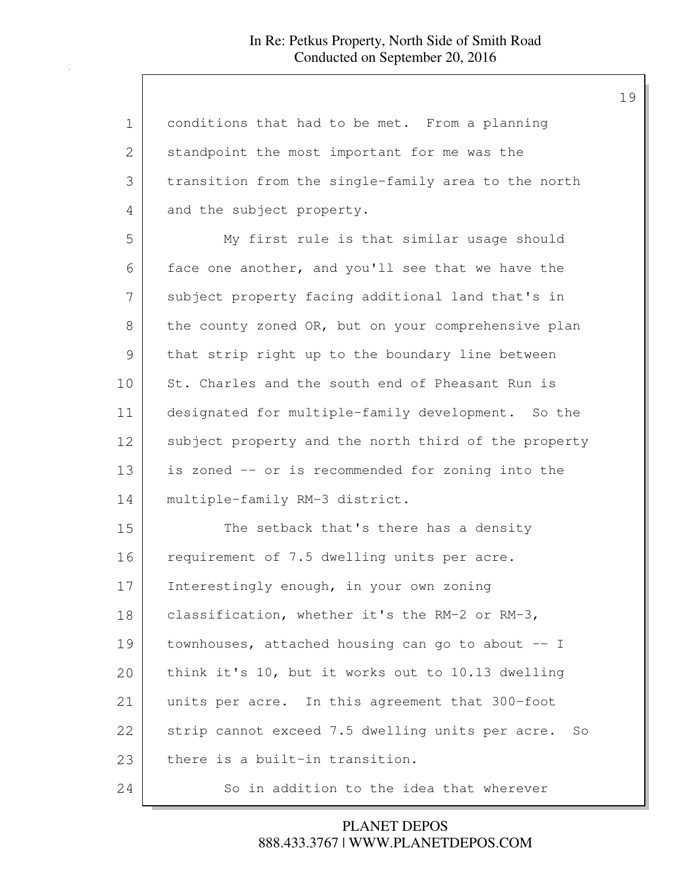conditions that had to be met. From a planning standpoint the most important for me was the transition from the single-family area to the north and the subject property.

My first rule is that similar usage should face one another, and you'll see that we have the subject property facing additional land that's in the county zoned OR, but on your comprehensive plan that strip right up to the boundary line between St. Charles and the south end of Pheasant Run is designated for multiple-family development. So the subject property and the north third of the property is zoned -- or is recommended for zoning into the multiple-family RM-3 district.

The setback that's there has a density requirement of 7.5 dwelling units per acre. Interestingly enough, in your own zoning classification, whether it's the RM-2 or RM-3, townhouses, attached housing can go to about -- I think it's 10, but it works out to 10.13 dwelling units per acre. In this agreement that 300-foot strip cannot exceed 7.5 dwelling units per acre. So there is a built-in transition.

So in addition to the idea that wherever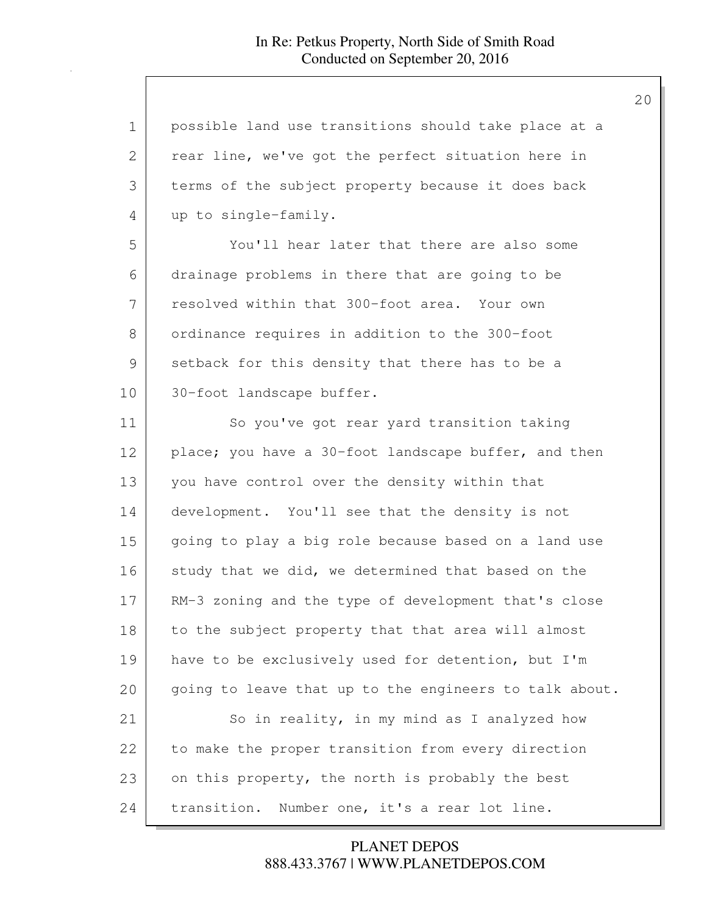possible land use transitions should take place at a rear line, we've got the perfect situation here in terms of the subject property because it does back up to single-family.

You'll hear later that there are also some drainage problems in there that are going to be resolved within that 300-foot area. Your own ordinance requires in addition to the 300-foot setback for this density that there has to be a 30-foot landscape buffer.

So you've got rear yard transition taking place; you have a 30-foot landscape buffer, and then you have control over the density within that development. You'll see that the density is not going to play a big role because based on a land use study that we did, we determined that based on the RM-3 zoning and the type of development that's close to the subject property that that area will almost have to be exclusively used for detention, but I'm going to leave that up to the engineers to talk about.

So in reality, in my mind as I analyzed how to make the proper transition from every direction on this property, the north is probably the best transition. Number one, it's a rear lot line.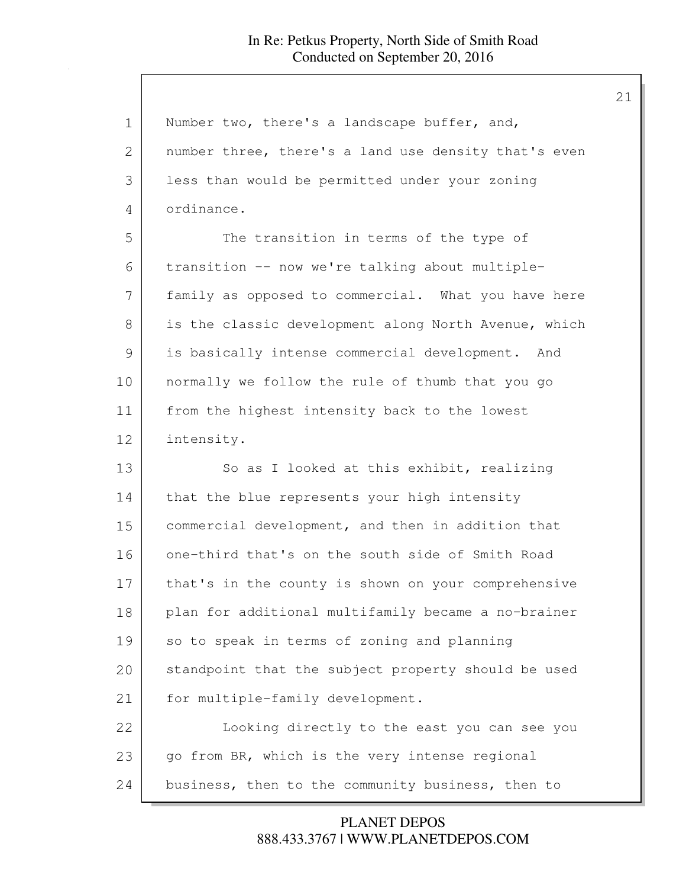Number two, there's a landscape buffer, and, number three, there's a land use density that's even less than would be permitted under your zoning ordinance.

The transition in terms of the type of transition -- now we're talking about multiple-family as opposed to commercial. What you have here is the classic development along North Avenue, which is basically intense commercial development. And normally we follow the rule of thumb that you go from the highest intensity back to the lowest intensity.

So as I looked at this exhibit, realizing that the blue represents your high intensity commercial development, and then in addition that one-third that's on the south side of Smith Road that's in the county is shown on your comprehensive plan for additional multifamily became a no-brainer so to speak in terms of zoning and planning standpoint that the subject property should be used for multiple-family development.

Looking directly to the east you can see you go from BR, which is the very intense regional business, then to the community business, then to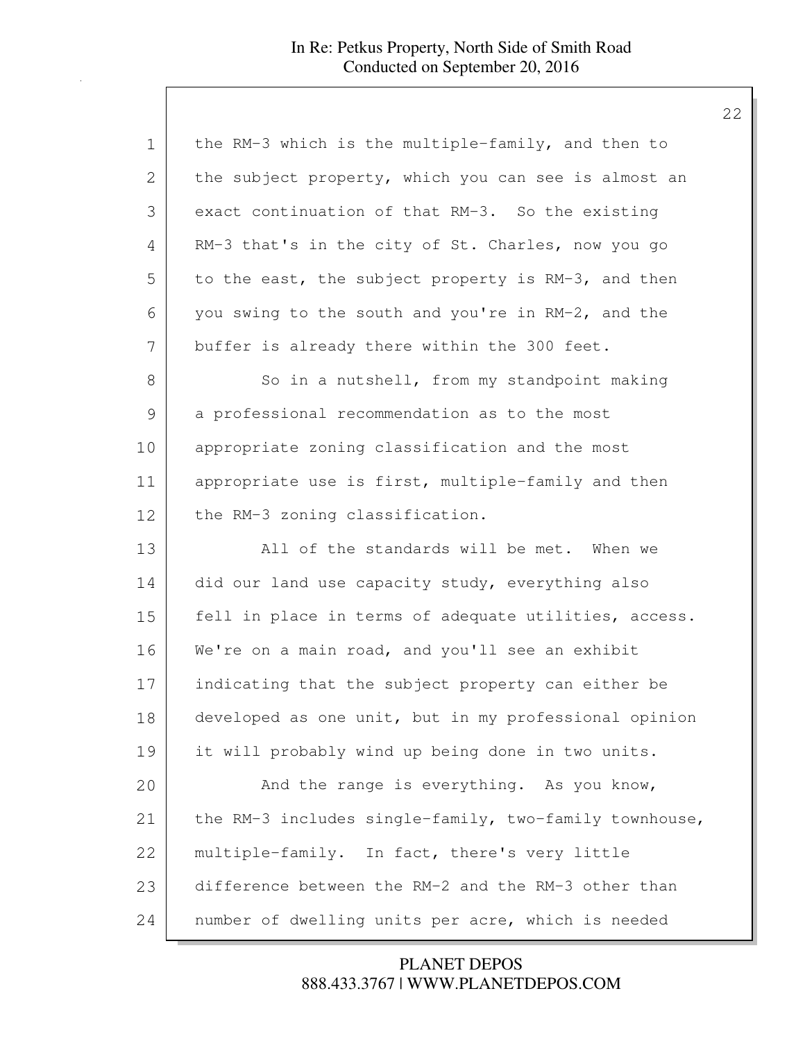the RM-3 which is the multiple-family, and then to the subject property, which you can see is almost an exact continuation of that RM-3. So the existing RM-3 that's in the city of St. Charles, now you go to the east, the subject property is RM-3, and then you swing to the south and you're in RM-2, and the buffer is already there within the 300 feet.

So in a nutshell, from my standpoint making a professional recommendation as to the most appropriate zoning classification and the most appropriate use is first, multiple-family and then the RM-3 zoning classification.

All of the standards will be met. When we did our land use capacity study, everything also fell in place in terms of adequate utilities, access. We're on a main road, and you'll see an exhibit indicating that the subject property can either be developed as one unit, but in my professional opinion it will probably wind up being done in two units.

And the range is everything. As you know, the RM-3 includes single-family, two-family townhouse, multiple-family. In fact, there's very little difference between the RM-2 and the RM-3 other than number of dwelling units per acre, which is needed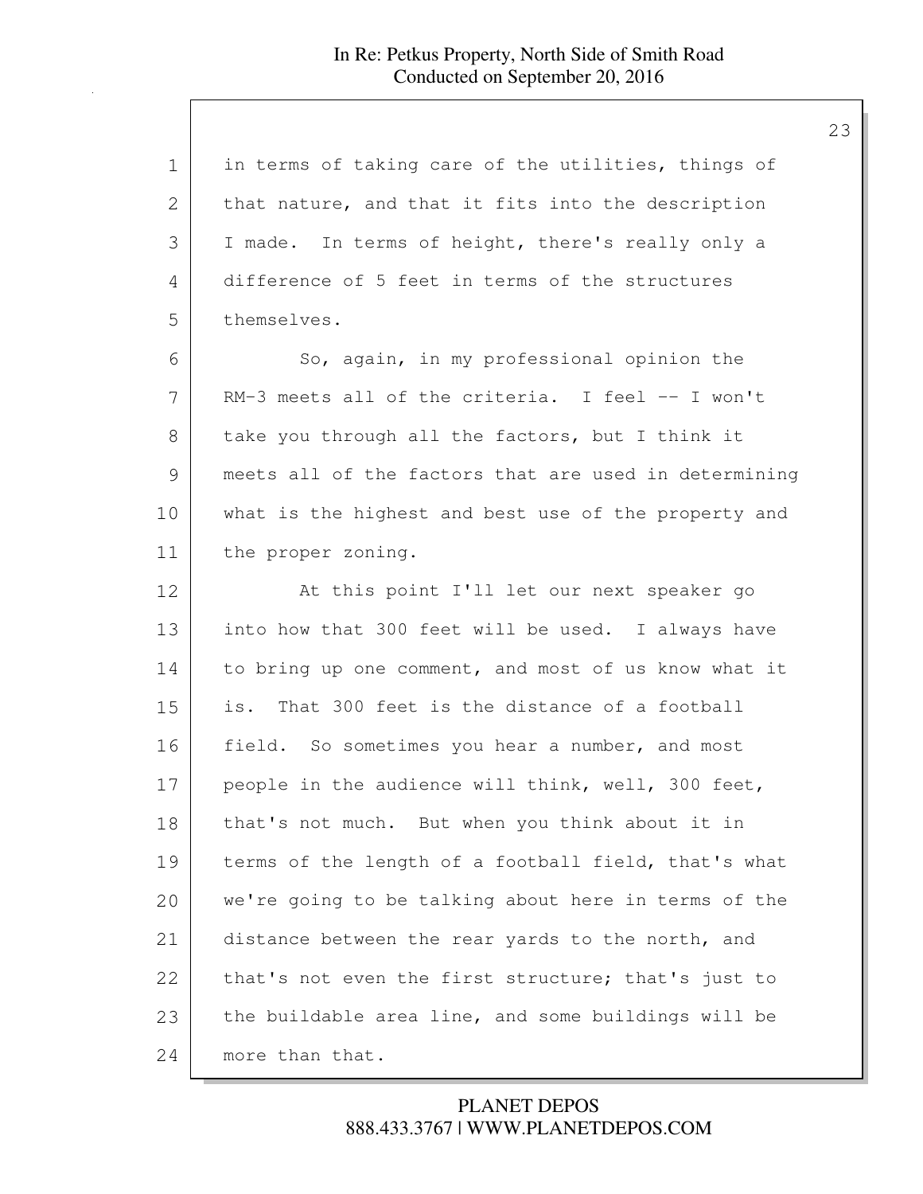in terms of taking care of the utilities, things of that nature, and that it fits into the description I made. In terms of height, there's really only a difference of 5 feet in terms of the structures themselves.

So, again, in my professional opinion the RM-3 meets all of the criteria. I feel -- I won't take you through all the factors, but I think it meets all of the factors that are used in determining what is the highest and best use of the property and the proper zoning.

At this point I'll let our next speaker go into how that 300 feet will be used. I always have to bring up one comment, and most of us know what it is. That 300 feet is the distance of a football field. So sometimes you hear a number, and most people in the audience will think, well, 300 feet, that's not much. But when you think about it in terms of the length of a football field, that's what we're going to be talking about here in terms of the distance between the rear yards to the north, and that's not even the first structure; that's just to the buildable area line, and some buildings will be more than that.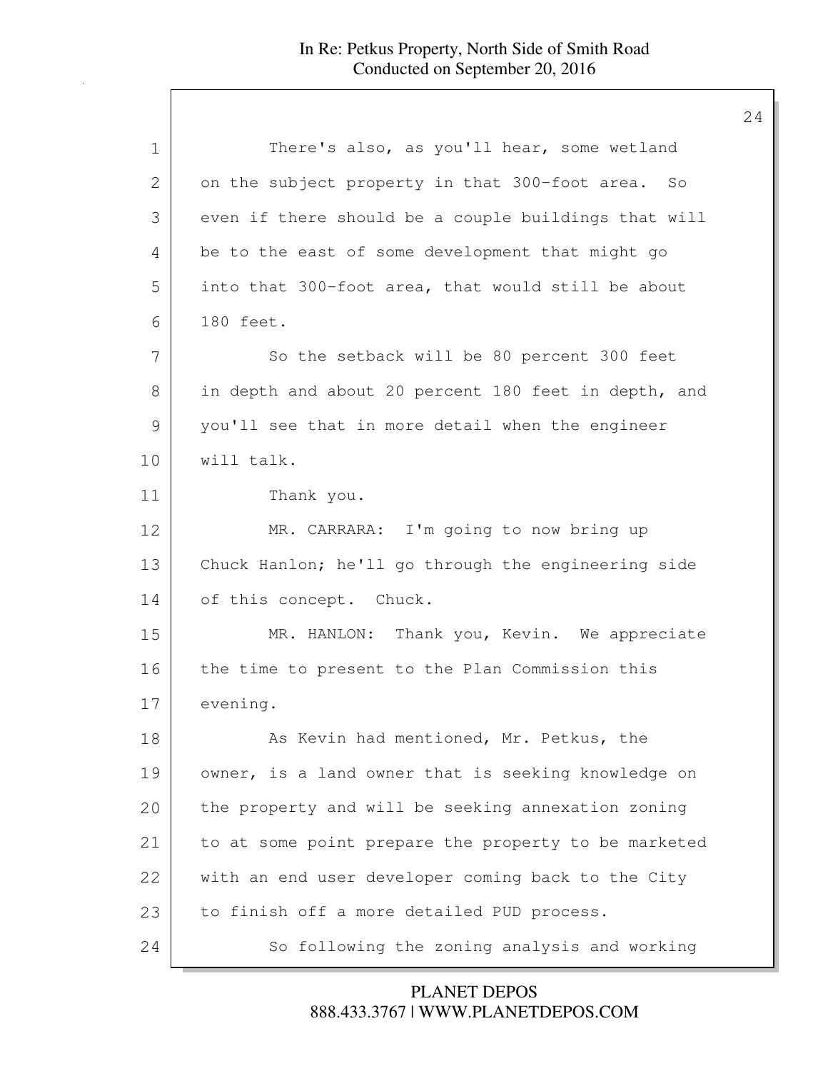There's also, as you'll hear, some wetland on the subject property in that 300-foot area. So even if there should be a couple buildings that will be to the east of some development that might go into that 300-foot area, that would still be about 180 feet.

So the setback will be 80 percent 300 feet in depth and about 20 percent 180 feet in depth, and you'll see that in more detail when the engineer will talk.

Thank you.

MR. CARRARA: I'm going to now bring up Chuck Hanlon; he'll go through the engineering side of this concept. Chuck.

MR. HANLON: Thank you, Kevin. We appreciate the time to present to the Plan Commission this evening.

As Kevin had mentioned, Mr. Petkus, the owner, is a land owner that is seeking knowledge on the property and will be seeking annexation zoning to at some point prepare the property to be marketed with an end user developer coming back to the City to finish off a more detailed PUD process.

So following the zoning analysis and working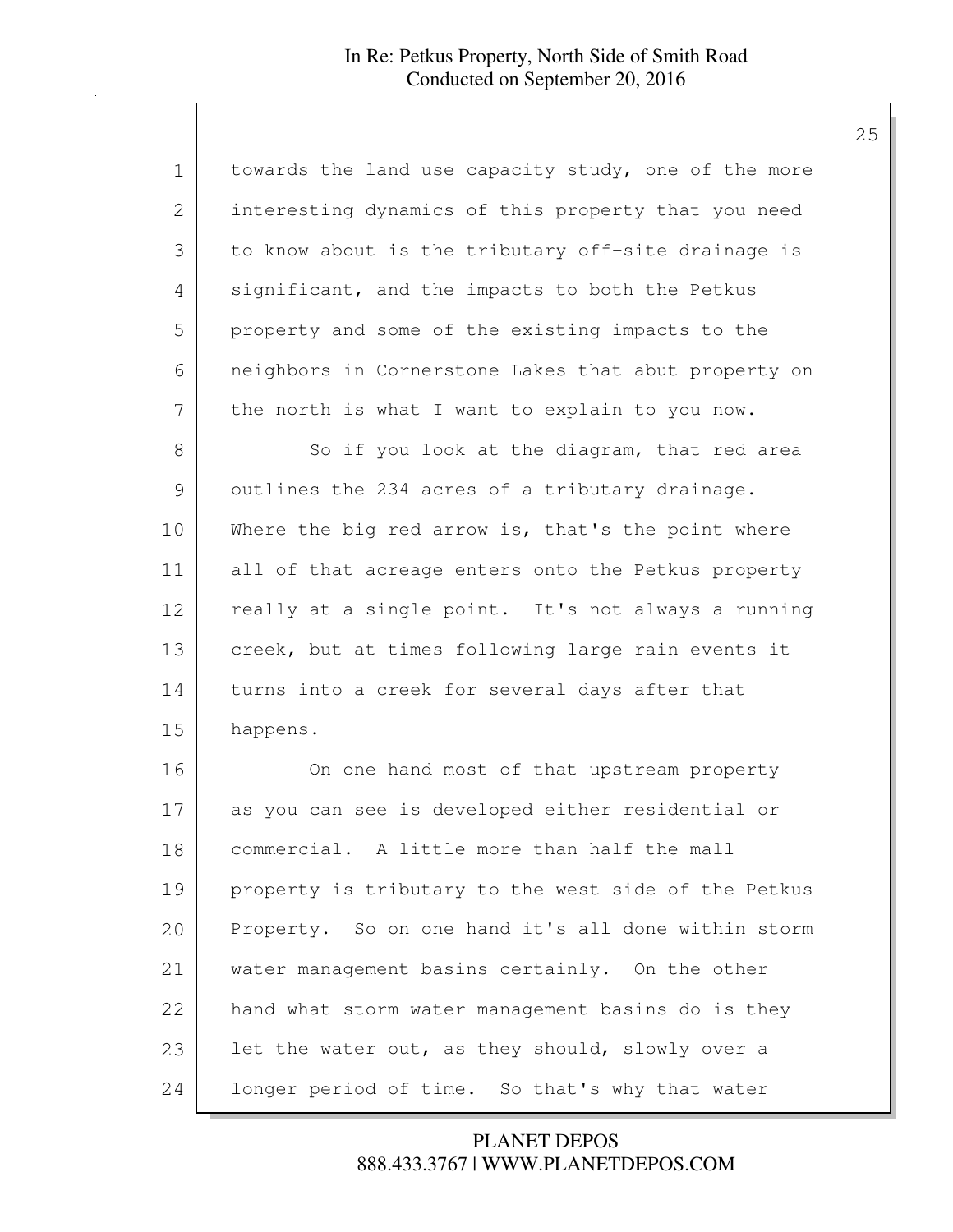towards the land use capacity study, one of the more interesting dynamics of this property that you need to know about is the tributary off-site drainage is significant, and the impacts to both the Petkus property and some of the existing impacts to the neighbors in Cornerstone Lakes that abut property on the north is what I want to explain to you now.

So if you look at the diagram, that red area outlines the 234 acres of a tributary drainage. Where the big red arrow is, that's the point where all of that acreage enters onto the Petkus property really at a single point. It's not always a running creek, but at times following large rain events it turns into a creek for several days after that happens.

On one hand most of that upstream property as you can see is developed either residential or commercial. A little more than half the mall property is tributary to the west side of the Petkus Property. So on one hand it's all done within storm water management basins certainly. On the other hand what storm water management basins do is they let the water out, as they should, slowly over a longer period of time. So that's why that water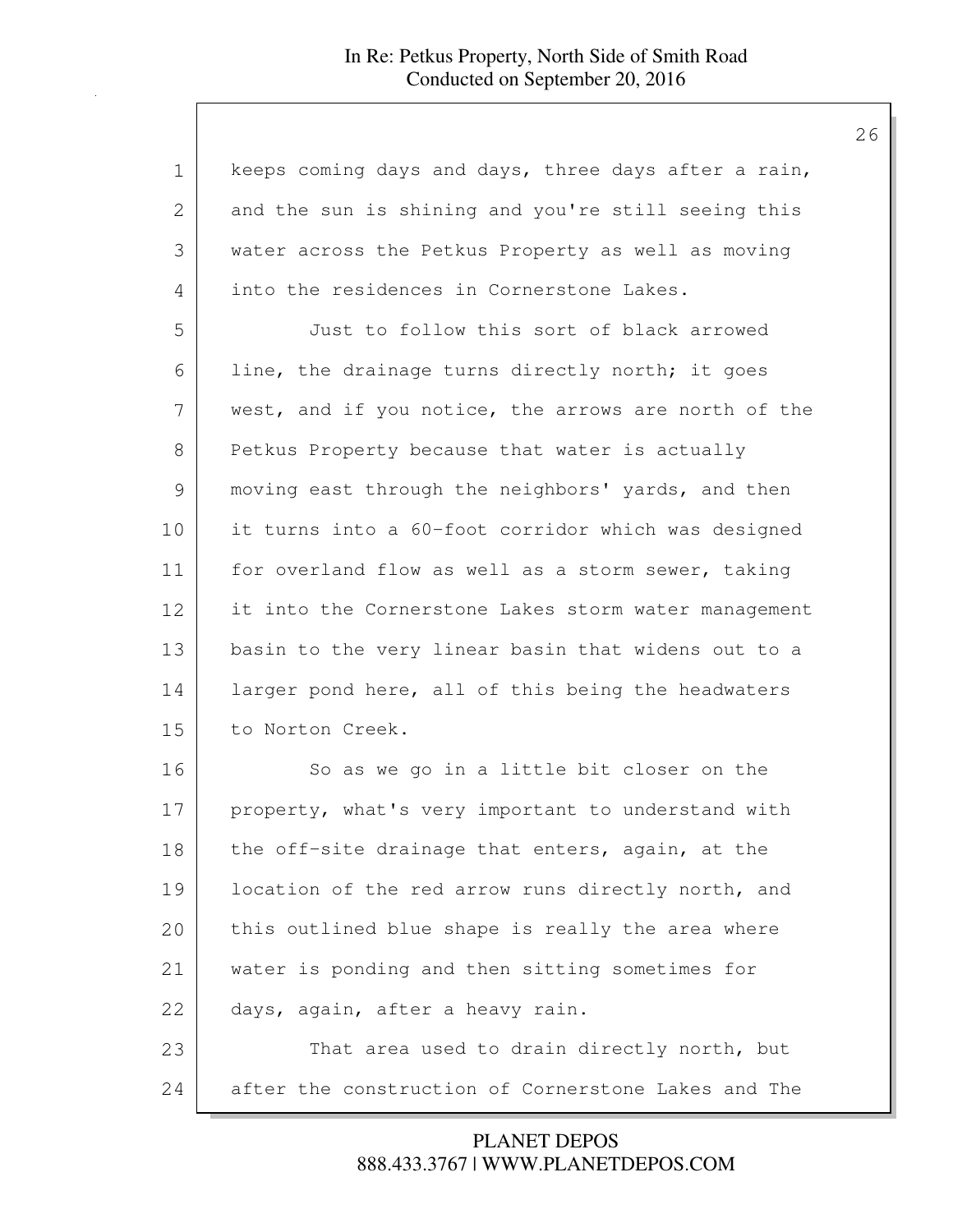keeps coming days and days, three days after a rain, and the sun is shining and you're still seeing this water across the Petkus Property as well as moving into the residences in Cornerstone Lakes.

Just to follow this sort of black arrowed line, the drainage turns directly north; it goes west, and if you notice, the arrows are north of the Petkus Property because that water is actually moving east through the neighbors' yards, and then it turns into a 60-foot corridor which was designed for overland flow as well as a storm sewer, taking it into the Cornerstone Lakes storm water management basin to the very linear basin that widens out to a larger pond here, all of this being the headwaters to Norton Creek.

So as we go in a little bit closer on the property, what's very important to understand with the off-site drainage that enters, again, at the location of the red arrow runs directly north, and this outlined blue shape is really the area where water is ponding and then sitting sometimes for days, again, after a heavy rain.

That area used to drain directly north, but after the construction of Cornerstone Lakes and The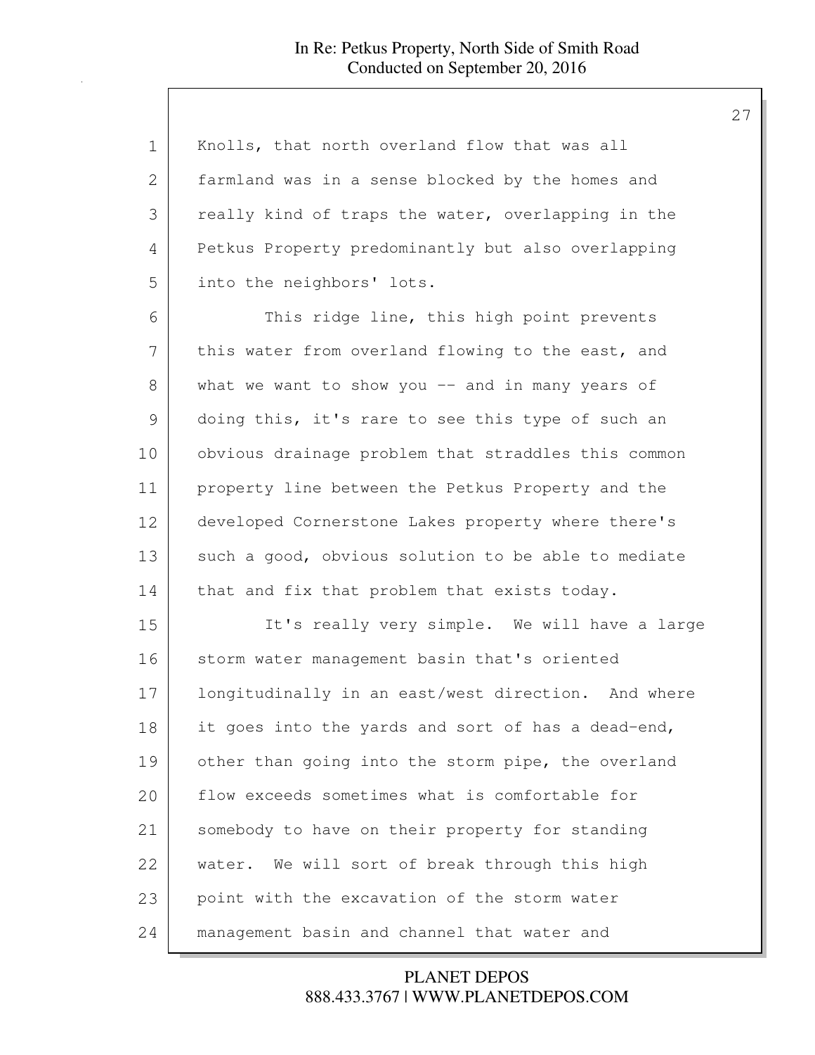Knolls, that north overland flow that was all farmland was in a sense blocked by the homes and really kind of traps the water, overlapping in the Petkus Property predominantly but also overlapping into the neighbors' lots.

This ridge line, this high point prevents this water from overland flowing to the east, and what we want to show you -- and in many years of doing this, it's rare to see this type of such an obvious drainage problem that straddles this common property line between the Petkus Property and the developed Cornerstone Lakes property where there's such a good, obvious solution to be able to mediate that and fix that problem that exists today.

It's really very simple. We will have a large storm water management basin that's oriented longitudinally in an east/west direction. And where it goes into the yards and sort of has a dead-end, other than going into the storm pipe, the overland flow exceeds sometimes what is comfortable for somebody to have on their property for standing water. We will sort of break through this high point with the excavation of the storm water management basin and channel that water and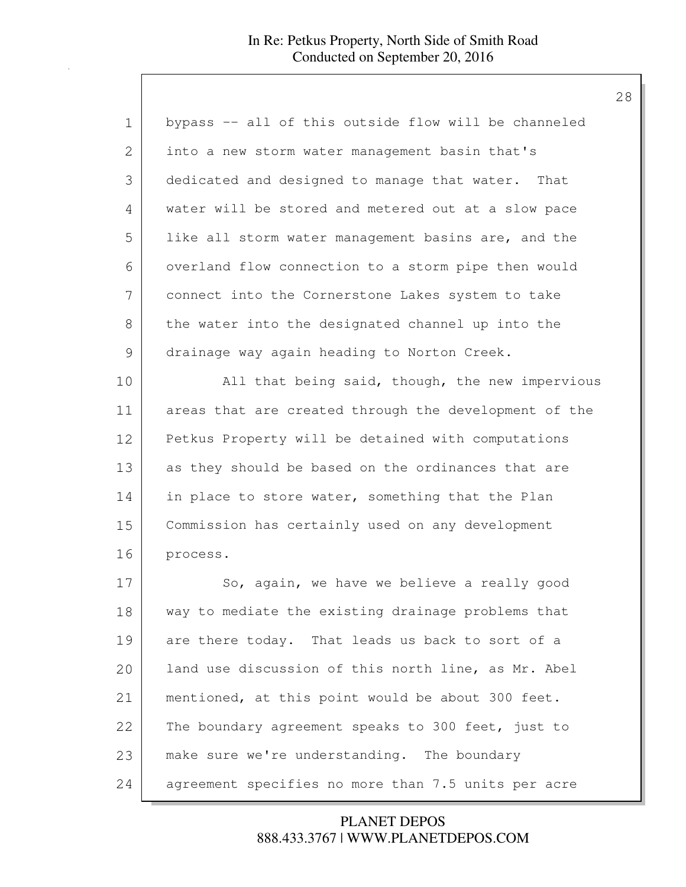bypass -- all of this outside flow will be channeled into a new storm water management basin that's dedicated and designed to manage that water. That water will be stored and metered out at a slow pace like all storm water management basins are, and the overland flow connection to a storm pipe then would connect into the Cornerstone Lakes system to take the water into the designated channel up into the drainage way again heading to Norton Creek.

All that being said, though, the new impervious areas that are created through the development of the Petkus Property will be detained with computations as they should be based on the ordinances that are in place to store water, something that the Plan Commission has certainly used on any development process.

So, again, we have we believe a really good way to mediate the existing drainage problems that are there today. That leads us back to sort of a land use discussion of this north line, as Mr. Abel mentioned, at this point would be about 300 feet. The boundary agreement speaks to 300 feet, just to make sure we're understanding. The boundary agreement specifies no more than 7.5 units per acre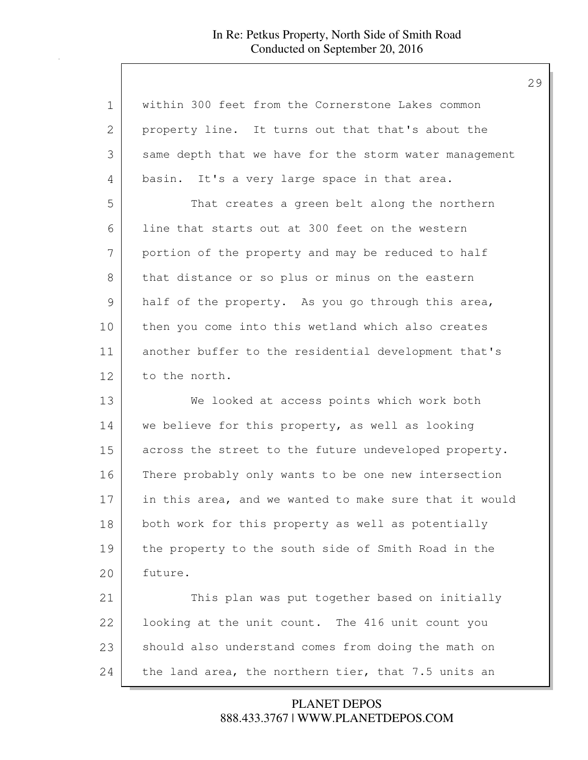within 300 feet from the Cornerstone Lakes common property line. It turns out that that's about the same depth that we have for the storm water management basin. It's a very large space in that area.

That creates a green belt along the northern line that starts out at 300 feet on the western portion of the property and may be reduced to half that distance or so plus or minus on the eastern half of the property. As you go through this area, then you come into this wetland which also creates another buffer to the residential development that's to the north.

We looked at access points which work both we believe for this property, as well as looking across the street to the future undeveloped property. There probably only wants to be one new intersection in this area, and we wanted to make sure that it would both work for this property as well as potentially the property to the south side of Smith Road in the future.

This plan was put together based on initially looking at the unit count. The 416 unit count you should also understand comes from doing the math on the land area, the northern tier, that 7.5 units an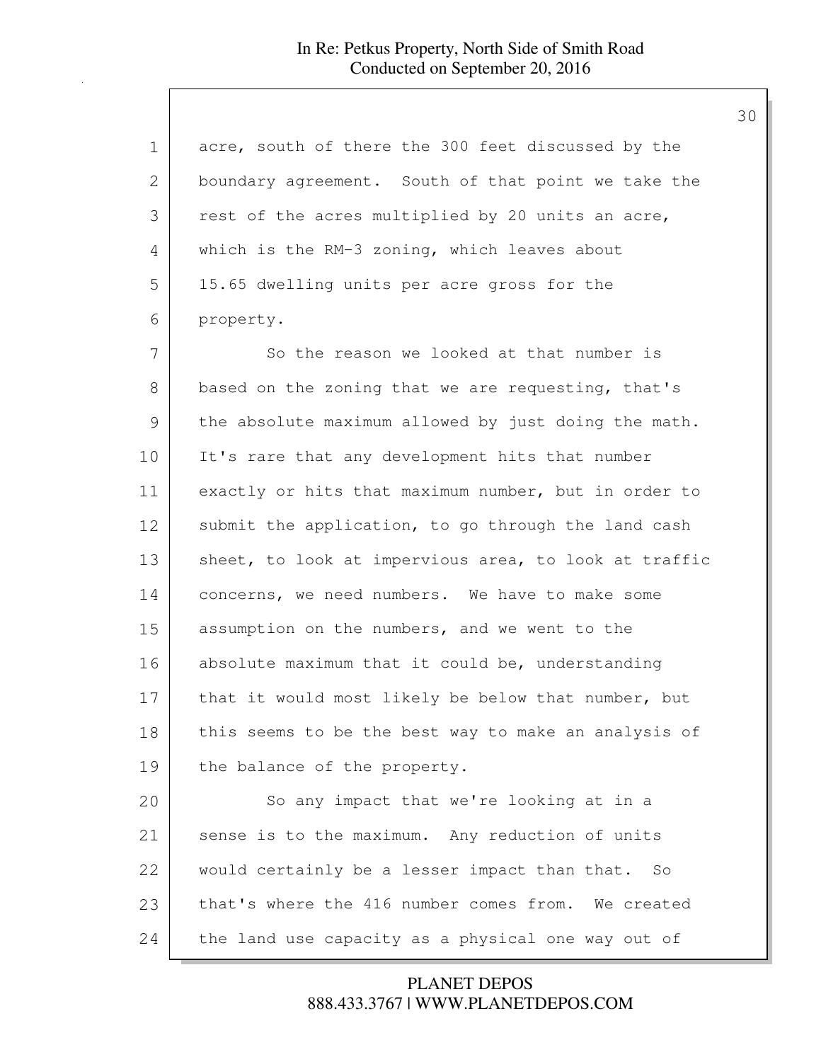acre, south of there the 300 feet discussed by the boundary agreement. South of that point we take the rest of the acres multiplied by 20 units an acre, which is the RM-3 zoning, which leaves about 15.65 dwelling units per acre gross for the property.

So the reason we looked at that number is based on the zoning that we are requesting, that's the absolute maximum allowed by just doing the math. It's rare that any development hits that number exactly or hits that maximum number, but in order to submit the application, to go through the land cash sheet, to look at impervious area, to look at traffic concerns, we need numbers. We have to make some assumption on the numbers, and we went to the absolute maximum that it could be, understanding that it would most likely be below that number, but this seems to be the best way to make an analysis of the balance of the property.

So any impact that we're looking at in a sense is to the maximum. Any reduction of units would certainly be a lesser impact than that. So that's where the 416 number comes from. We created the land use capacity as a physical one way out of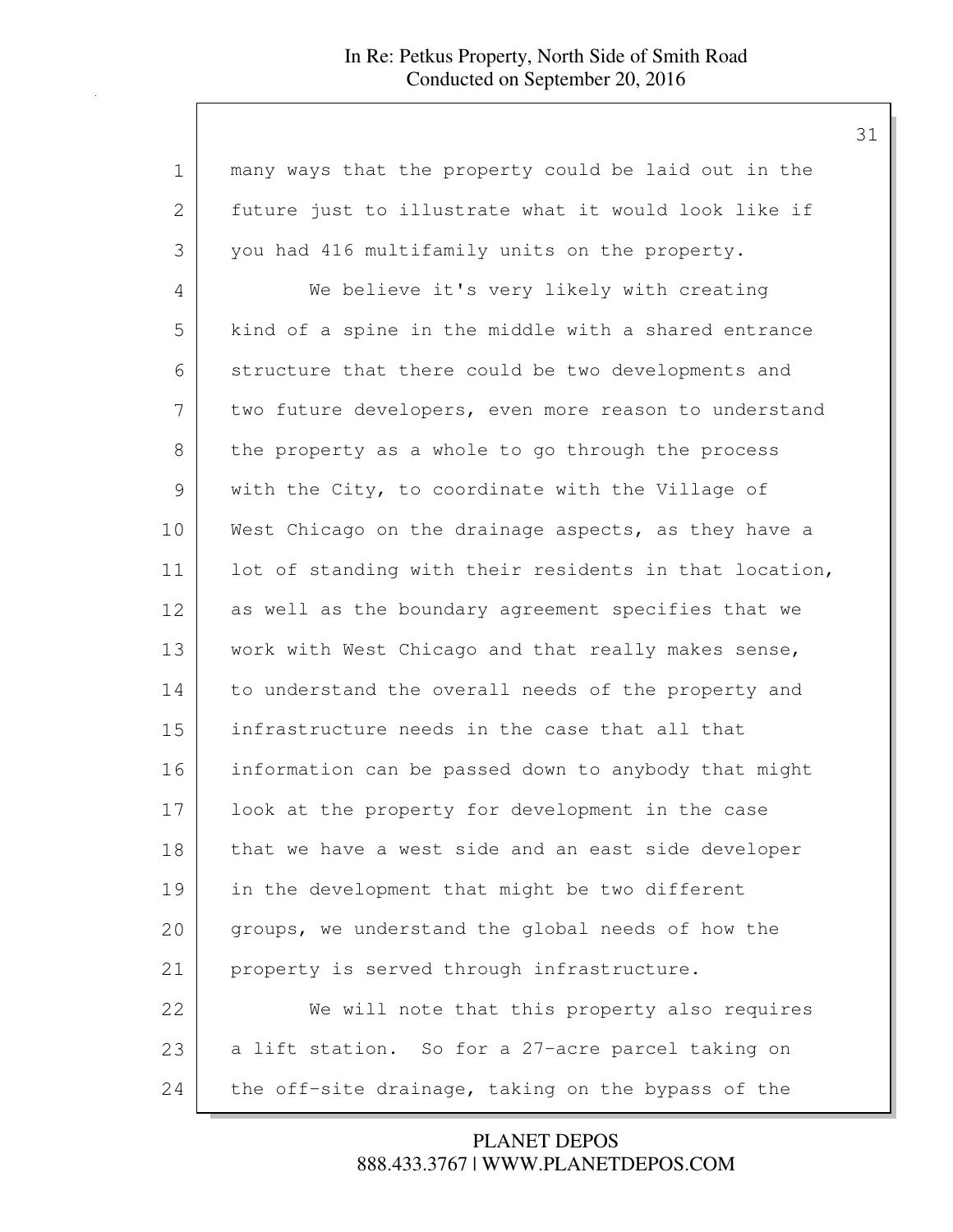many ways that the property could be laid out in the future just to illustrate what it would look like if you had 416 multifamily units on the property.

We believe it's very likely with creating kind of a spine in the middle with a shared entrance structure that there could be two developments and two future developers, even more reason to understand the property as a whole to go through the process with the City, to coordinate with the Village of West Chicago on the drainage aspects, as they have a lot of standing with their residents in that location, as well as the boundary agreement specifies that we work with West Chicago and that really makes sense, to understand the overall needs of the property and infrastructure needs in the case that all that information can be passed down to anybody that might look at the property for development in the case that we have a west side and an east side developer in the development that might be two different groups, we understand the global needs of how the property is served through infrastructure.

We will note that this property also requires a lift station. So for a 27-acre parcel taking on the off-site drainage, taking on the bypass of the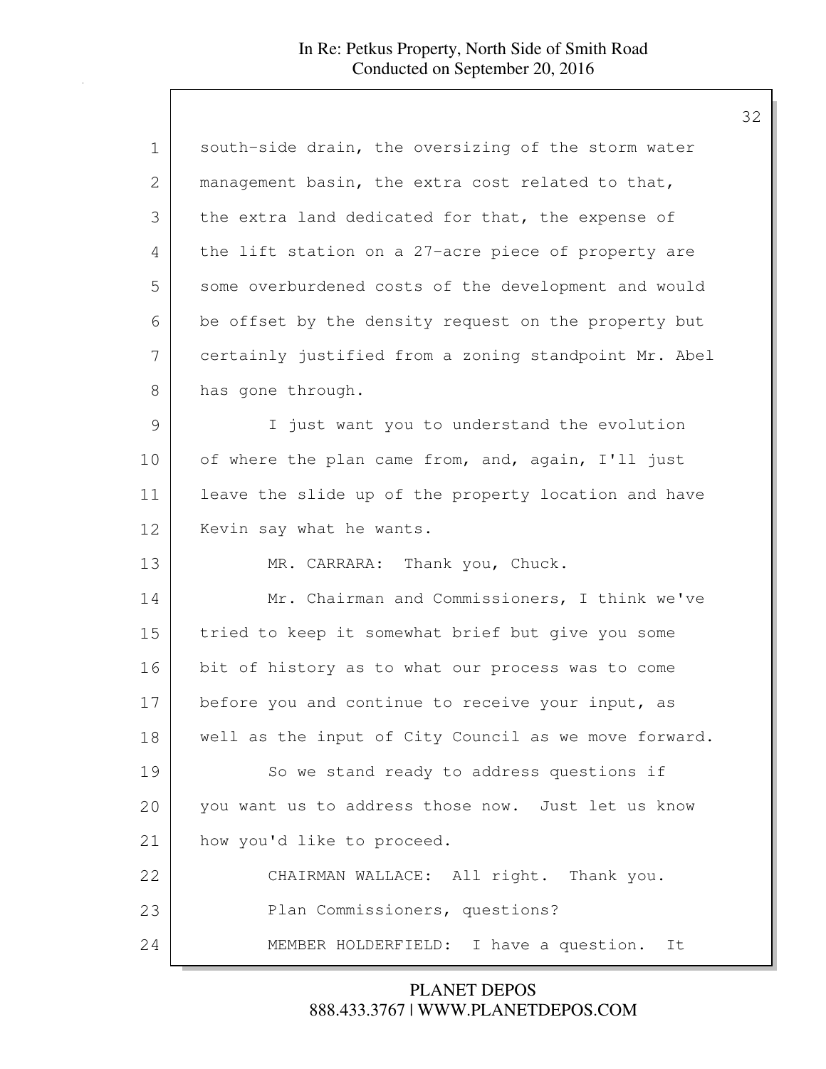south-side drain, the oversizing of the storm water management basin, the extra cost related to that, the extra land dedicated for that, the expense of the lift station on a 27-acre piece of property are some overburdened costs of the development and would be offset by the density request on the property but certainly justified from a zoning standpoint Mr. Abel has gone through.

I just want you to understand the evolution of where the plan came from, and, again, I'll just leave the slide up of the property location and have Kevin say what he wants.

MR. CARRARA: Thank you, Chuck.

Mr. Chairman and Commissioners, I think we've tried to keep it somewhat brief but give you some bit of history as to what our process was to come before you and continue to receive your input, as well as the input of City Council as we move forward.

So we stand ready to address questions if you want us to address those now. Just let us know how you'd like to proceed.

CHAIRMAN WALLACE: All right. Thank you.

Plan Commissioners, questions?

MEMBER HOLDERFIELD: I have a question. It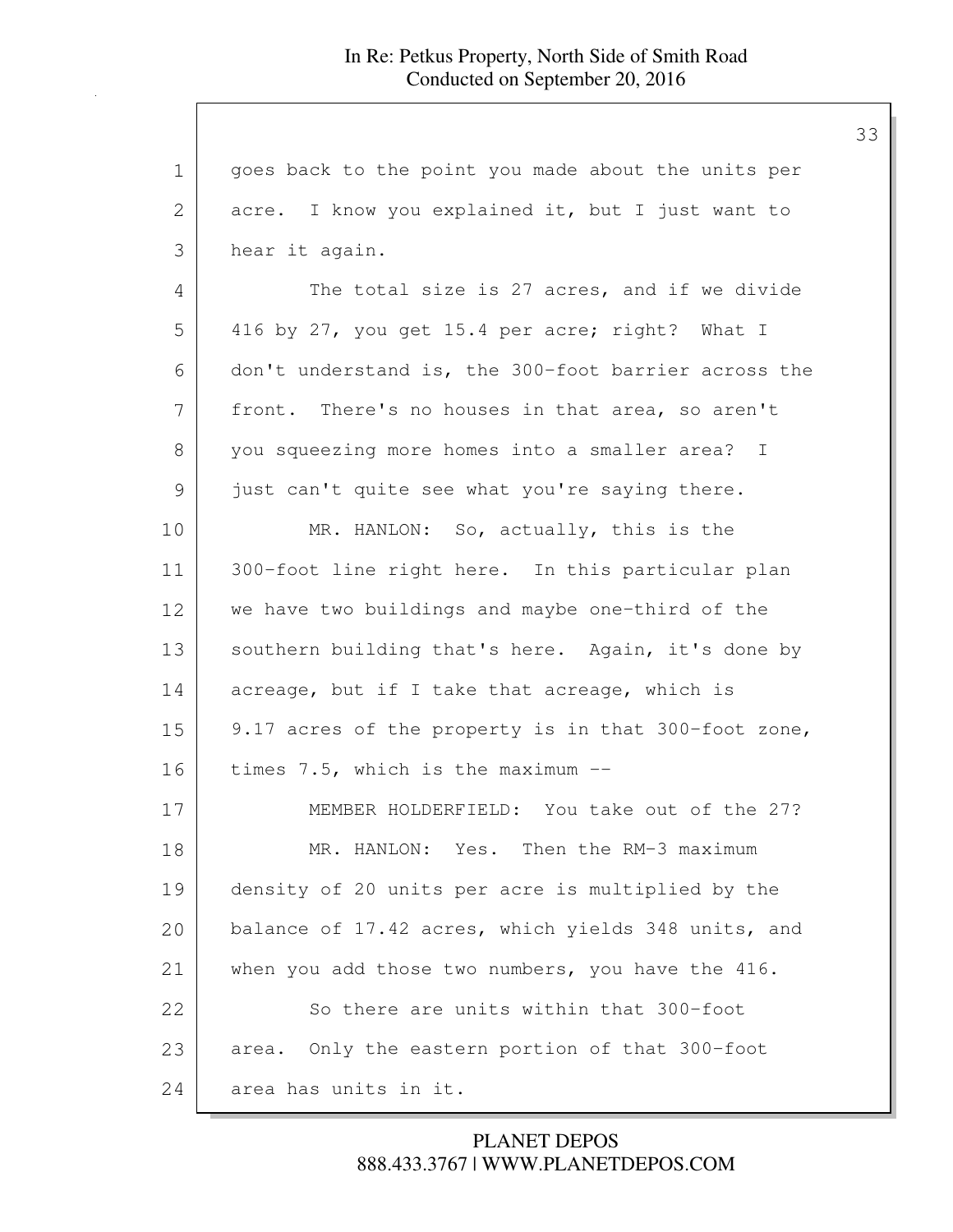goes back to the point you made about the units per acre. I know you explained it, but I just want to hear it again.

The total size is 27 acres, and if we divide 416 by 27, you get 15.4 per acre; right? What I don't understand is, the 300-foot barrier across the front. There's no houses in that area, so aren't you squeezing more homes into a smaller area? I just can't quite see what you're saying there.

MR. HANLON: So, actually, this is the 300-foot line right here. In this particular plan we have two buildings and maybe one-third of the southern building that's here. Again, it's done by acreage, but if I take that acreage, which is 9.17 acres of the property is in that 300-foot zone, times 7.5, which is the maximum --

MEMBER HOLDERFIELD: You take out of the 27?

MR. HANLON: Yes. Then the RM-3 maximum density of 20 units per acre is multiplied by the balance of 17.42 acres, which yields 348 units, and when you add those two numbers, you have the 416.

So there are units within that 300-foot area. Only the eastern portion of that 300-foot area has units in it.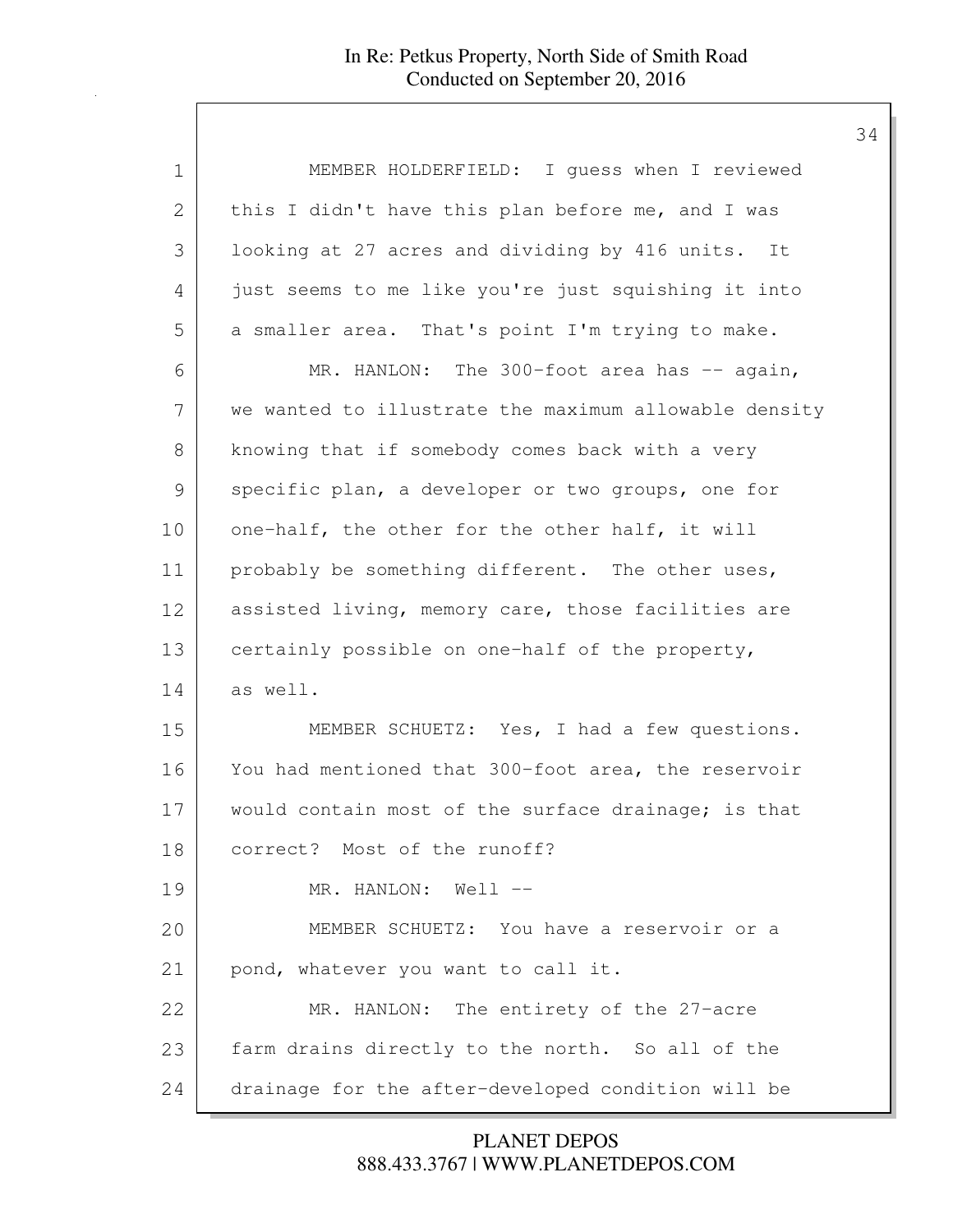MEMBER HOLDERFIELD: I guess when I reviewed this I didn't have this plan before me, and I was looking at 27 acres and dividing by 416 units. It just seems to me like you're just squishing it into a smaller area. That's point I'm trying to make.

MR. HANLON: The 300-foot area has -- again, we wanted to illustrate the maximum allowable density knowing that if somebody comes back with a very specific plan, a developer or two groups, one for one-half, the other for the other half, it will probably be something different. The other uses, assisted living, memory care, those facilities are certainly possible on one-half of the property, as well.

MEMBER SCHUETZ: Yes, I had a few questions. You had mentioned that 300-foot area, the reservoir would contain most of the surface drainage; is that correct? Most of the runoff?

MR. HANLON: Well --

MEMBER SCHUETZ: You have a reservoir or a pond, whatever you want to call it.

MR. HANLON: The entirety of the 27-acre farm drains directly to the north. So all of the drainage for the after-developed condition will be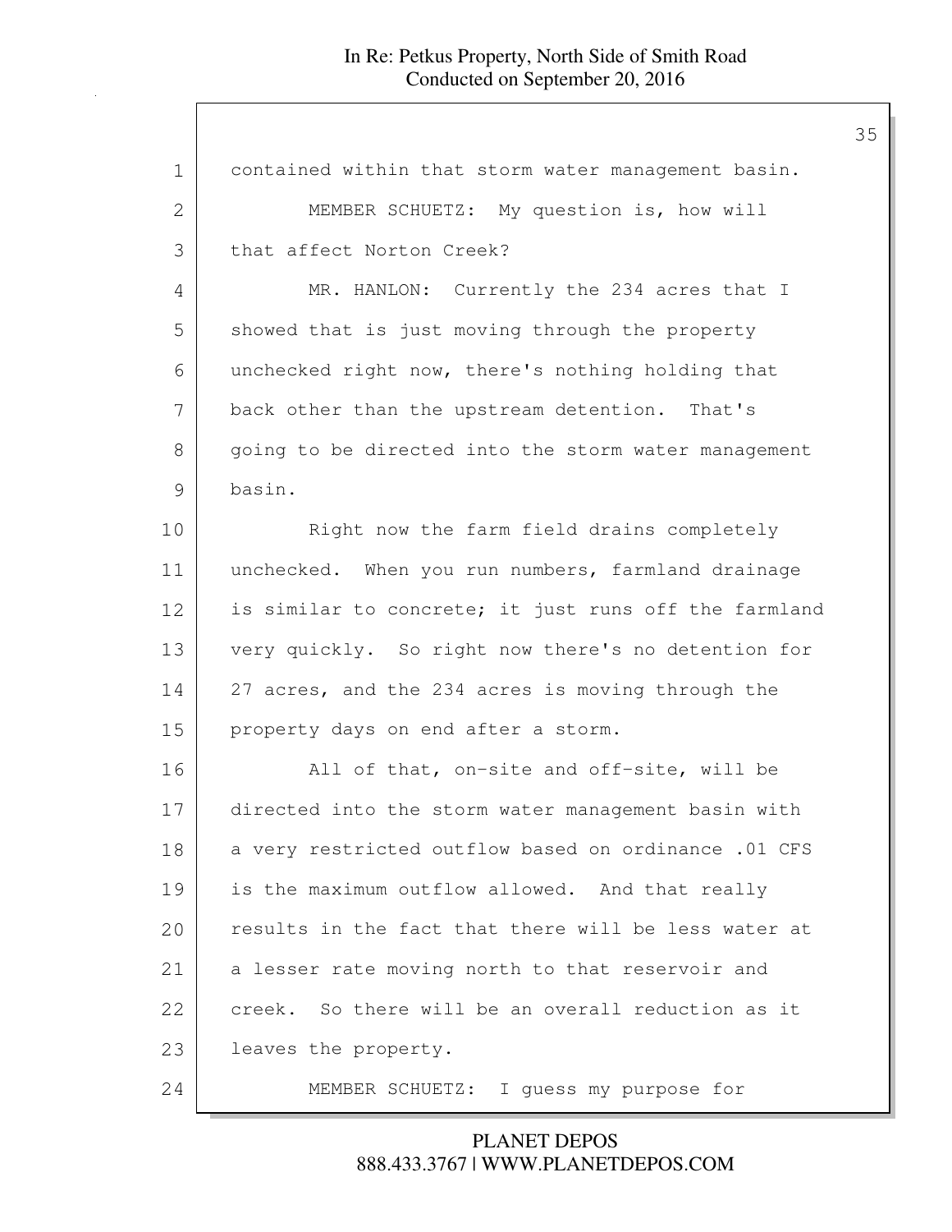contained within that storm water management basin.

MEMBER SCHUETZ: My question is, how will that affect Norton Creek?

MR. HANLON: Currently the 234 acres that I showed that is just moving through the property unchecked right now, there's nothing holding that back other than the upstream detention. That's going to be directed into the storm water management basin.

Right now the farm field drains completely unchecked. When you run numbers, farmland drainage is similar to concrete; it just runs off the farmland very quickly. So right now there's no detention for 27 acres, and the 234 acres is moving through the property days on end after a storm.

All of that, on-site and off-site, will be directed into the storm water management basin with a very restricted outflow based on ordinance .01 CFS is the maximum outflow allowed. And that really results in the fact that there will be less water at a lesser rate moving north to that reservoir and creek. So there will be an overall reduction as it leaves the property.

MEMBER SCHUETZ: I guess my purpose for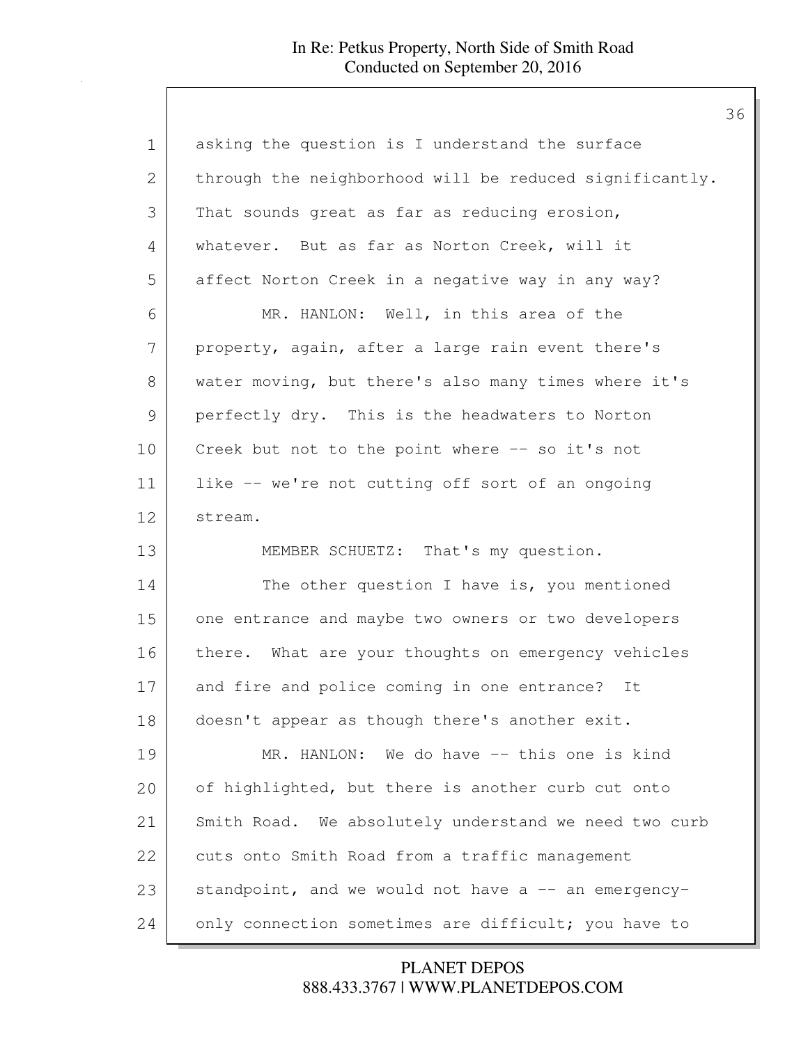asking the question is I understand the surface through the neighborhood will be reduced significantly. That sounds great as far as reducing erosion, whatever. But as far as Norton Creek, will it affect Norton Creek in a negative way in any way?

MR. HANLON: Well, in this area of the property, again, after a large rain event there's water moving, but there's also many times where it's perfectly dry. This is the headwaters to Norton Creek but not to the point where -- so it's not like -- we're not cutting off sort of an ongoing stream.

MEMBER SCHUETZ: That's my question.

The other question I have is, you mentioned one entrance and maybe two owners or two developers there. What are your thoughts on emergency vehicles and fire and police coming in one entrance? It doesn't appear as though there's another exit.

MR. HANLON: We do have -- this one is kind of highlighted, but there is another curb cut onto Smith Road. We absolutely understand we need two curb cuts onto Smith Road from a traffic management standpoint, and we would not have a -- an emergency-only connection sometimes are difficult; you have to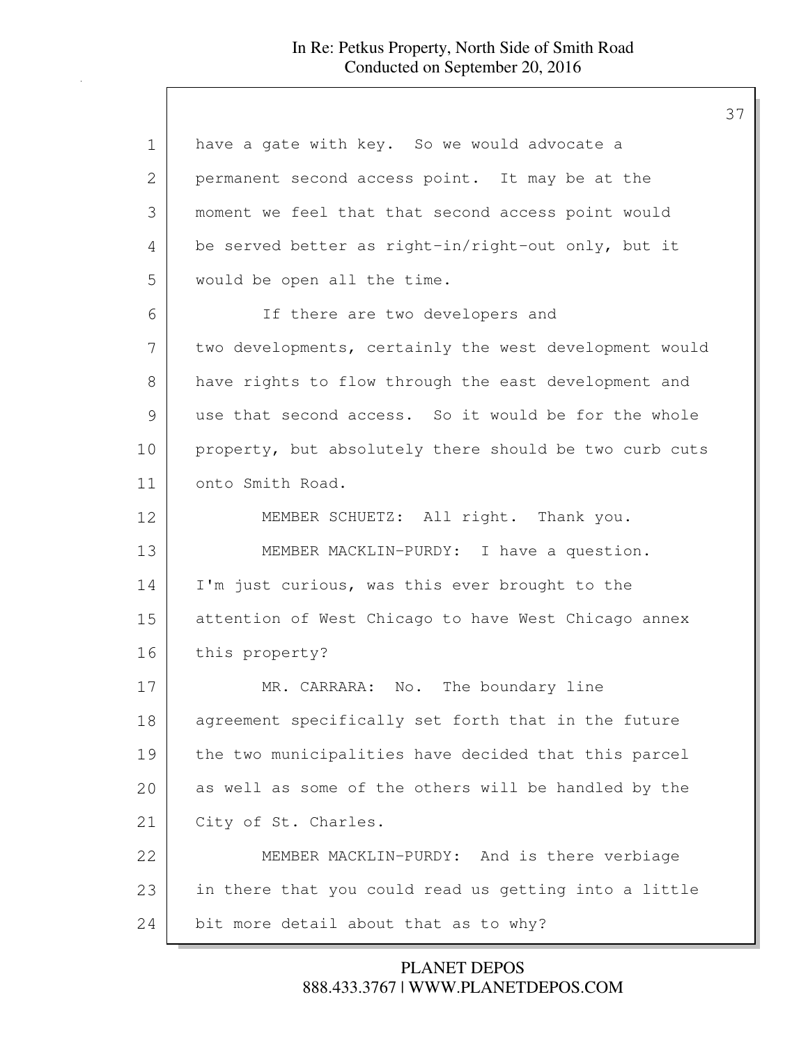have a gate with key. So we would advocate a permanent second access point. It may be at the moment we feel that that second access point would be served better as right-in/right-out only, but it would be open all the time.

If there are two developers and two developments, certainly the west development would have rights to flow through the east development and use that second access. So it would be for the whole property, but absolutely there should be two curb cuts onto Smith Road.

MEMBER SCHUETZ: All right. Thank you.

MEMBER MACKLIN-PURDY: I have a question. I'm just curious, was this ever brought to the attention of West Chicago to have West Chicago annex this property?

MR. CARRARA: No. The boundary line agreement specifically set forth that in the future the two municipalities have decided that this parcel as well as some of the others will be handled by the City of St. Charles.

MEMBER MACKLIN-PURDY: And is there verbiage in there that you could read us getting into a little bit more detail about that as to why?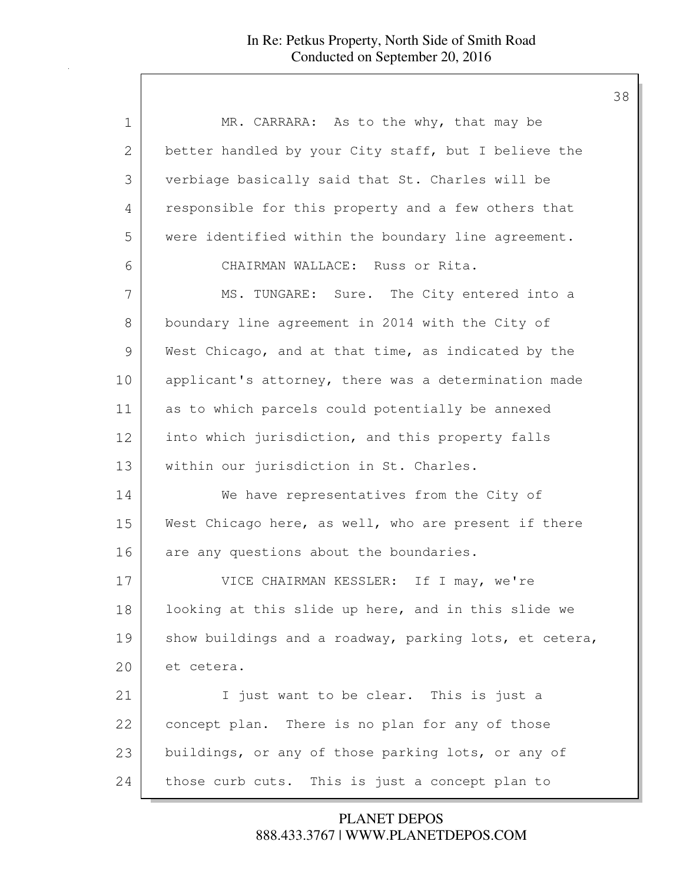MR. CARRARA: As to the why, that may be better handled by your City staff, but I believe the verbiage basically said that St. Charles will be responsible for this property and a few others that were identified within the boundary line agreement.

CHAIRMAN WALLACE: Russ or Rita.

MS. TUNGARE: Sure. The City entered into a boundary line agreement in 2014 with the City of West Chicago, and at that time, as indicated by the applicant's attorney, there was a determination made as to which parcels could potentially be annexed into which jurisdiction, and this property falls within our jurisdiction in St. Charles.

We have representatives from the City of West Chicago here, as well, who are present if there are any questions about the boundaries.

VICE CHAIRMAN KESSLER: If I may, we're looking at this slide up here, and in this slide we show buildings and a roadway, parking lots, et cetera, et cetera.

I just want to be clear. This is just a concept plan. There is no plan for any of those buildings, or any of those parking lots, or any of those curb cuts. This is just a concept plan to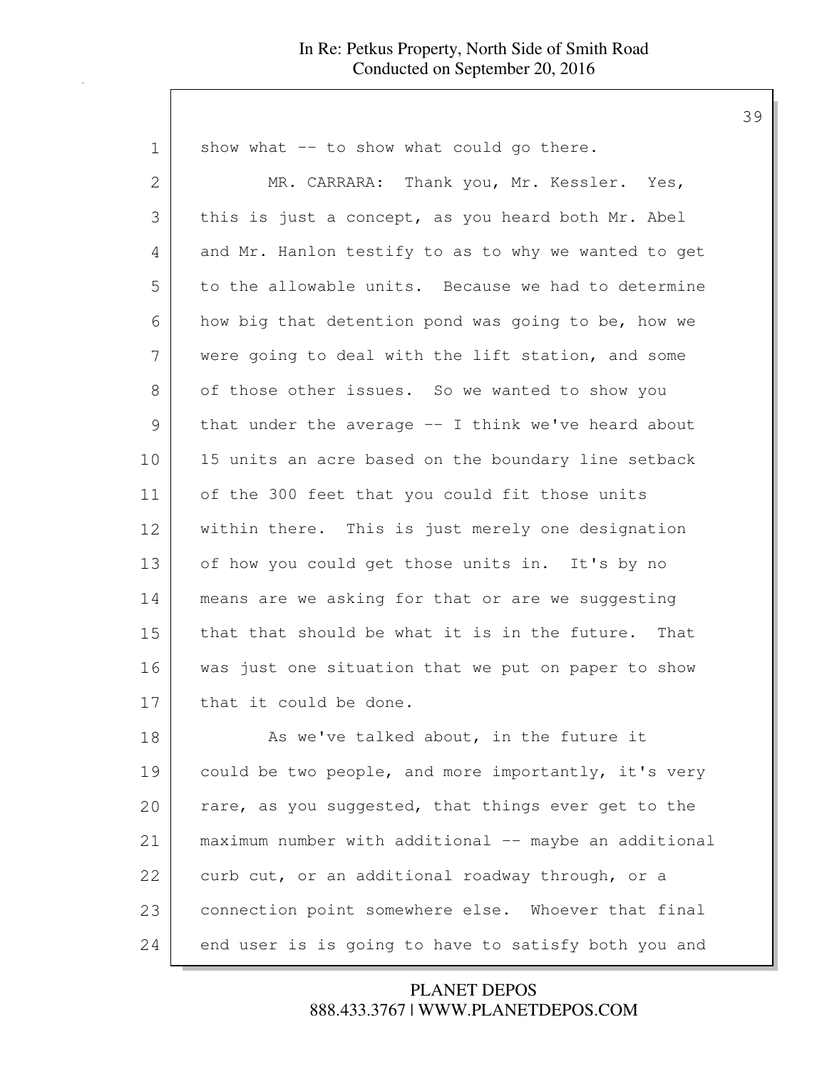show what -- to show what could go there.

MR. CARRARA: Thank you, Mr. Kessler. Yes, this is just a concept, as you heard both Mr. Abel and Mr. Hanlon testify to as to why we wanted to get to the allowable units. Because we had to determine how big that detention pond was going to be, how we were going to deal with the lift station, and some of those other issues. So we wanted to show you that under the average -- I think we've heard about 15 units an acre based on the boundary line setback of the 300 feet that you could fit those units within there. This is just merely one designation of how you could get those units in. It's by no means are we asking for that or are we suggesting that that should be what it is in the future. That was just one situation that we put on paper to show that it could be done.

As we've talked about, in the future it could be two people, and more importantly, it's very rare, as you suggested, that things ever get to the maximum number with additional -- maybe an additional curb cut, or an additional roadway through, or a connection point somewhere else. Whoever that final end user is is going to have to satisfy both you and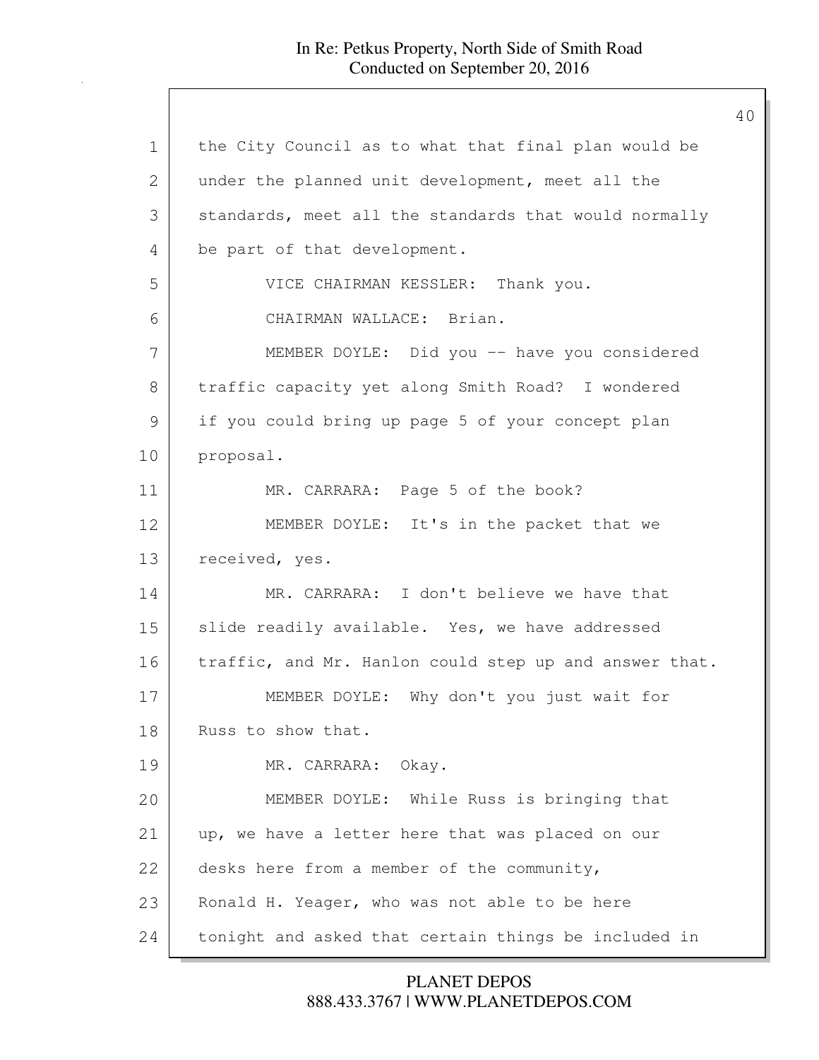the City Council as to what that final plan would be under the planned unit development, meet all the standards, meet all the standards that would normally be part of that development.

VICE CHAIRMAN KESSLER: Thank you.

CHAIRMAN WALLACE: Brian.

MEMBER DOYLE: Did you -- have you considered traffic capacity yet along Smith Road? I wondered if you could bring up page 5 of your concept plan proposal.

MR. CARRARA: Page 5 of the book?

MEMBER DOYLE: It's in the packet that we received, yes.

MR. CARRARA: I don't believe we have that slide readily available. Yes, we have addressed traffic, and Mr. Hanlon could step up and answer that.

MEMBER DOYLE: Why don't you just wait for Russ to show that.

MR. CARRARA: Okay.

MEMBER DOYLE: While Russ is bringing that up, we have a letter here that was placed on our desks here from a member of the community, Ronald H. Yeager, who was not able to be here tonight and asked that certain things be included in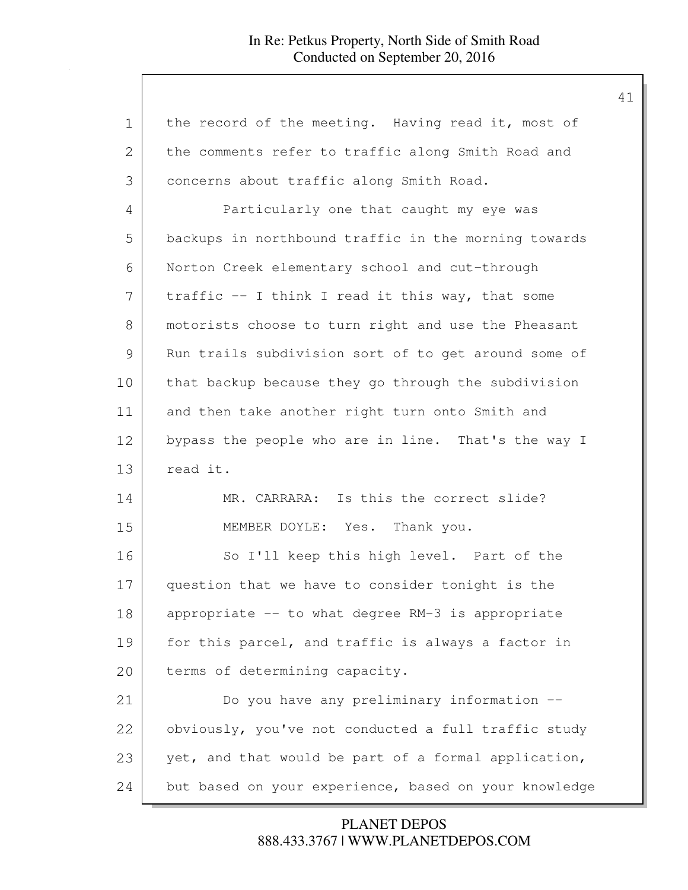the record of the meeting. Having read it, most of the comments refer to traffic along Smith Road and concerns about traffic along Smith Road.

Particularly one that caught my eye was backups in northbound traffic in the morning towards Norton Creek elementary school and cut-through traffic -- I think I read it this way, that some motorists choose to turn right and use the Pheasant Run trails subdivision sort of to get around some of that backup because they go through the subdivision and then take another right turn onto Smith and bypass the people who are in line. That's the way I read it.

MR. CARRARA: Is this the correct slide?

MEMBER DOYLE: Yes. Thank you.

So I'll keep this high level. Part of the question that we have to consider tonight is the appropriate -- to what degree RM-3 is appropriate for this parcel, and traffic is always a factor in terms of determining capacity.

Do you have any preliminary information -- obviously, you've not conducted a full traffic study yet, and that would be part of a formal application, but based on your experience, based on your knowledge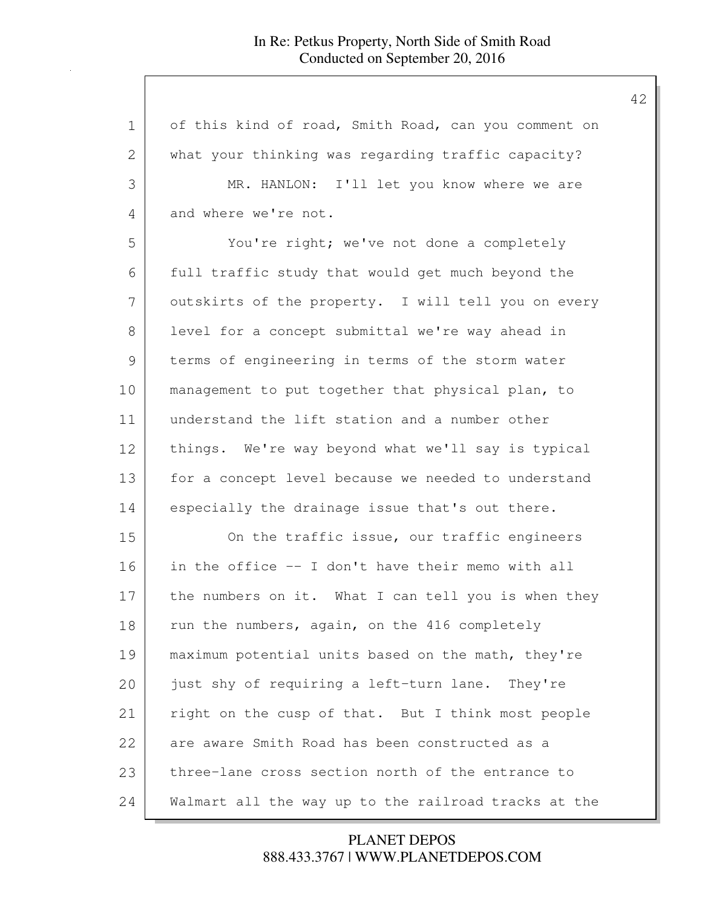of this kind of road, Smith Road, can you comment on what your thinking was regarding traffic capacity?

MR. HANLON: I'll let you know where we are and where we're not.

You're right; we've not done a completely full traffic study that would get much beyond the outskirts of the property. I will tell you on every level for a concept submittal we're way ahead in terms of engineering in terms of the storm water management to put together that physical plan, to understand the lift station and a number other things. We're way beyond what we'll say is typical for a concept level because we needed to understand especially the drainage issue that's out there.

On the traffic issue, our traffic engineers in the office -- I don't have their memo with all the numbers on it. What I can tell you is when they run the numbers, again, on the 416 completely maximum potential units based on the math, they're just shy of requiring a left-turn lane. They're right on the cusp of that. But I think most people are aware Smith Road has been constructed as a three-lane cross section north of the entrance to Walmart all the way up to the railroad tracks at the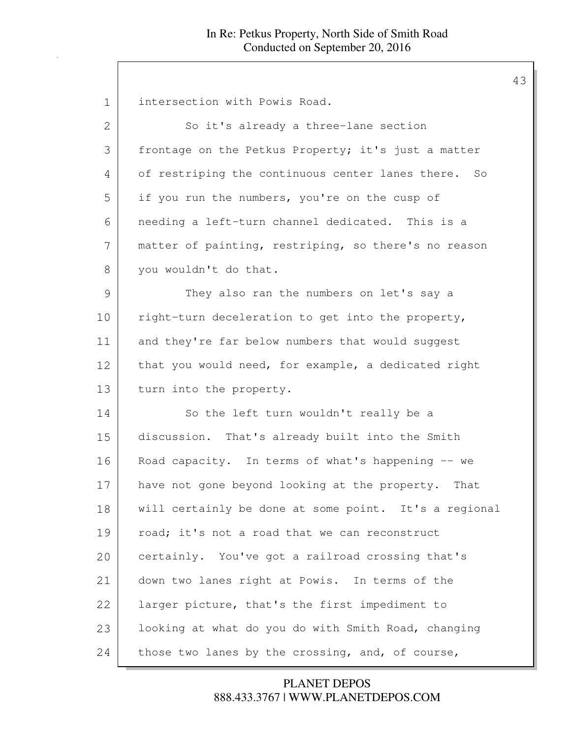intersection with Powis Road.

So it's already a three-lane section frontage on the Petkus Property; it's just a matter of restriping the continuous center lanes there. So if you run the numbers, you're on the cusp of needing a left-turn channel dedicated. This is a matter of painting, restriping, so there's no reason you wouldn't do that.

They also ran the numbers on let's say a right-turn deceleration to get into the property, and they're far below numbers that would suggest that you would need, for example, a dedicated right turn into the property.

So the left turn wouldn't really be a discussion. That's already built into the Smith Road capacity. In terms of what's happening -- we have not gone beyond looking at the property. That will certainly be done at some point. It's a regional road; it's not a road that we can reconstruct certainly. You've got a railroad crossing that's down two lanes right at Powis. In terms of the larger picture, that's the first impediment to looking at what do you do with Smith Road, changing those two lanes by the crossing, and, of course,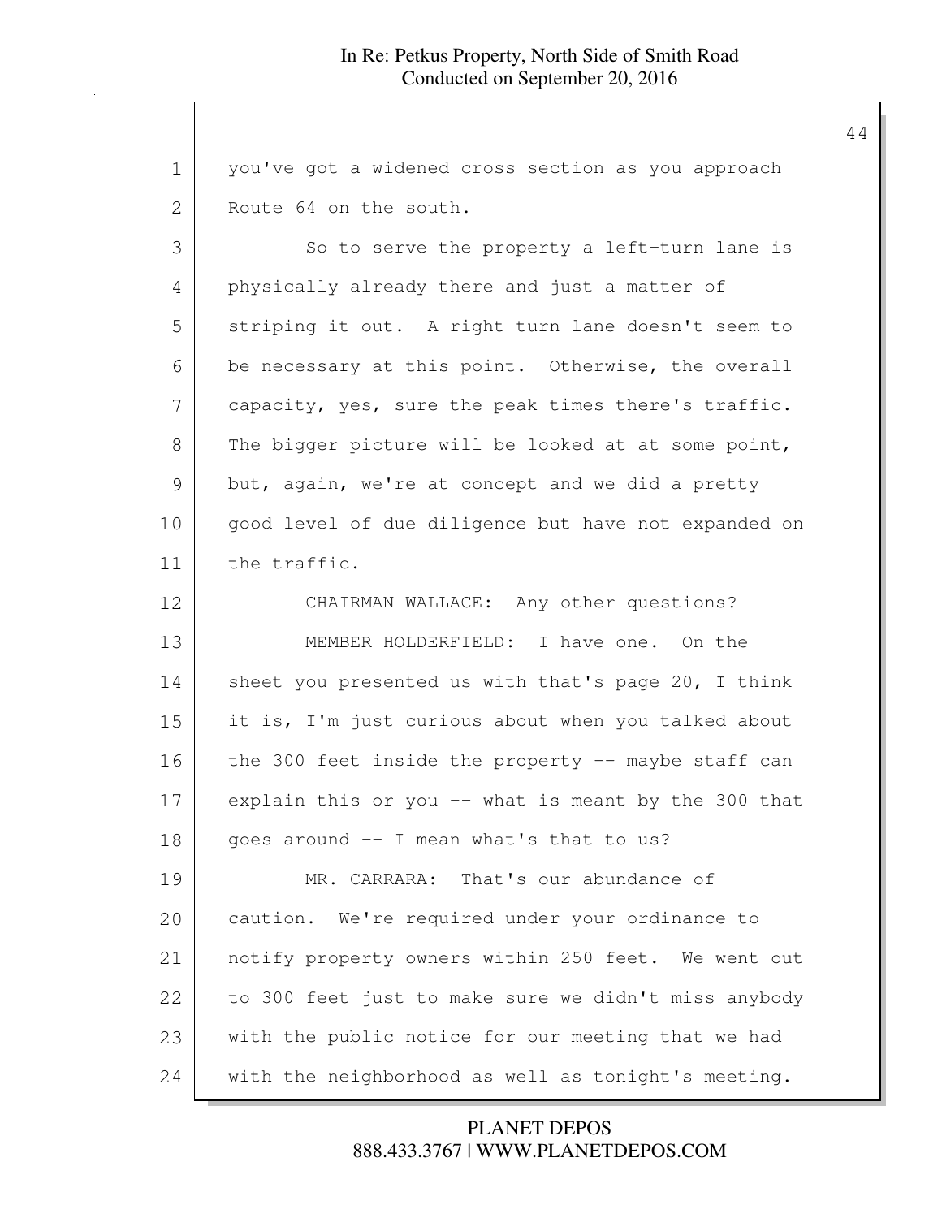you've got a widened cross section as you approach Route 64 on the south.

So to serve the property a left-turn lane is physically already there and just a matter of striping it out. A right turn lane doesn't seem to be necessary at this point. Otherwise, the overall capacity, yes, sure the peak times there's traffic. The bigger picture will be looked at at some point, but, again, we're at concept and we did a pretty good level of due diligence but have not expanded on the traffic.

CHAIRMAN WALLACE: Any other questions?

MEMBER HOLDERFIELD: I have one. On the sheet you presented us with that's page 20, I think it is, I'm just curious about when you talked about the 300 feet inside the property -- maybe staff can explain this or you -- what is meant by the 300 that goes around -- I mean what's that to us?

MR. CARRARA: That's our abundance of caution. We're required under your ordinance to notify property owners within 250 feet. We went out to 300 feet just to make sure we didn't miss anybody with the public notice for our meeting that we had with the neighborhood as well as tonight's meeting.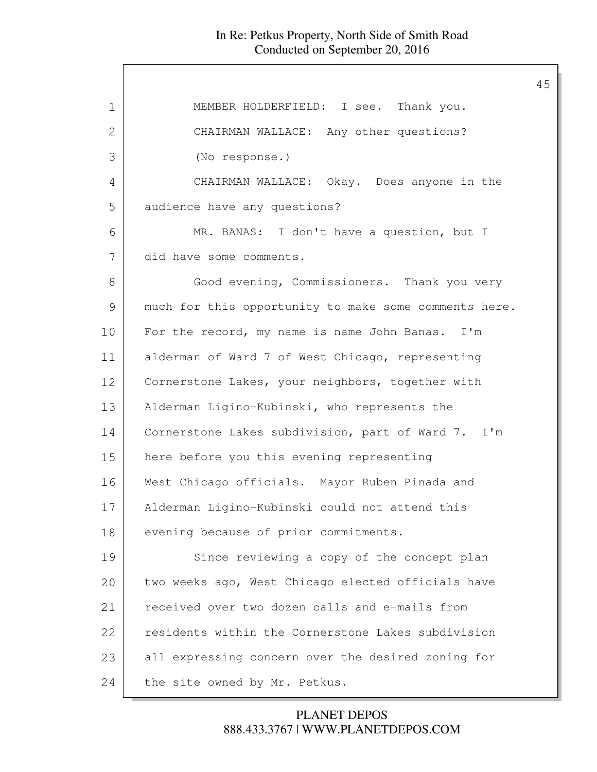MEMBER HOLDERFIELD: I see. Thank you.

CHAIRMAN WALLACE: Any other questions?

(No response.)

CHAIRMAN WALLACE: Okay. Does anyone in the audience have any questions?

MR. BANAS: I don't have a question, but I did have some comments.

Good evening, Commissioners. Thank you very much for this opportunity to make some comments here. For the record, my name is name John Banas. I'm alderman of Ward 7 of West Chicago, representing Cornerstone Lakes, your neighbors, together with Alderman Ligino-Kubinski, who represents the Cornerstone Lakes subdivision, part of Ward 7. I'm here before you this evening representing West Chicago officials. Mayor Ruben Pinada and Alderman Ligino-Kubinski could not attend this evening because of prior commitments.

Since reviewing a copy of the concept plan two weeks ago, West Chicago elected officials have received over two dozen calls and e-mails from residents within the Cornerstone Lakes subdivision all expressing concern over the desired zoning for the site owned by Mr. Petkus.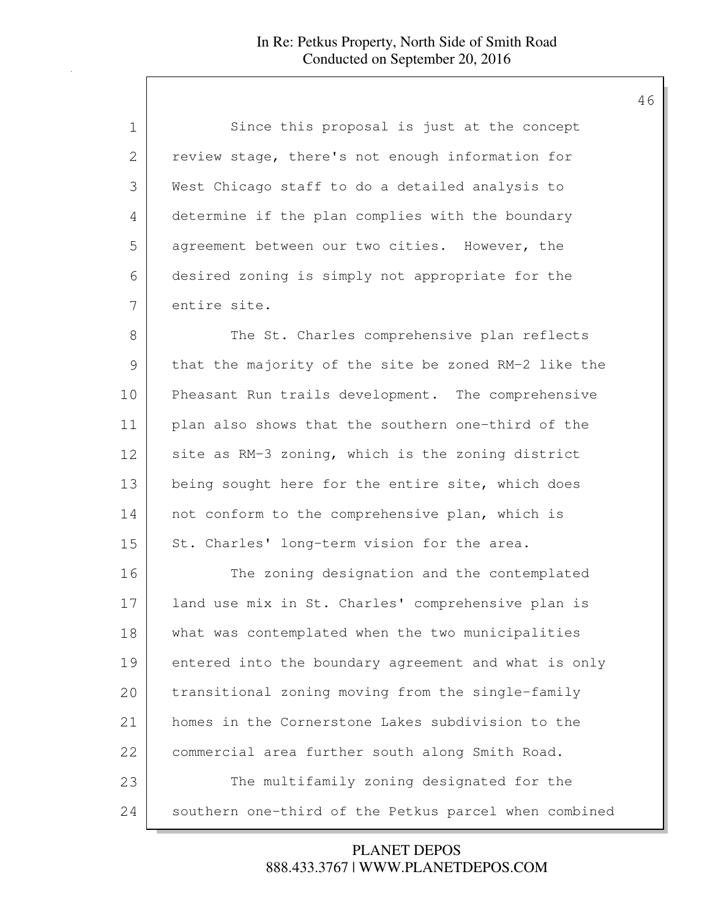Since this proposal is just at the concept review stage, there's not enough information for West Chicago staff to do a detailed analysis to determine if the plan complies with the boundary agreement between our two cities. However, the desired zoning is simply not appropriate for the entire site.

The St. Charles comprehensive plan reflects that the majority of the site be zoned RM-2 like the Pheasant Run trails development. The comprehensive plan also shows that the southern one-third of the site as RM-3 zoning, which is the zoning district being sought here for the entire site, which does not conform to the comprehensive plan, which is St. Charles' long-term vision for the area.

The zoning designation and the contemplated land use mix in St. Charles' comprehensive plan is what was contemplated when the two municipalities entered into the boundary agreement and what is only transitional zoning moving from the single-family homes in the Cornerstone Lakes subdivision to the commercial area further south along Smith Road.

The multifamily zoning designated for the southern one-third of the Petkus parcel when combined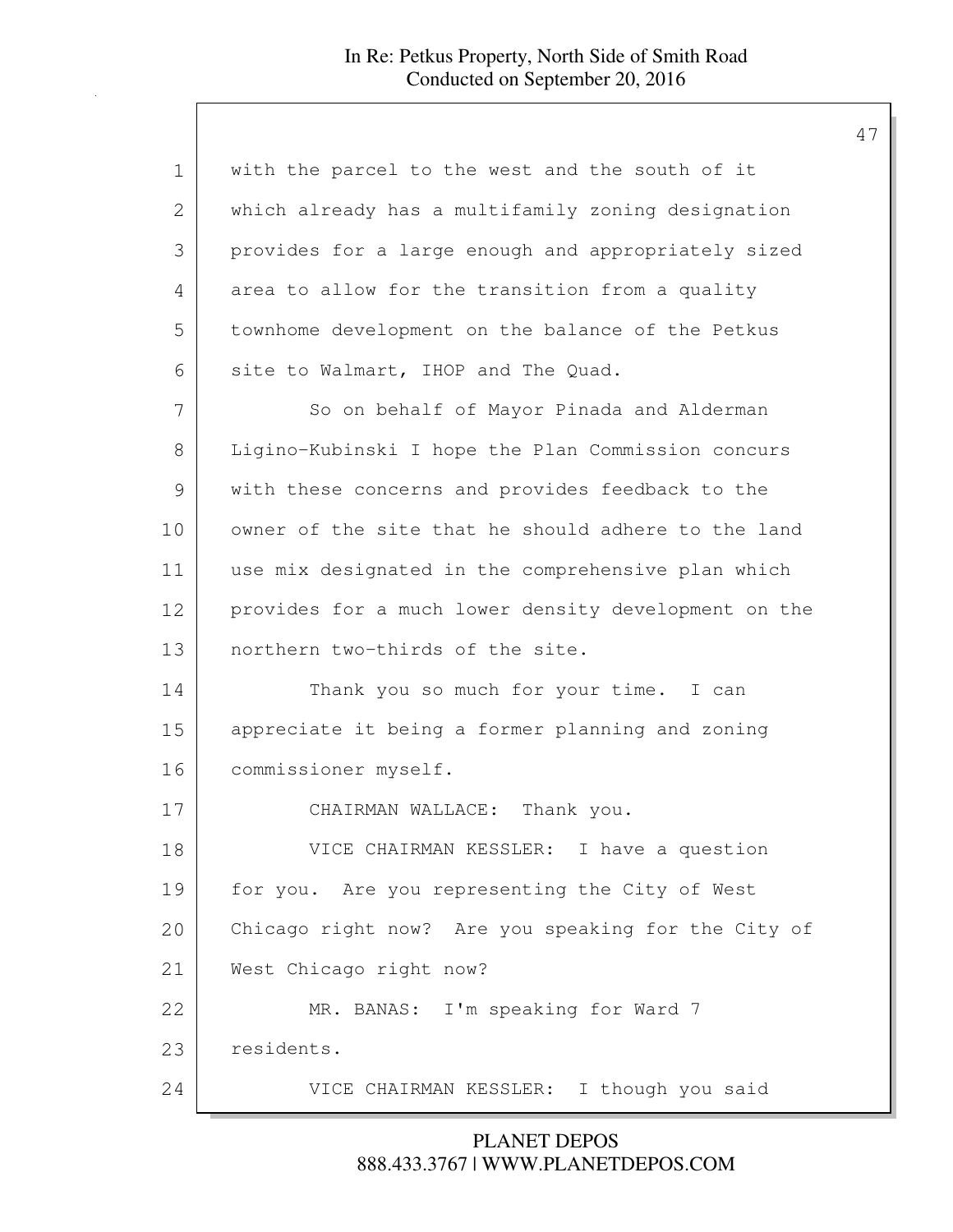with the parcel to the west and the south of it which already has a multifamily zoning designation provides for a large enough and appropriately sized area to allow for the transition from a quality townhome development on the balance of the Petkus site to Walmart, IHOP and The Quad.

So on behalf of Mayor Pinada and Alderman Ligino-Kubinski I hope the Plan Commission concurs with these concerns and provides feedback to the owner of the site that he should adhere to the land use mix designated in the comprehensive plan which provides for a much lower density development on the northern two-thirds of the site.

Thank you so much for your time. I can appreciate it being a former planning and zoning commissioner myself.

CHAIRMAN WALLACE: Thank you.

VICE CHAIRMAN KESSLER: I have a question for you. Are you representing the City of West Chicago right now? Are you speaking for the City of West Chicago right now?

MR. BANAS: I'm speaking for Ward 7 residents.

VICE CHAIRMAN KESSLER: I though you said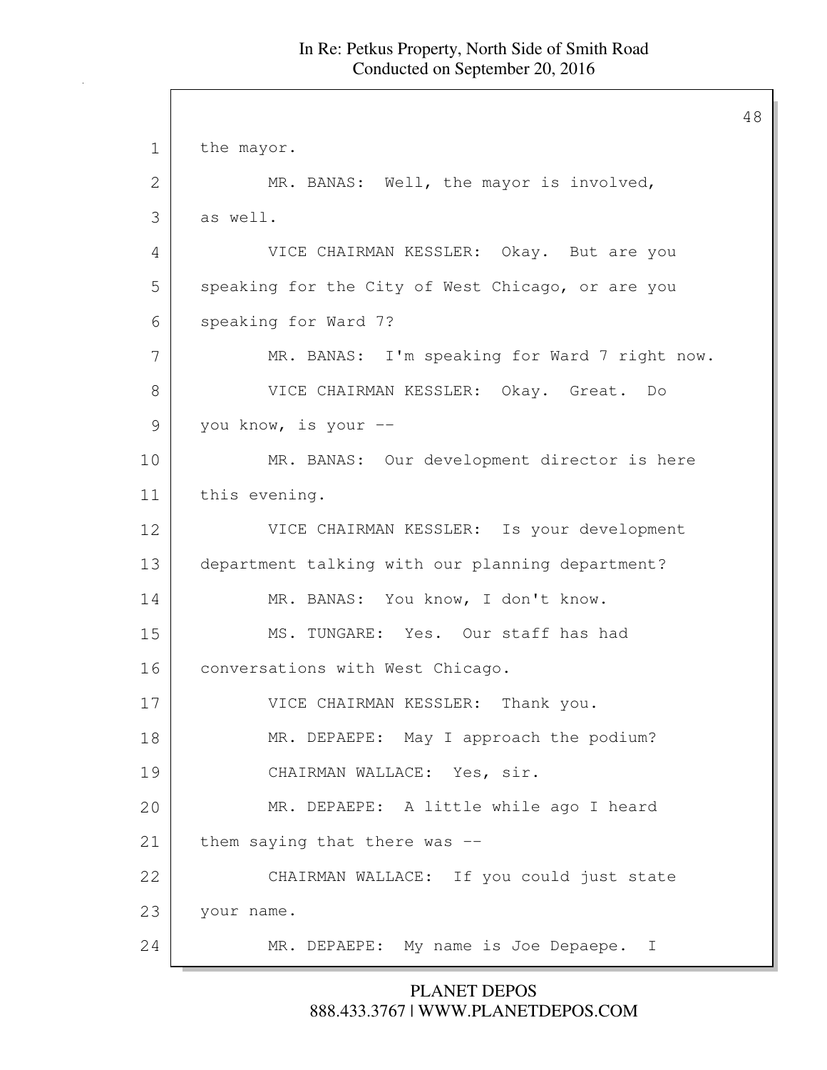the mayor.

MR. BANAS: Well, the mayor is involved, as well.

VICE CHAIRMAN KESSLER: Okay. But are you speaking for the City of West Chicago, or are you speaking for Ward 7?

MR. BANAS: I'm speaking for Ward 7 right now.

VICE CHAIRMAN KESSLER: Okay. Great. Do you know, is your --

MR. BANAS: Our development director is here this evening.

VICE CHAIRMAN KESSLER: Is your development department talking with our planning department?

MR. BANAS: You know, I don't know.

MS. TUNGARE: Yes. Our staff has had conversations with West Chicago.

VICE CHAIRMAN KESSLER: Thank you.

MR. DEPAEPE: May I approach the podium?

CHAIRMAN WALLACE: Yes, sir.

MR. DEPAEPE: A little while ago I heard them saying that there was --

CHAIRMAN WALLACE: If you could just state your name.

MR. DEPAEPE: My name is Joe Depaepe. I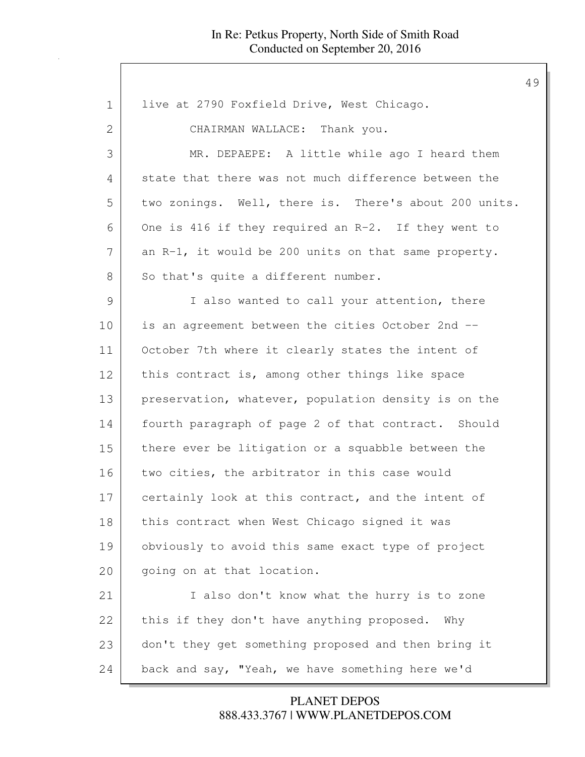live at 2790 Foxfield Drive, West Chicago.

CHAIRMAN WALLACE: Thank you.

MR. DEPAEPE: A little while ago I heard them state that there was not much difference between the two zonings. Well, there is. There's about 200 units. One is 416 if they required an R-2. If they went to an R-1, it would be 200 units on that same property. So that's quite a different number.

I also wanted to call your attention, there is an agreement between the cities October 2nd -- October 7th where it clearly states the intent of this contract is, among other things like space preservation, whatever, population density is on the fourth paragraph of page 2 of that contract. Should there ever be litigation or a squabble between the two cities, the arbitrator in this case would certainly look at this contract, and the intent of this contract when West Chicago signed it was obviously to avoid this same exact type of project going on at that location.

I also don't know what the hurry is to zone this if they don't have anything proposed. Why don't they get something proposed and then bring it back and say, "Yeah, we have something here we'd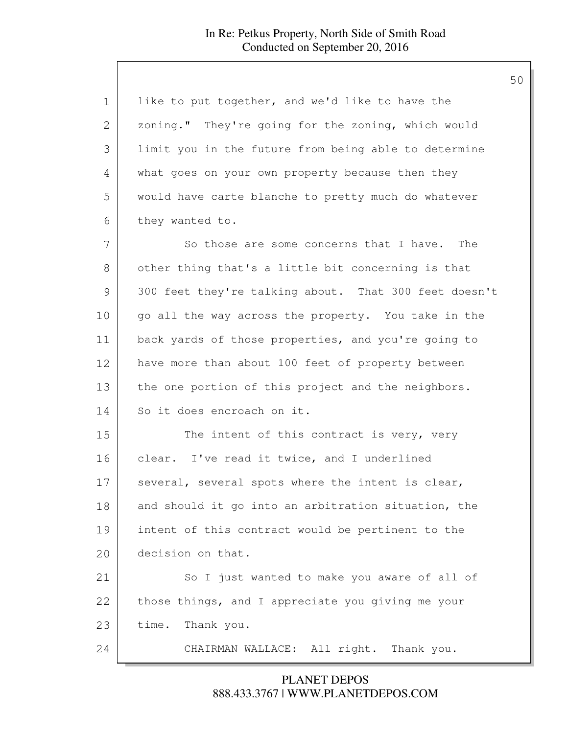like to put together, and we'd like to have the zoning." They're going for the zoning, which would limit you in the future from being able to determine what goes on your own property because then they would have carte blanche to pretty much do whatever they wanted to.

So those are some concerns that I have. The other thing that's a little bit concerning is that 300 feet they're talking about. That 300 feet doesn't go all the way across the property. You take in the back yards of those properties, and you're going to have more than about 100 feet of property between the one portion of this project and the neighbors. So it does encroach on it.

The intent of this contract is very, very clear. I've read it twice, and I underlined several, several spots where the intent is clear, and should it go into an arbitration situation, the intent of this contract would be pertinent to the decision on that.

So I just wanted to make you aware of all of those things, and I appreciate you giving me your time. Thank you.

CHAIRMAN WALLACE: All right. Thank you.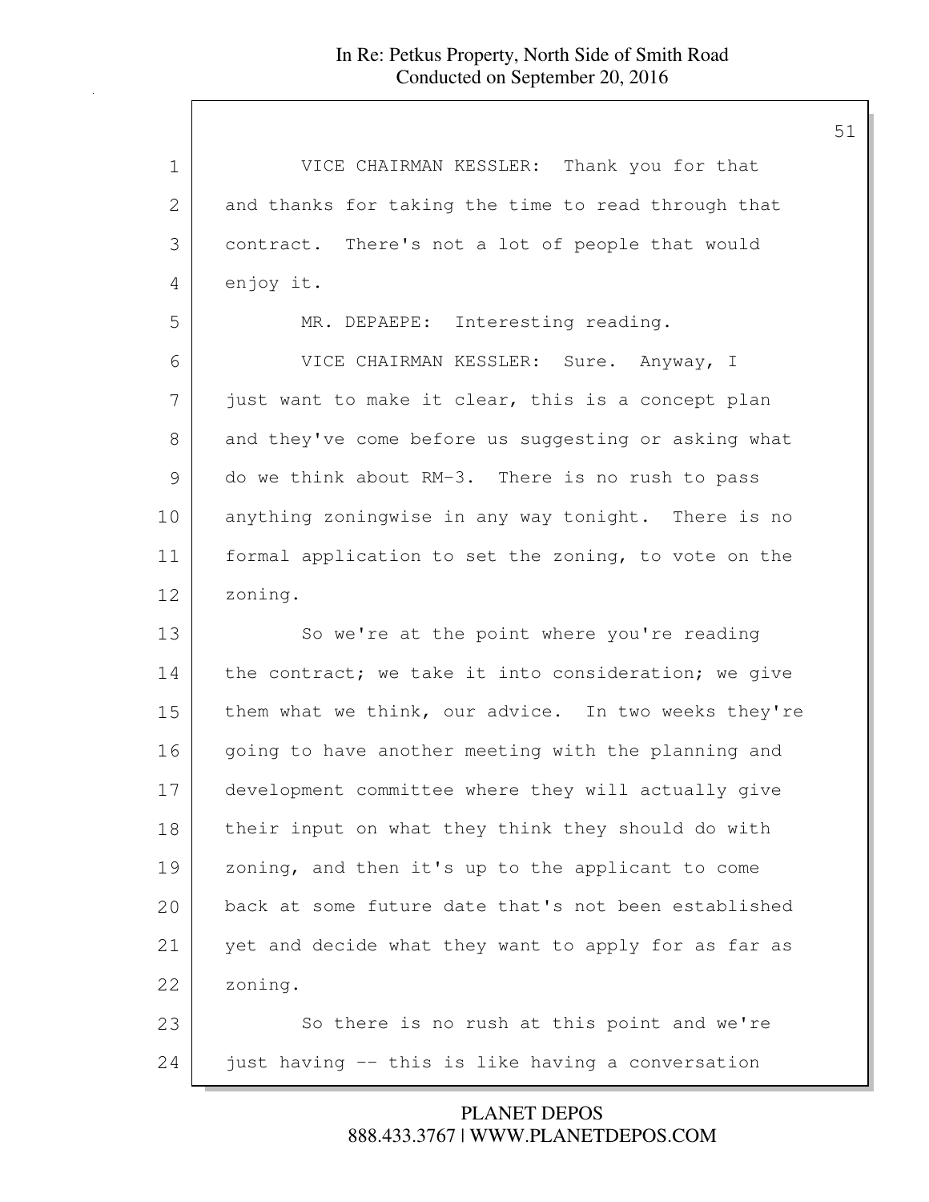VICE CHAIRMAN KESSLER: Thank you for that and thanks for taking the time to read through that contract. There's not a lot of people that would enjoy it.

MR. DEPAEPE: Interesting reading.

VICE CHAIRMAN KESSLER: Sure. Anyway, I just want to make it clear, this is a concept plan and they've come before us suggesting or asking what do we think about RM-3. There is no rush to pass anything zoningwise in any way tonight. There is no formal application to set the zoning, to vote on the zoning.

So we're at the point where you're reading the contract; we take it into consideration; we give them what we think, our advice. In two weeks they're going to have another meeting with the planning and development committee where they will actually give their input on what they think they should do with zoning, and then it's up to the applicant to come back at some future date that's not been established yet and decide what they want to apply for as far as zoning.

So there is no rush at this point and we're just having -- this is like having a conversation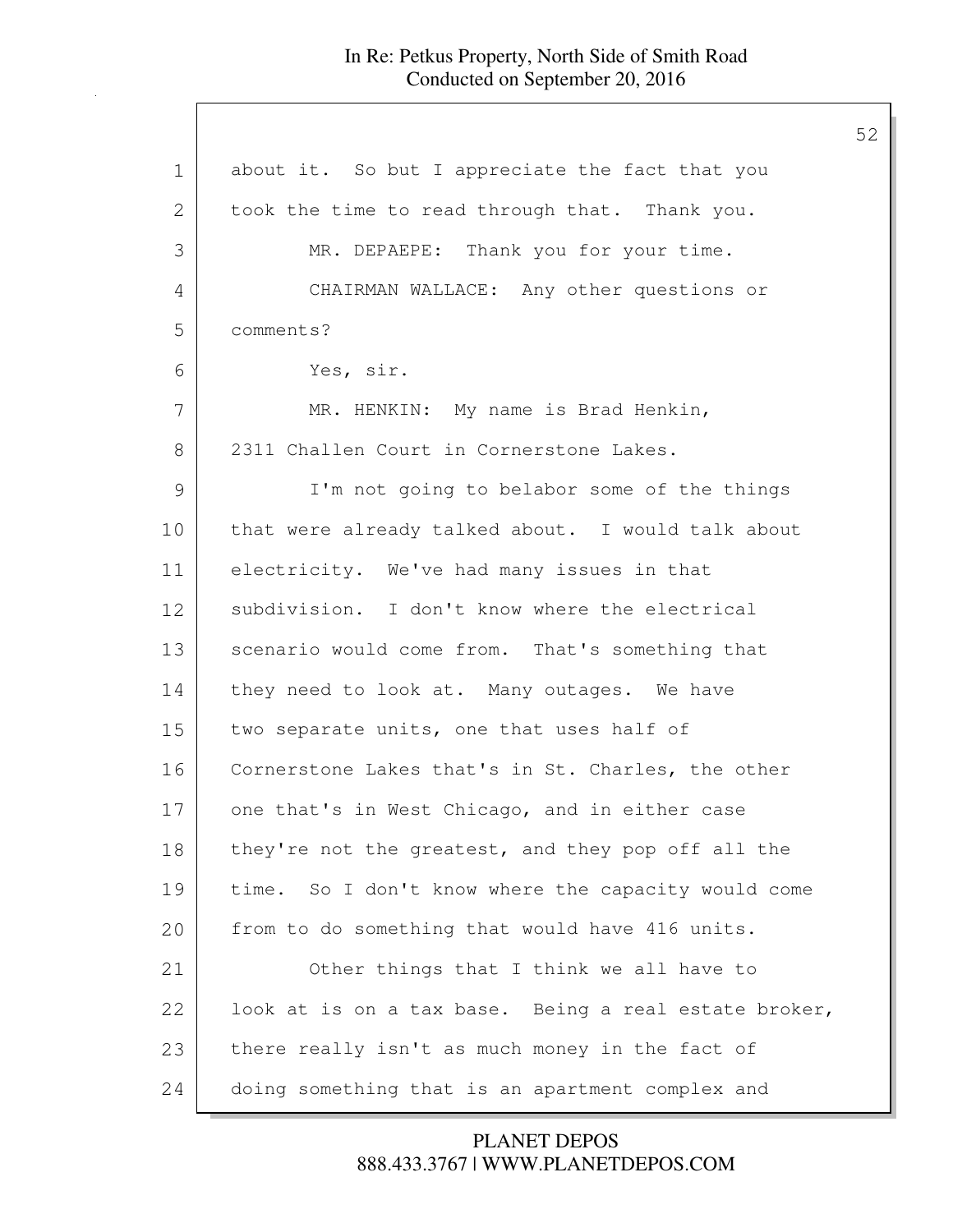about it. So but I appreciate the fact that you took the time to read through that. Thank you.

MR. DEPAEPE: Thank you for your time.

CHAIRMAN WALLACE: Any other questions or comments?

Yes, sir.

MR. HENKIN: My name is Brad Henkin, 2311 Challen Court in Cornerstone Lakes.

I'm not going to belabor some of the things that were already talked about. I would talk about electricity. We've had many issues in that subdivision. I don't know where the electrical scenario would come from. That's something that they need to look at. Many outages. We have two separate units, one that uses half of Cornerstone Lakes that's in St. Charles, the other one that's in West Chicago, and in either case they're not the greatest, and they pop off all the time. So I don't know where the capacity would come from to do something that would have 416 units.

Other things that I think we all have to look at is on a tax base. Being a real estate broker, there really isn't as much money in the fact of doing something that is an apartment complex and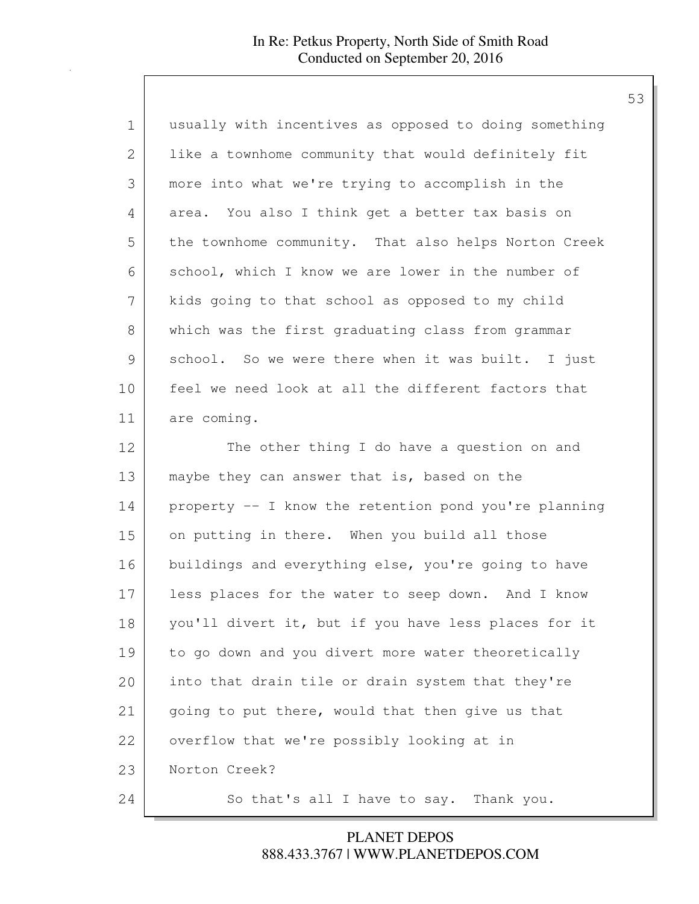usually with incentives as opposed to doing something like a townhome community that would definitely fit more into what we're trying to accomplish in the area. You also I think get a better tax basis on the townhome community. That also helps Norton Creek school, which I know we are lower in the number of kids going to that school as opposed to my child which was the first graduating class from grammar school. So we were there when it was built. I just feel we need look at all the different factors that are coming.

The other thing I do have a question on and maybe they can answer that is, based on the property -- I know the retention pond you're planning on putting in there. When you build all those buildings and everything else, you're going to have less places for the water to seep down. And I know you'll divert it, but if you have less places for it to go down and you divert more water theoretically into that drain tile or drain system that they're going to put there, would that then give us that overflow that we're possibly looking at in Norton Creek?

So that's all I have to say. Thank you.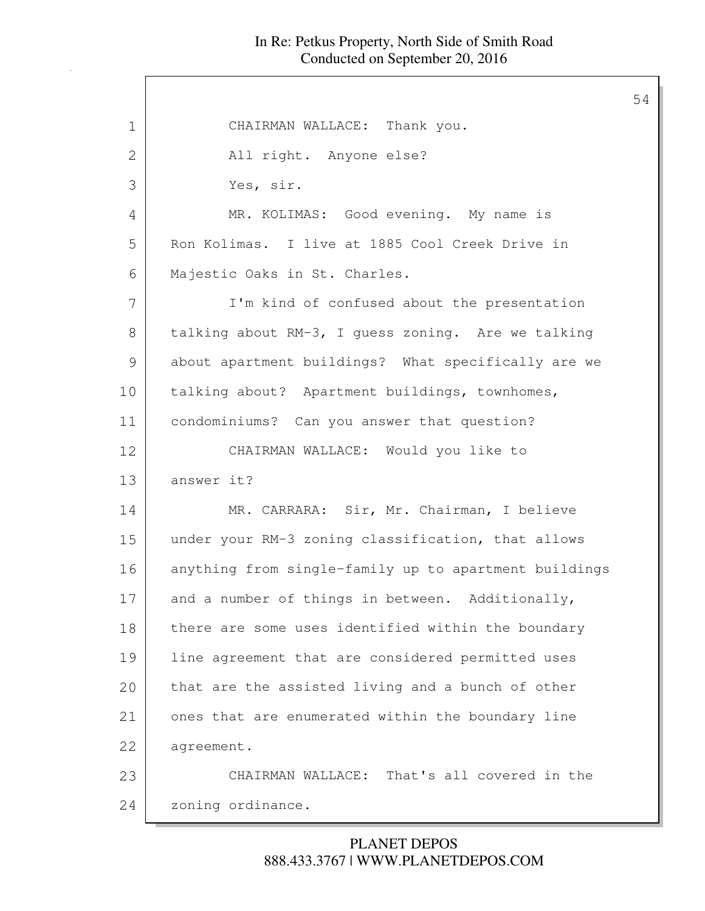CHAIRMAN WALLACE: Thank you.

All right. Anyone else?

Yes, sir.

MR. KOLIMAS: Good evening. My name is Ron Kolimas. I live at 1885 Cool Creek Drive in Majestic Oaks in St. Charles.

I'm kind of confused about the presentation talking about RM-3, I guess zoning. Are we talking about apartment buildings? What specifically are we talking about? Apartment buildings, townhomes, condominiums? Can you answer that question?

CHAIRMAN WALLACE: Would you like to answer it?

MR. CARRARA: Sir, Mr. Chairman, I believe under your RM-3 zoning classification, that allows anything from single-family up to apartment buildings and a number of things in between. Additionally, there are some uses identified within the boundary line agreement that are considered permitted uses that are the assisted living and a bunch of other ones that are enumerated within the boundary line agreement.

CHAIRMAN WALLACE: That's all covered in the zoning ordinance.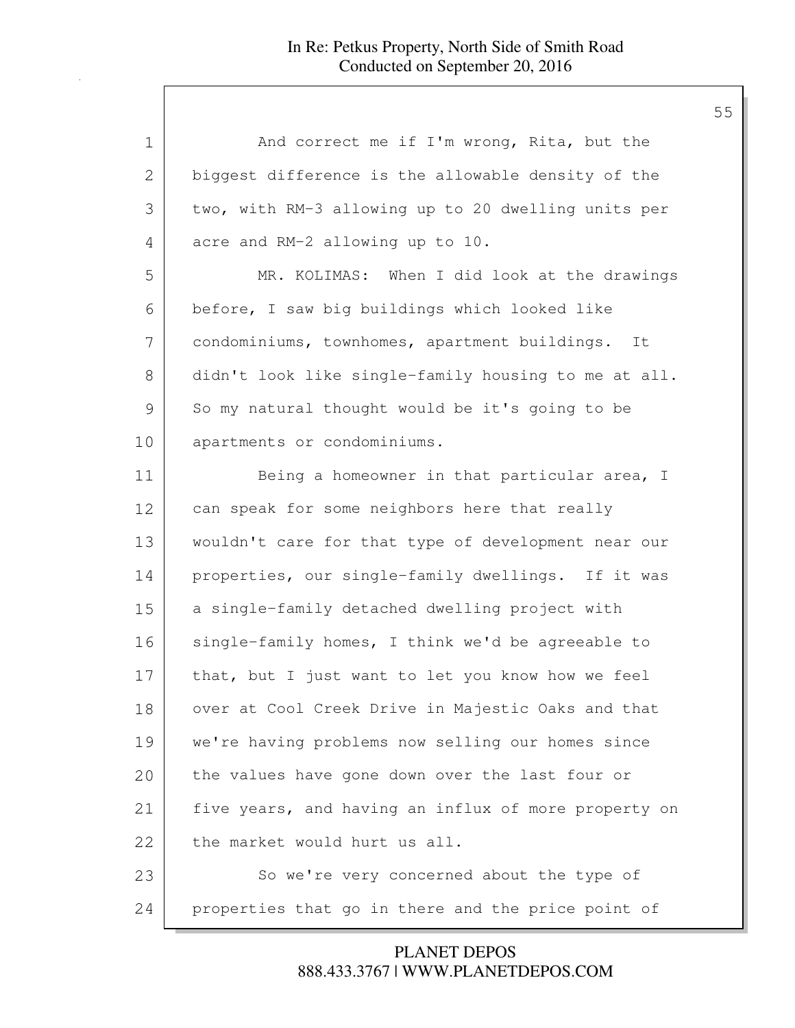And correct me if I'm wrong, Rita, but the biggest difference is the allowable density of the two, with RM-3 allowing up to 20 dwelling units per acre and RM-2 allowing up to 10.

MR. KOLIMAS: When I did look at the drawings before, I saw big buildings which looked like condominiums, townhomes, apartment buildings. It didn't look like single-family housing to me at all. So my natural thought would be it's going to be apartments or condominiums.

Being a homeowner in that particular area, I can speak for some neighbors here that really wouldn't care for that type of development near our properties, our single-family dwellings. If it was a single-family detached dwelling project with single-family homes, I think we'd be agreeable to that, but I just want to let you know how we feel over at Cool Creek Drive in Majestic Oaks and that we're having problems now selling our homes since the values have gone down over the last four or five years, and having an influx of more property on the market would hurt us all.

So we're very concerned about the type of properties that go in there and the price point of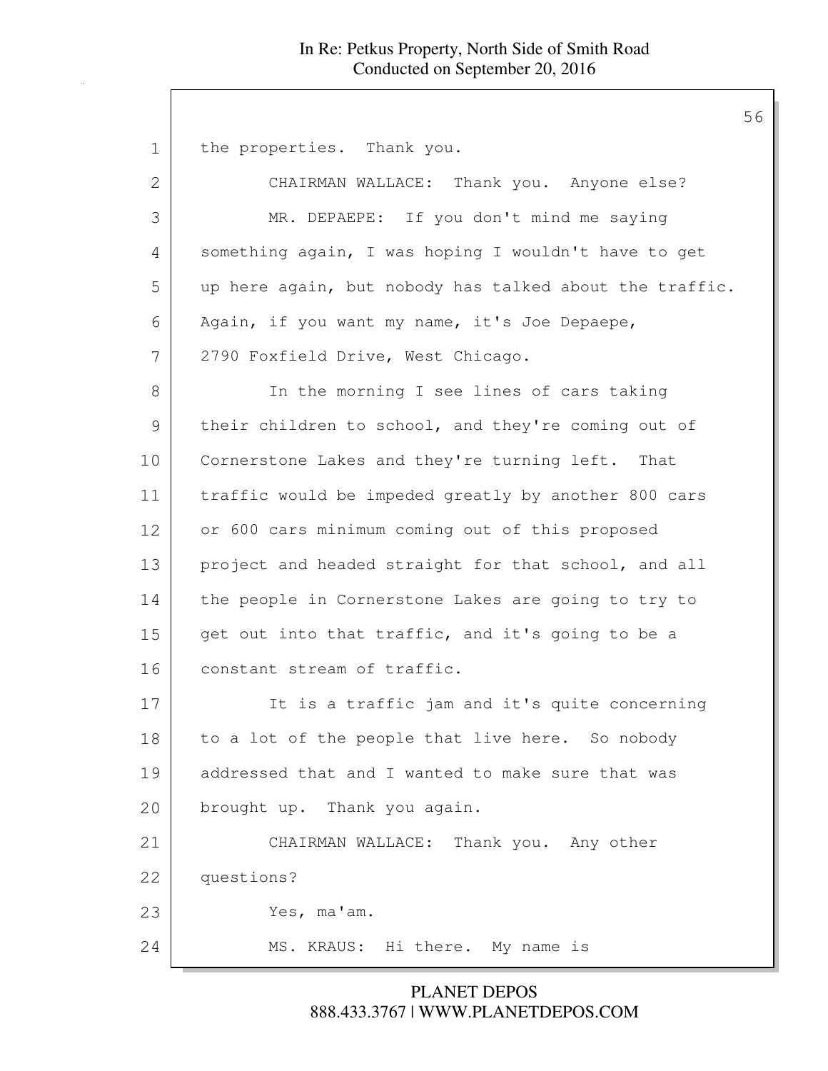the properties. Thank you.

CHAIRMAN WALLACE: Thank you. Anyone else?

MR. DEPAEPE: If you don't mind me saying something again, I was hoping I wouldn't have to get up here again, but nobody has talked about the traffic. Again, if you want my name, it's Joe Depaepe, 2790 Foxfield Drive, West Chicago.

In the morning I see lines of cars taking their children to school, and they're coming out of Cornerstone Lakes and they're turning left. That traffic would be impeded greatly by another 800 cars or 600 cars minimum coming out of this proposed project and headed straight for that school, and all the people in Cornerstone Lakes are going to try to get out into that traffic, and it's going to be a constant stream of traffic.

It is a traffic jam and it's quite concerning to a lot of the people that live here. So nobody addressed that and I wanted to make sure that was brought up. Thank you again.

CHAIRMAN WALLACE: Thank you. Any other questions?

Yes, ma'am.

MS. KRAUS: Hi there. My name is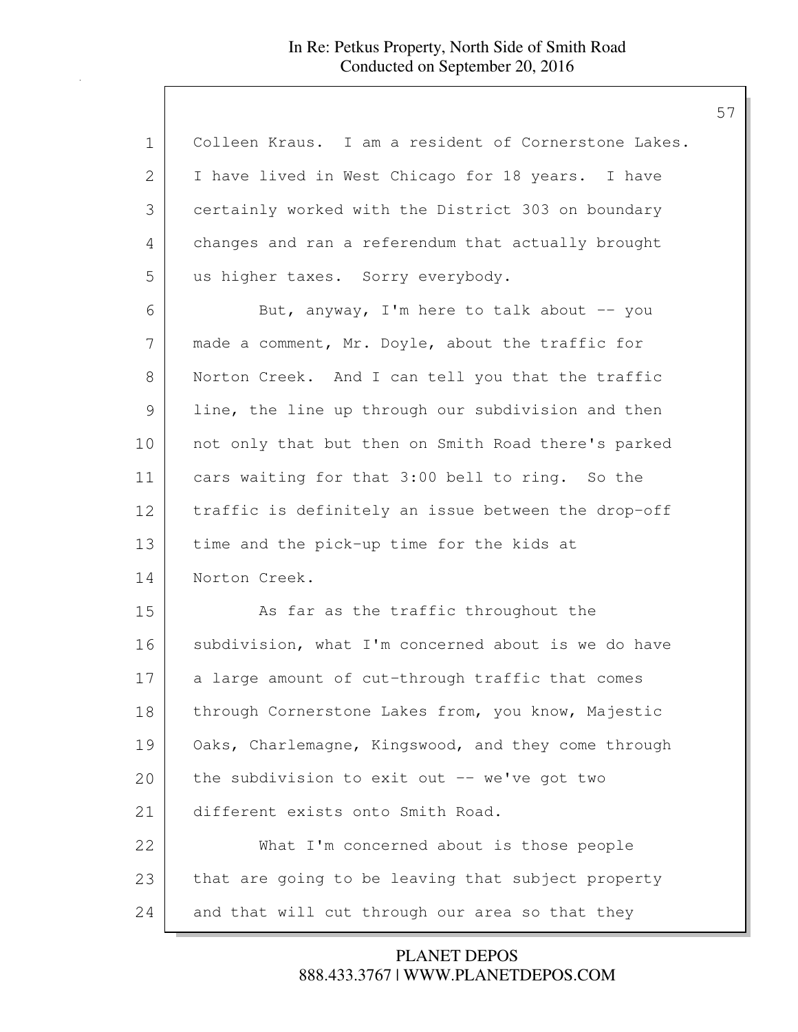Colleen Kraus. I am a resident of Cornerstone Lakes. I have lived in West Chicago for 18 years. I have certainly worked with the District 303 on boundary changes and ran a referendum that actually brought us higher taxes. Sorry everybody.

But, anyway, I'm here to talk about -- you made a comment, Mr. Doyle, about the traffic for Norton Creek. And I can tell you that the traffic line, the line up through our subdivision and then not only that but then on Smith Road there's parked cars waiting for that 3:00 bell to ring. So the traffic is definitely an issue between the drop-off time and the pick-up time for the kids at Norton Creek.

As far as the traffic throughout the subdivision, what I'm concerned about is we do have a large amount of cut-through traffic that comes through Cornerstone Lakes from, you know, Majestic Oaks, Charlemagne, Kingswood, and they come through the subdivision to exit out -- we've got two different exists onto Smith Road.

What I'm concerned about is those people that are going to be leaving that subject property and that will cut through our area so that they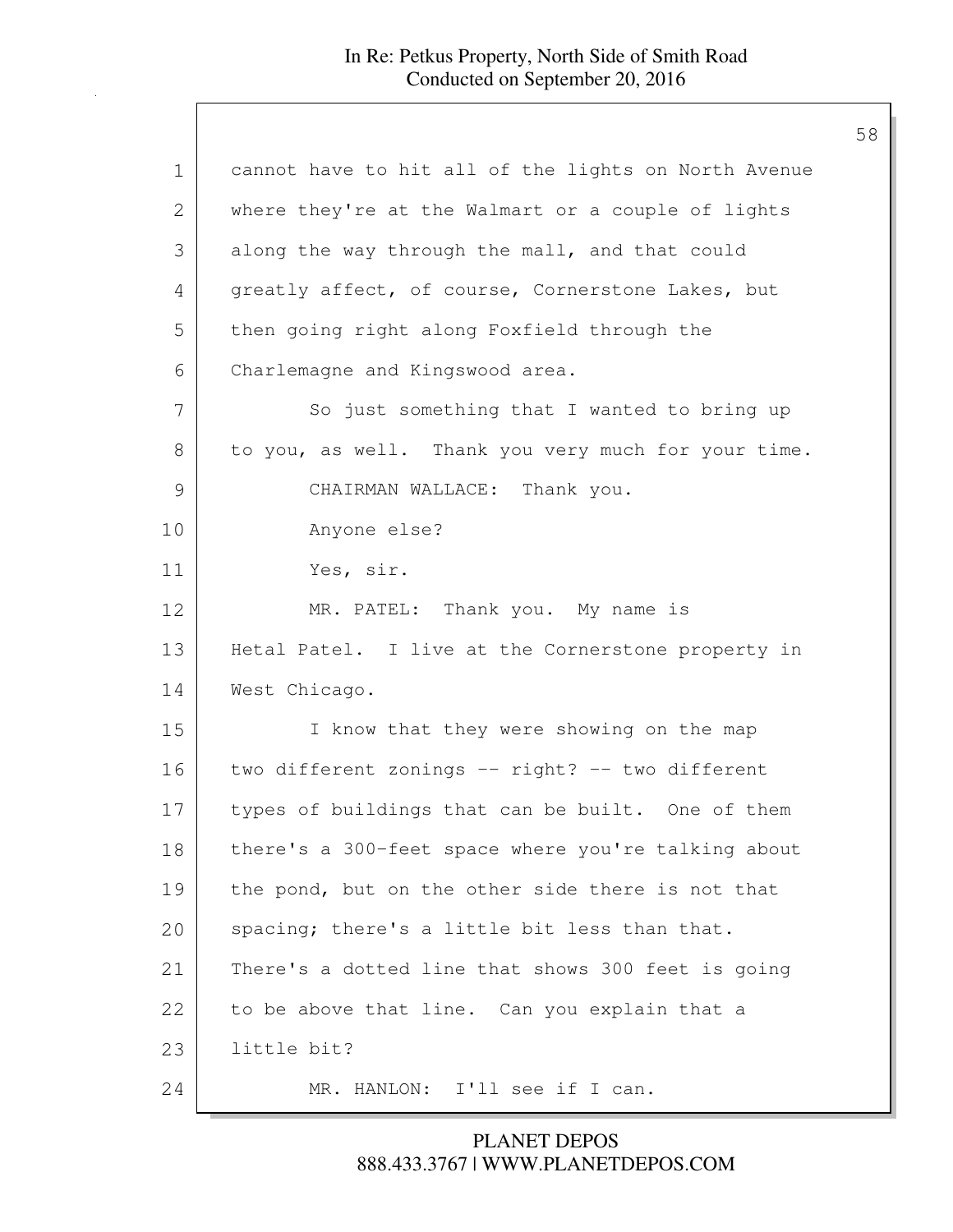cannot have to hit all of the lights on North Avenue where they're at the Walmart or a couple of lights along the way through the mall, and that could greatly affect, of course, Cornerstone Lakes, but then going right along Foxfield through the Charlemagne and Kingswood area.

So just something that I wanted to bring up to you, as well. Thank you very much for your time.

CHAIRMAN WALLACE: Thank you.

Anyone else?

Yes, sir.

MR. PATEL: Thank you. My name is Hetal Patel. I live at the Cornerstone property in West Chicago.

I know that they were showing on the map two different zonings -- right? -- two different types of buildings that can be built. One of them there's a 300-feet space where you're talking about the pond, but on the other side there is not that spacing; there's a little bit less than that. There's a dotted line that shows 300 feet is going to be above that line. Can you explain that a little bit?

MR. HANLON: I'll see if I can.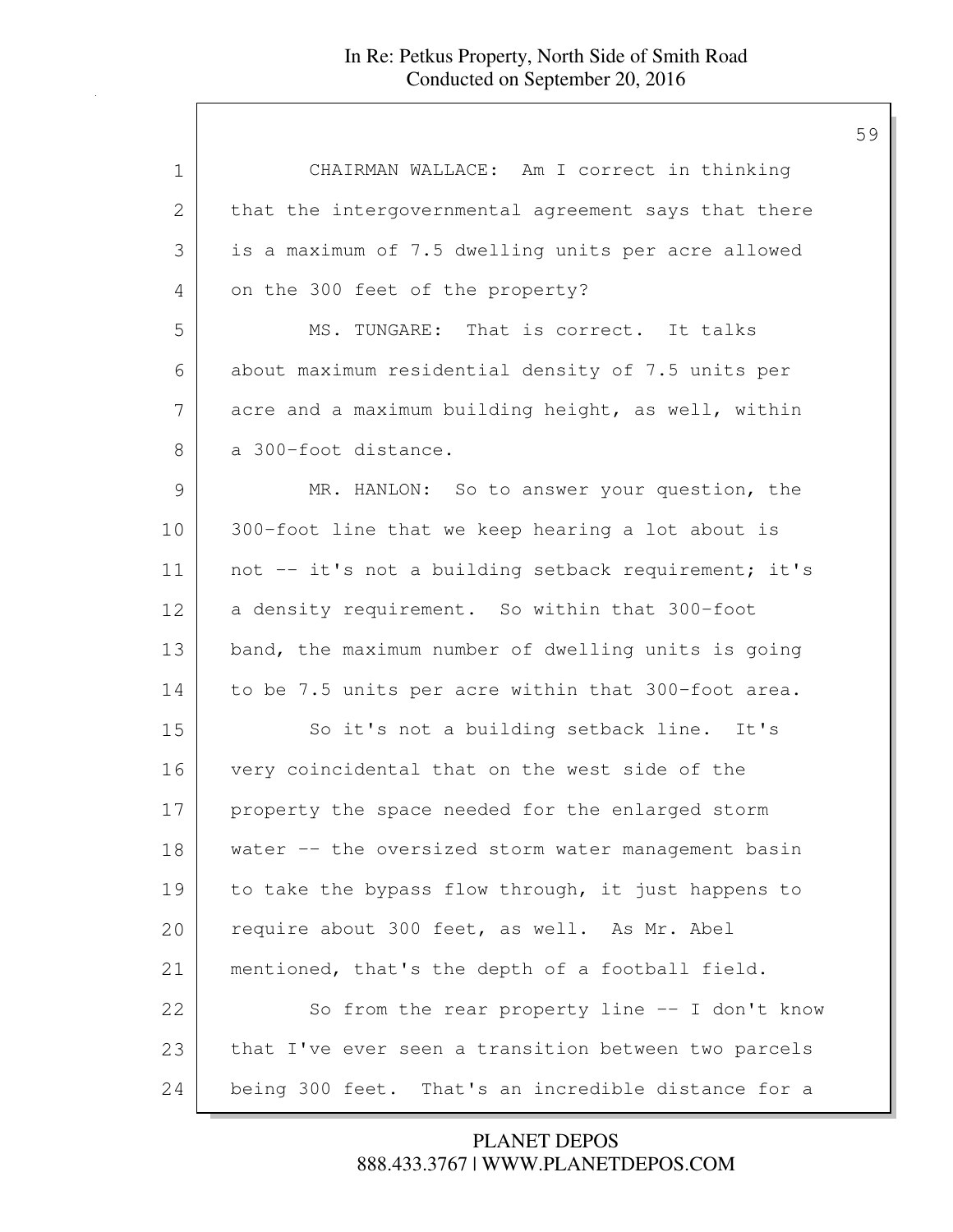CHAIRMAN WALLACE: Am I correct in thinking that the intergovernmental agreement says that there is a maximum of 7.5 dwelling units per acre allowed on the 300 feet of the property?

MS. TUNGARE: That is correct. It talks about maximum residential density of 7.5 units per acre and a maximum building height, as well, within a 300-foot distance.

MR. HANLON: So to answer your question, the 300-foot line that we keep hearing a lot about is not -- it's not a building setback requirement; it's a density requirement. So within that 300-foot band, the maximum number of dwelling units is going to be 7.5 units per acre within that 300-foot area.

So it's not a building setback line. It's very coincidental that on the west side of the property the space needed for the enlarged storm water -- the oversized storm water management basin to take the bypass flow through, it just happens to require about 300 feet, as well. As Mr. Abel mentioned, that's the depth of a football field.

So from the rear property line -- I don't know that I've ever seen a transition between two parcels being 300 feet. That's an incredible distance for a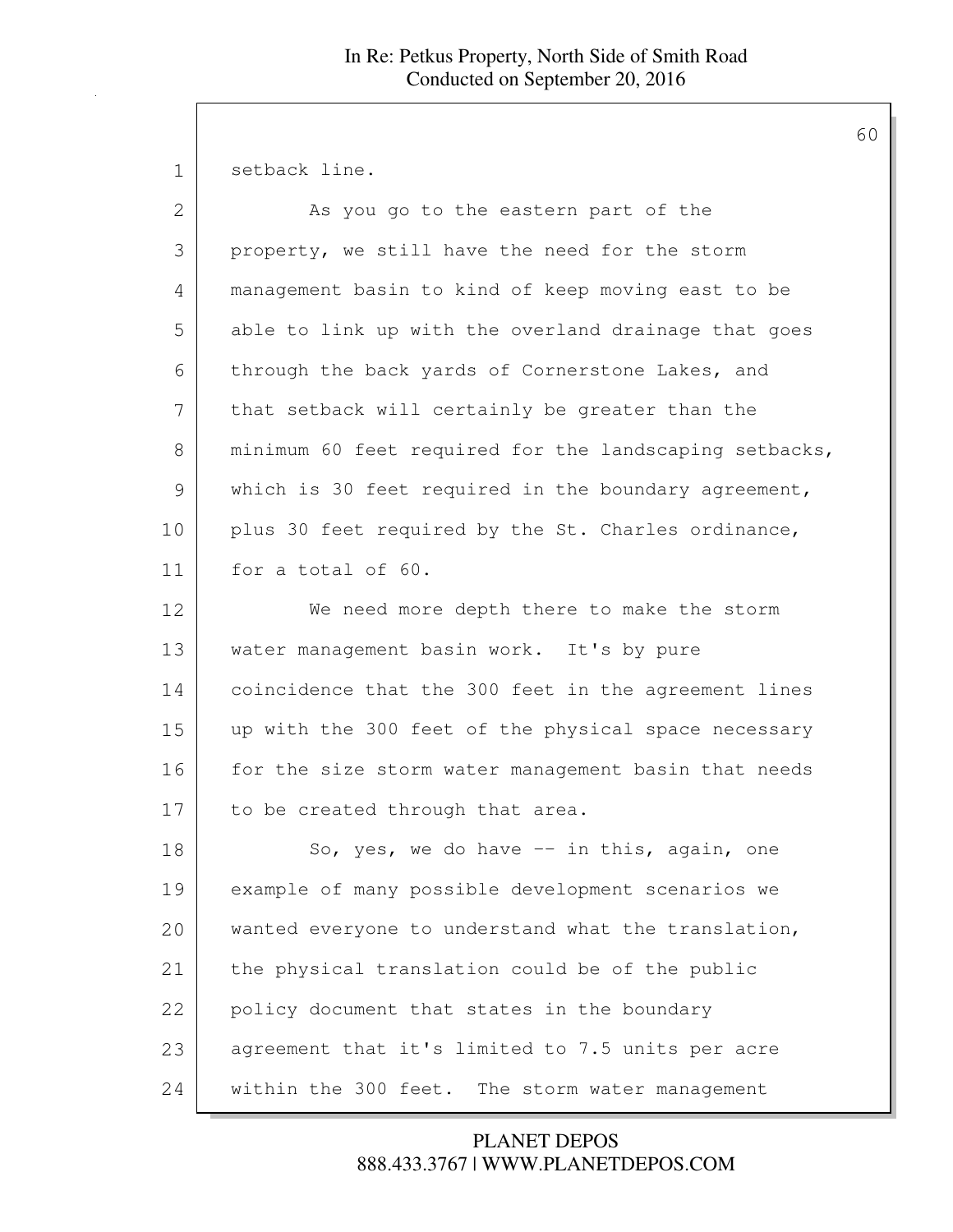setback line.

As you go to the eastern part of the property, we still have the need for the storm management basin to kind of keep moving east to be able to link up with the overland drainage that goes through the back yards of Cornerstone Lakes, and that setback will certainly be greater than the minimum 60 feet required for the landscaping setbacks, which is 30 feet required in the boundary agreement, plus 30 feet required by the St. Charles ordinance, for a total of 60.

We need more depth there to make the storm water management basin work. It's by pure coincidence that the 300 feet in the agreement lines up with the 300 feet of the physical space necessary for the size storm water management basin that needs to be created through that area.

So, yes, we do have -- in this, again, one example of many possible development scenarios we wanted everyone to understand what the translation, the physical translation could be of the public policy document that states in the boundary agreement that it's limited to 7.5 units per acre within the 300 feet. The storm water management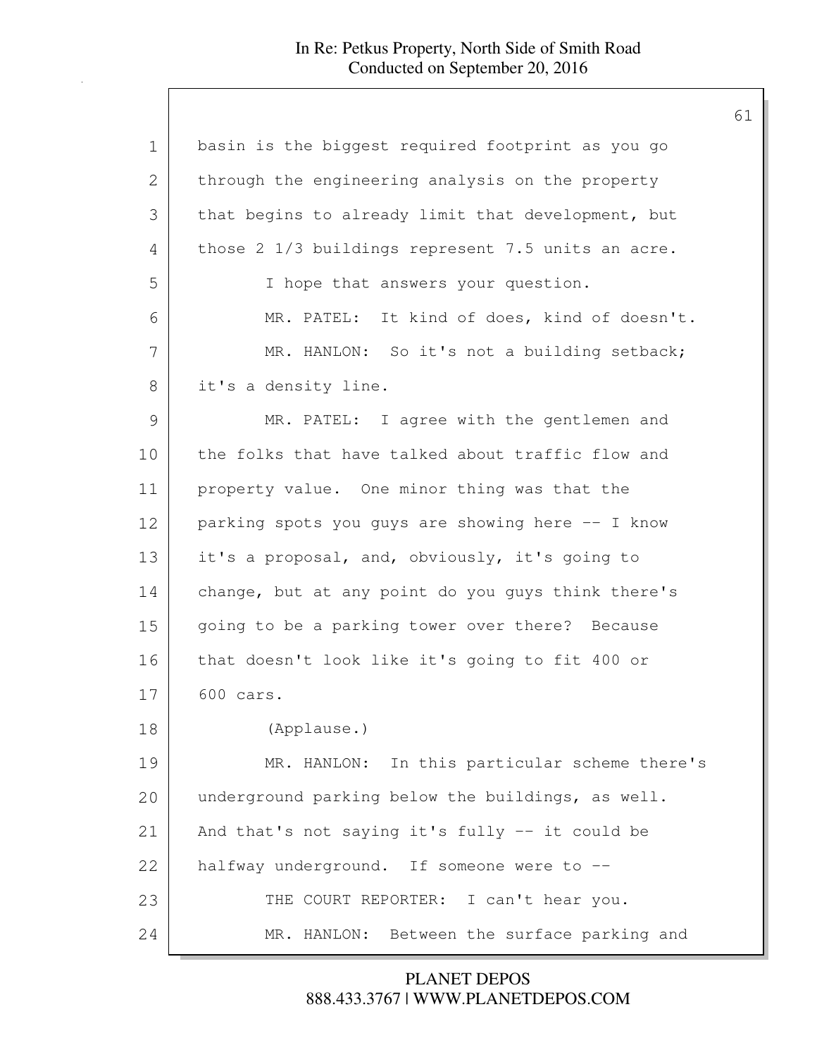basin is the biggest required footprint as you go through the engineering analysis on the property that begins to already limit that development, but those 2 1/3 buildings represent 7.5 units an acre.

I hope that answers your question.

MR. PATEL: It kind of does, kind of doesn't.

MR. HANLON: So it's not a building setback; it's a density line.

MR. PATEL: I agree with the gentlemen and the folks that have talked about traffic flow and property value. One minor thing was that the parking spots you guys are showing here -- I know it's a proposal, and, obviously, it's going to change, but at any point do you guys think there's going to be a parking tower over there? Because that doesn't look like it's going to fit 400 or 600 cars.

(Applause.)

MR. HANLON: In this particular scheme there's underground parking below the buildings, as well. And that's not saying it's fully -- it could be halfway underground. If someone were to --

THE COURT REPORTER: I can't hear you.

MR. HANLON: Between the surface parking and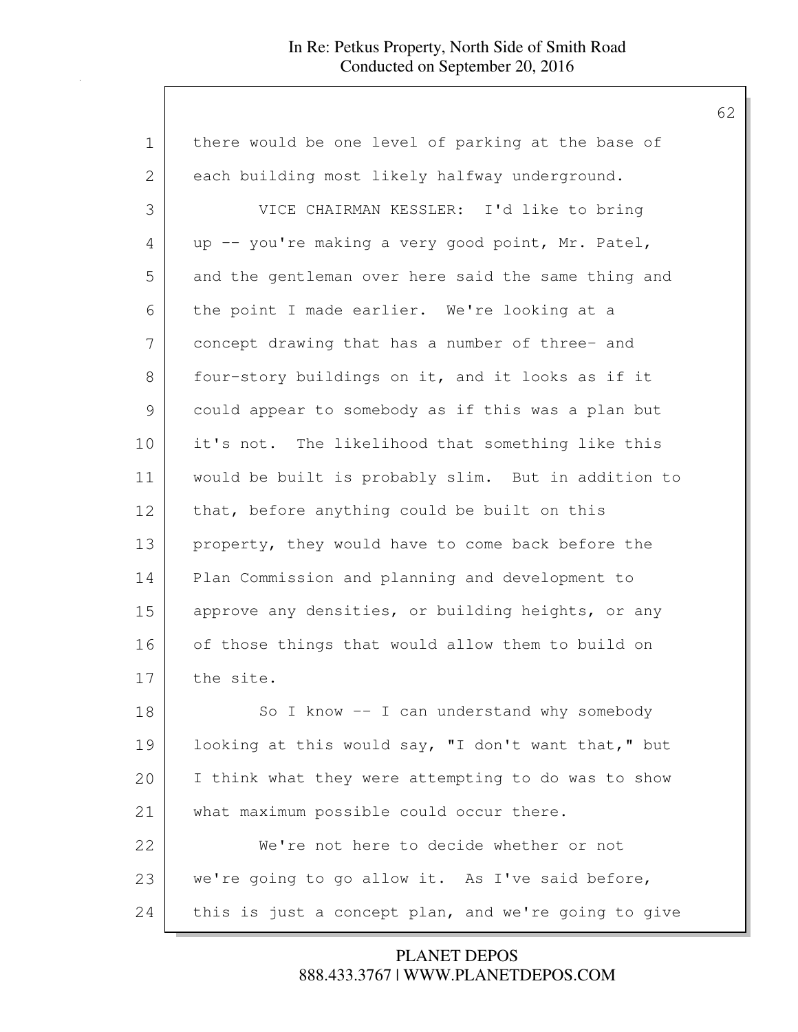there would be one level of parking at the base of each building most likely halfway underground.

VICE CHAIRMAN KESSLER: I'd like to bring up -- you're making a very good point, Mr. Patel, and the gentleman over here said the same thing and the point I made earlier. We're looking at a concept drawing that has a number of three- and four-story buildings on it, and it looks as if it could appear to somebody as if this was a plan but it's not. The likelihood that something like this would be built is probably slim. But in addition to that, before anything could be built on this property, they would have to come back before the Plan Commission and planning and development to approve any densities, or building heights, or any of those things that would allow them to build on the site.

So I know -- I can understand why somebody looking at this would say, "I don't want that," but I think what they were attempting to do was to show what maximum possible could occur there.

We're not here to decide whether or not we're going to go allow it. As I've said before, this is just a concept plan, and we're going to give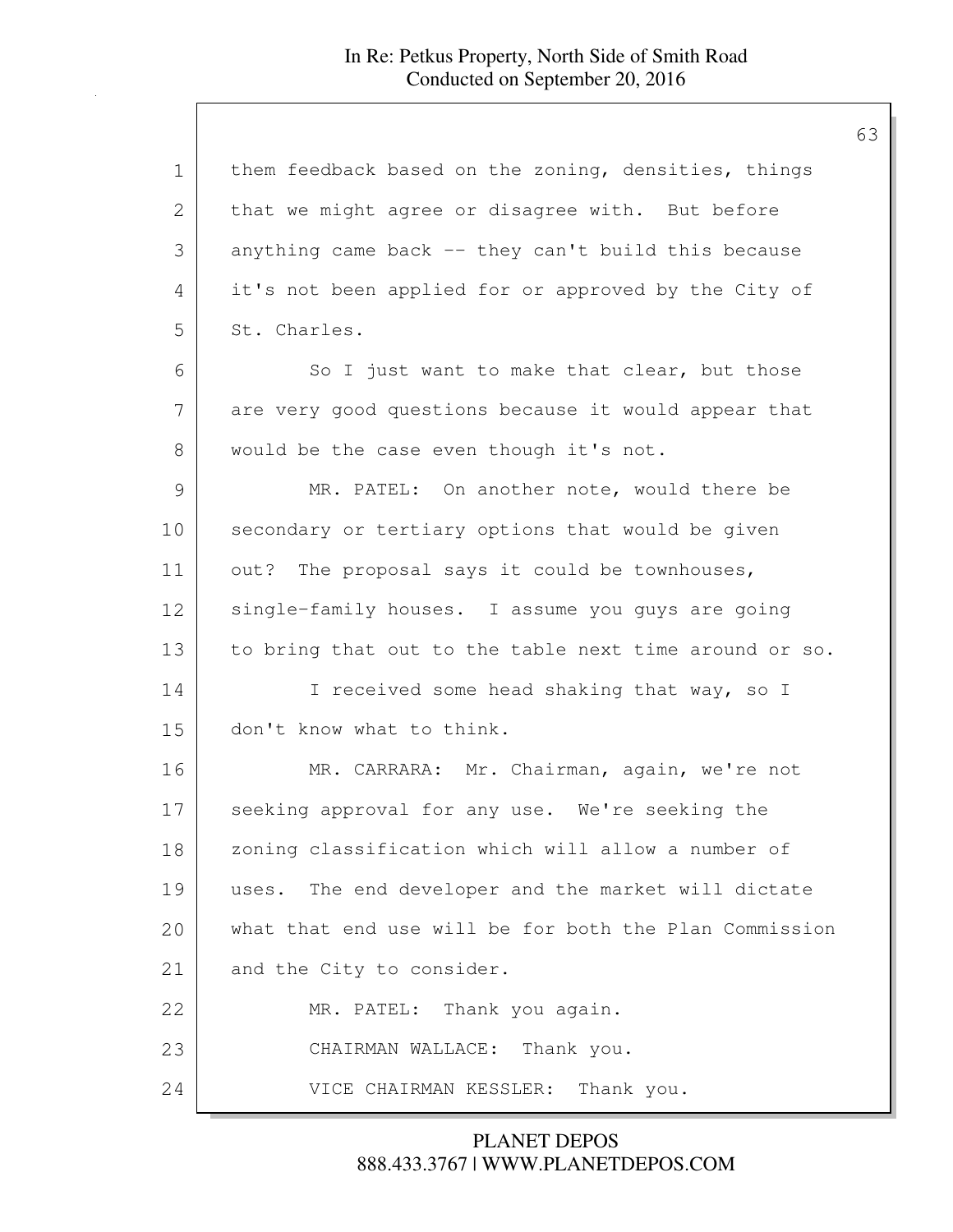them feedback based on the zoning, densities, things that we might agree or disagree with. But before anything came back -- they can't build this because it's not been applied for or approved by the City of St. Charles.

So I just want to make that clear, but those are very good questions because it would appear that would be the case even though it's not.

MR. PATEL: On another note, would there be secondary or tertiary options that would be given out? The proposal says it could be townhouses, single-family houses. I assume you guys are going to bring that out to the table next time around or so.

I received some head shaking that way, so I don't know what to think.

MR. CARRARA: Mr. Chairman, again, we're not seeking approval for any use. We're seeking the zoning classification which will allow a number of uses. The end developer and the market will dictate what that end use will be for both the Plan Commission and the City to consider.

MR. PATEL: Thank you again.

CHAIRMAN WALLACE: Thank you.

VICE CHAIRMAN KESSLER: Thank you.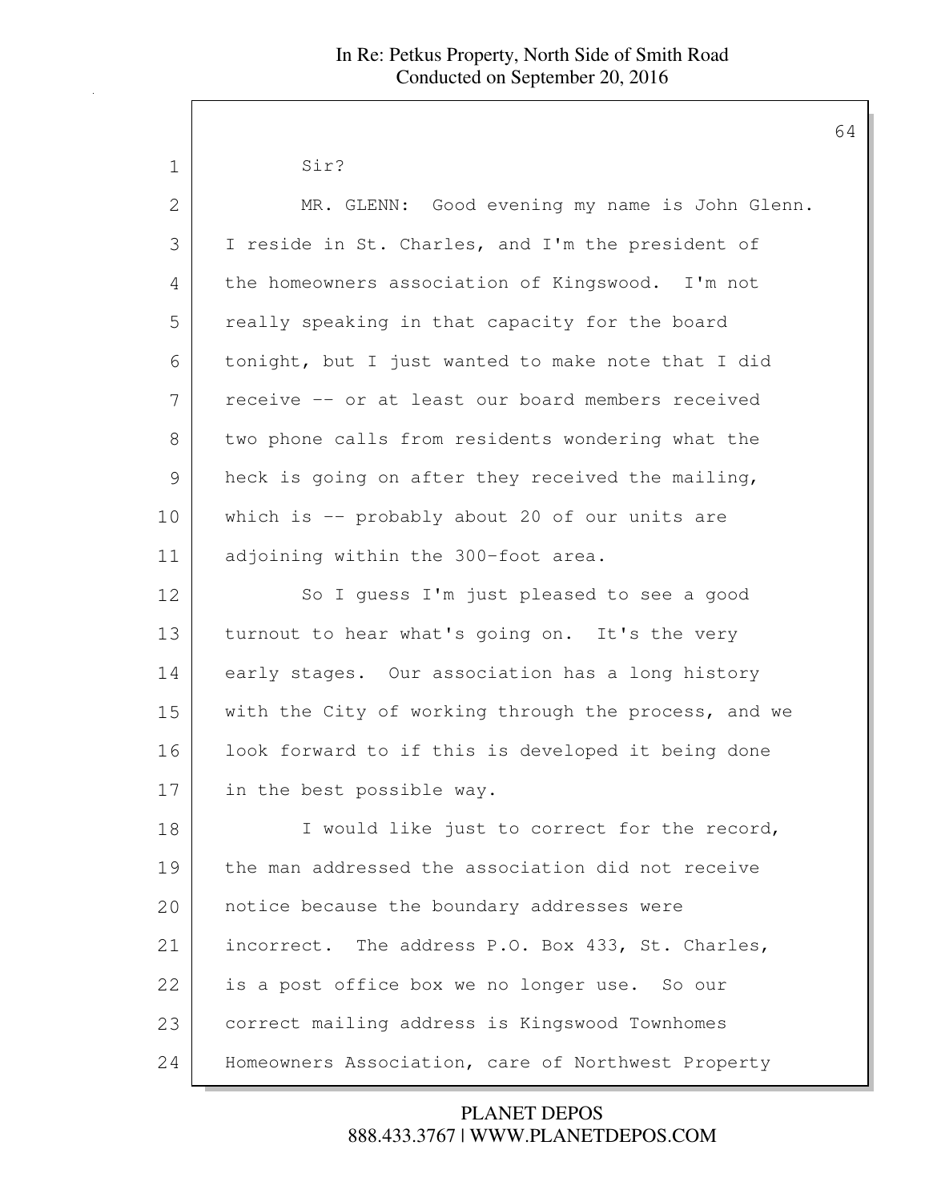Sir?

MR. GLENN: Good evening my name is John Glenn. I reside in St. Charles, and I'm the president of the homeowners association of Kingswood. I'm not really speaking in that capacity for the board tonight, but I just wanted to make note that I did receive -- or at least our board members received two phone calls from residents wondering what the heck is going on after they received the mailing, which is -- probably about 20 of our units are adjoining within the 300-foot area.

So I guess I'm just pleased to see a good turnout to hear what's going on. It's the very early stages. Our association has a long history with the City of working through the process, and we look forward to if this is developed it being done in the best possible way.

I would like just to correct for the record, the man addressed the association did not receive notice because the boundary addresses were incorrect. The address P.O. Box 433, St. Charles, is a post office box we no longer use. So our correct mailing address is Kingswood Townhomes Homeowners Association, care of Northwest Property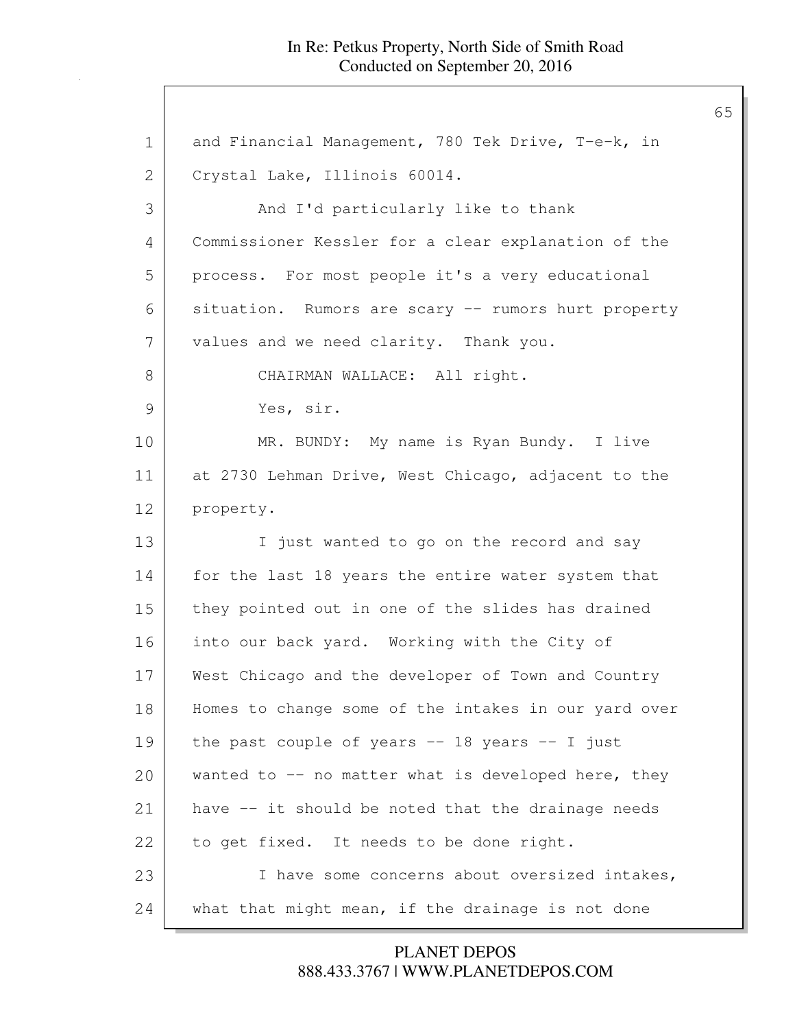and Financial Management, 780 Tek Drive, T-e-k, in Crystal Lake, Illinois 60014.

And I'd particularly like to thank Commissioner Kessler for a clear explanation of the process. For most people it's a very educational situation. Rumors are scary -- rumors hurt property values and we need clarity. Thank you.

CHAIRMAN WALLACE: All right.

Yes, sir.

MR. BUNDY: My name is Ryan Bundy. I live at 2730 Lehman Drive, West Chicago, adjacent to the property.

I just wanted to go on the record and say for the last 18 years the entire water system that they pointed out in one of the slides has drained into our back yard. Working with the City of West Chicago and the developer of Town and Country Homes to change some of the intakes in our yard over the past couple of years -- 18 years -- I just wanted to -- no matter what is developed here, they have -- it should be noted that the drainage needs to get fixed. It needs to be done right.

I have some concerns about oversized intakes, what that might mean, if the drainage is not done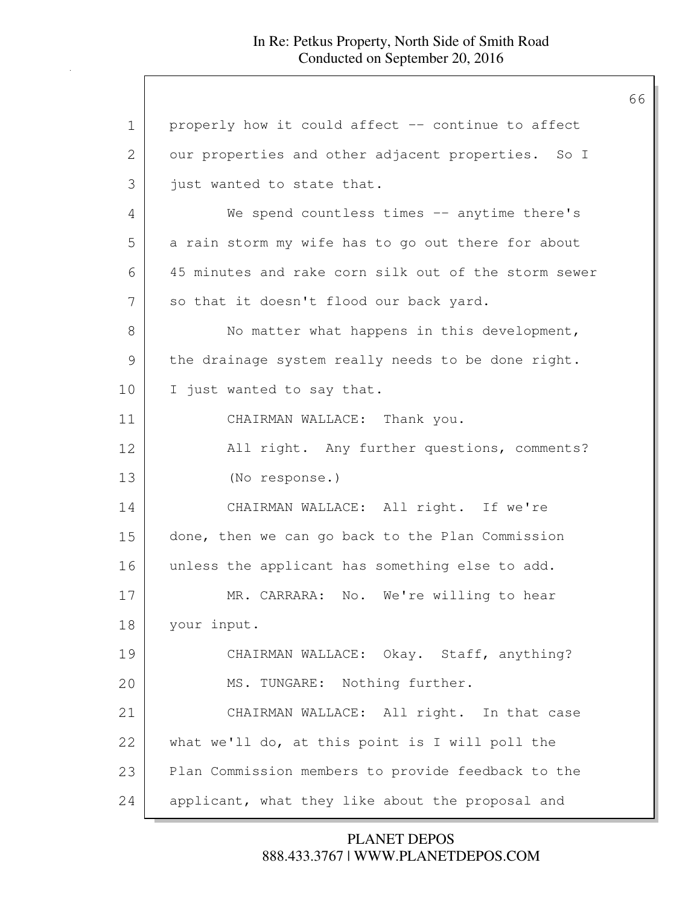properly how it could affect -- continue to affect our properties and other adjacent properties. So I just wanted to state that.

We spend countless times -- anytime there's a rain storm my wife has to go out there for about 45 minutes and rake corn silk out of the storm sewer so that it doesn't flood our back yard.

No matter what happens in this development, the drainage system really needs to be done right. I just wanted to say that.

CHAIRMAN WALLACE: Thank you.

All right. Any further questions, comments?

(No response.)

CHAIRMAN WALLACE: All right. If we're done, then we can go back to the Plan Commission unless the applicant has something else to add.

MR. CARRARA: No. We're willing to hear your input.

CHAIRMAN WALLACE: Okay. Staff, anything?

MS. TUNGARE: Nothing further.

CHAIRMAN WALLACE: All right. In that case what we'll do, at this point is I will poll the Plan Commission members to provide feedback to the applicant, what they like about the proposal and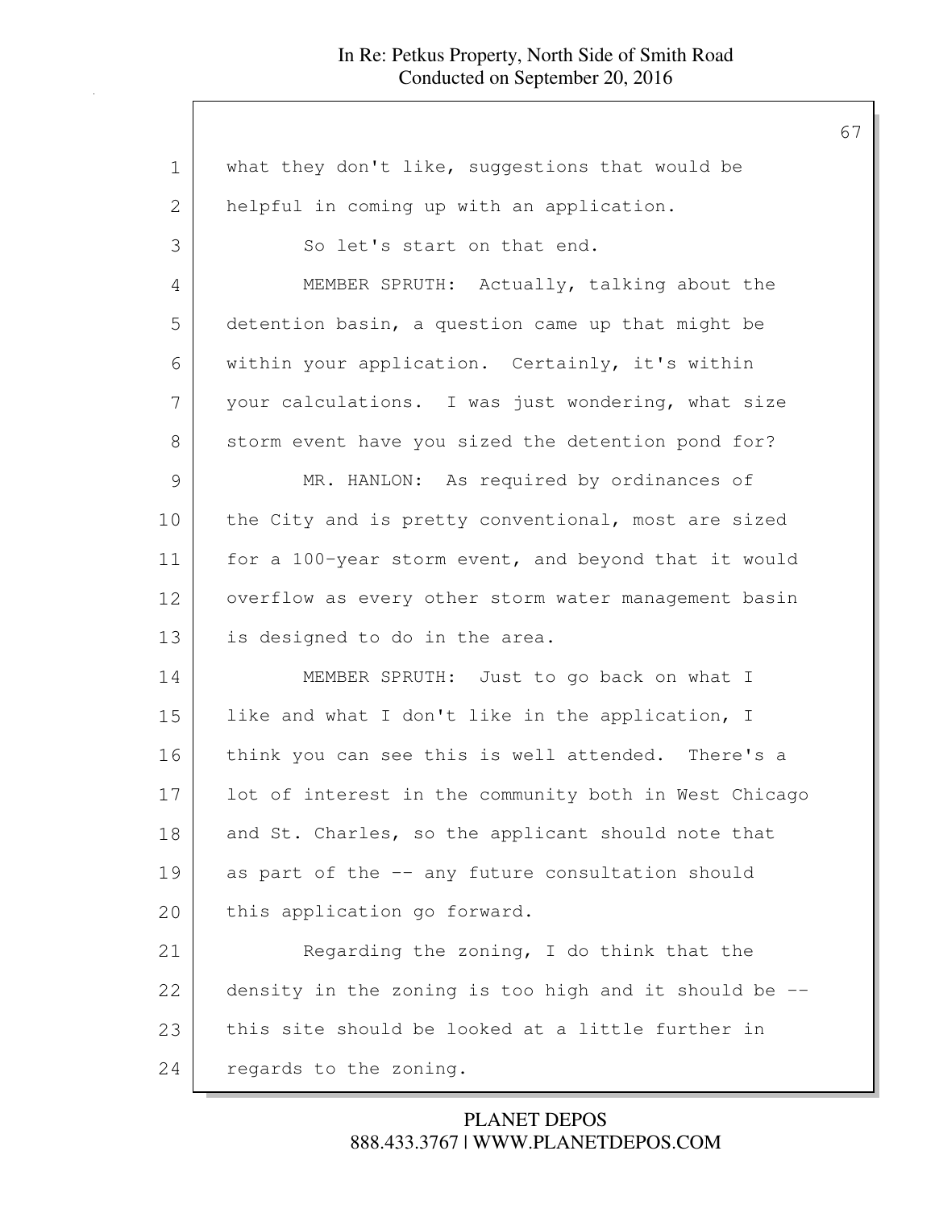what they don't like, suggestions that would be helpful in coming up with an application.

So let's start on that end.

MEMBER SPRUTH: Actually, talking about the detention basin, a question came up that might be within your application. Certainly, it's within your calculations. I was just wondering, what size storm event have you sized the detention pond for?

MR. HANLON: As required by ordinances of the City and is pretty conventional, most are sized for a 100-year storm event, and beyond that it would overflow as every other storm water management basin is designed to do in the area.

MEMBER SPRUTH: Just to go back on what I like and what I don't like in the application, I think you can see this is well attended. There's a lot of interest in the community both in West Chicago and St. Charles, so the applicant should note that as part of the -- any future consultation should this application go forward.

Regarding the zoning, I do think that the density in the zoning is too high and it should be -- this site should be looked at a little further in regards to the zoning.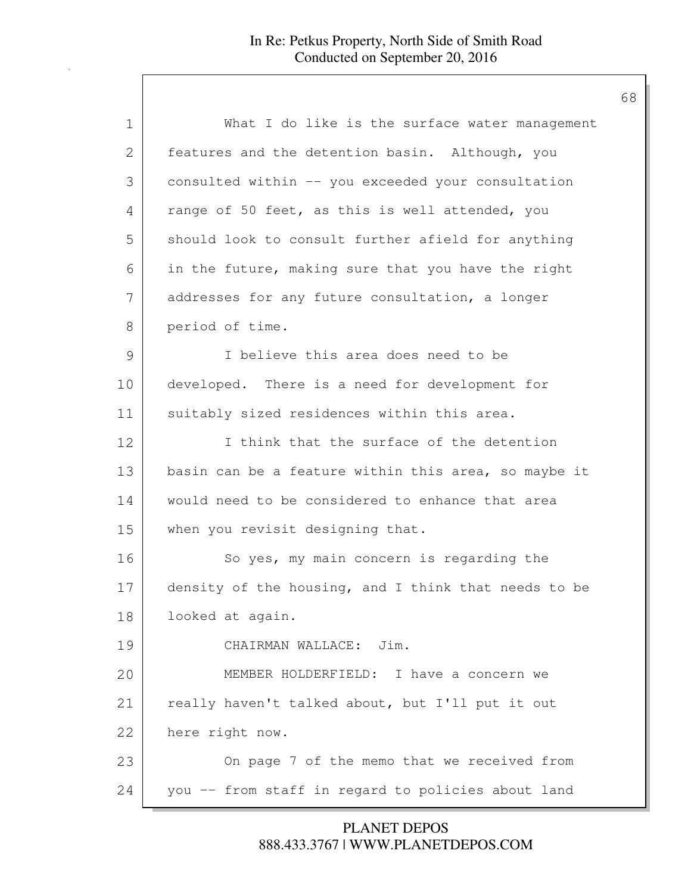What I do like is the surface water management features and the detention basin. Although, you consulted within -- you exceeded your consultation range of 50 feet, as this is well attended, you should look to consult further afield for anything in the future, making sure that you have the right addresses for any future consultation, a longer period of time.

I believe this area does need to be developed. There is a need for development for suitably sized residences within this area.

I think that the surface of the detention basin can be a feature within this area, so maybe it would need to be considered to enhance that area when you revisit designing that.

So yes, my main concern is regarding the density of the housing, and I think that needs to be looked at again.

CHAIRMAN WALLACE: Jim.

MEMBER HOLDERFIELD: I have a concern we really haven't talked about, but I'll put it out here right now.

On page 7 of the memo that we received from you -- from staff in regard to policies about land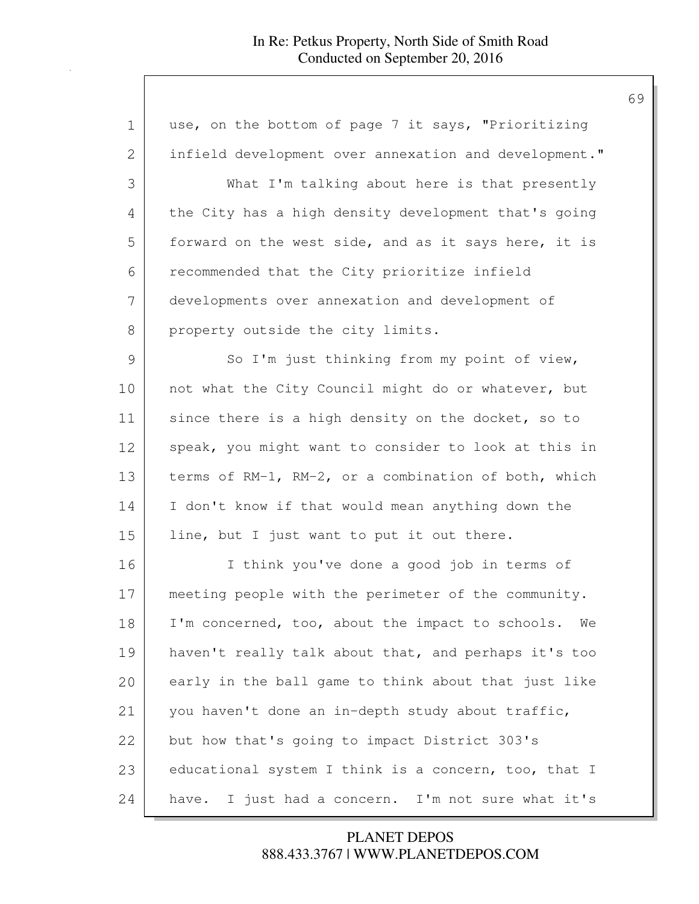use, on the bottom of page 7 it says, "Prioritizing infield development over annexation and development."

What I'm talking about here is that presently the City has a high density development that's going forward on the west side, and as it says here, it is recommended that the City prioritize infield developments over annexation and development of property outside the city limits.

So I'm just thinking from my point of view, not what the City Council might do or whatever, but since there is a high density on the docket, so to speak, you might want to consider to look at this in terms of RM-1, RM-2, or a combination of both, which I don't know if that would mean anything down the line, but I just want to put it out there.

I think you've done a good job in terms of meeting people with the perimeter of the community. I'm concerned, too, about the impact to schools. We haven't really talk about that, and perhaps it's too early in the ball game to think about that just like you haven't done an in-depth study about traffic, but how that's going to impact District 303's educational system I think is a concern, too, that I have. I just had a concern. I'm not sure what it's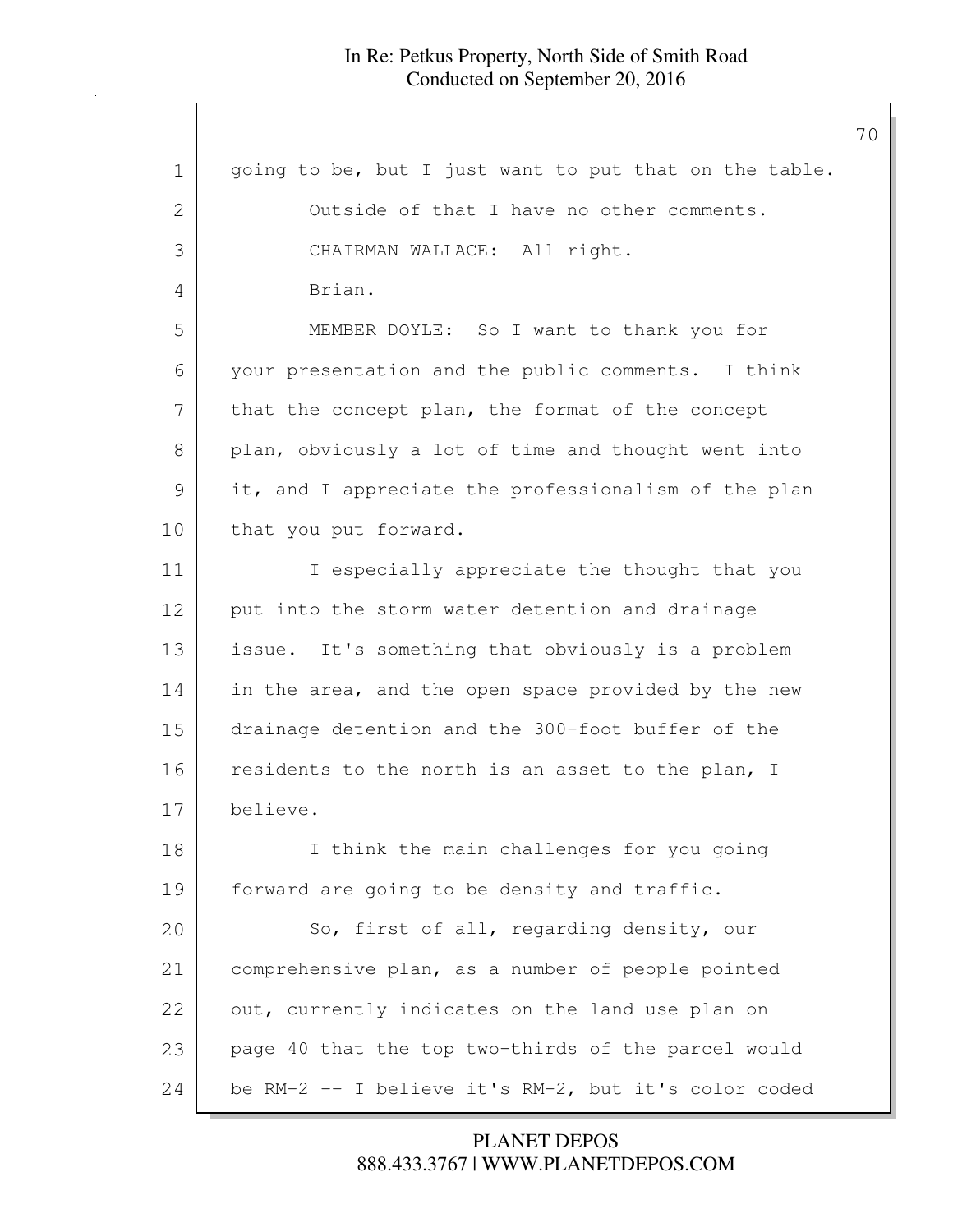going to be, but I just want to put that on the table.

Outside of that I have no other comments.

CHAIRMAN WALLACE: All right.

Brian.

MEMBER DOYLE: So I want to thank you for your presentation and the public comments. I think that the concept plan, the format of the concept plan, obviously a lot of time and thought went into it, and I appreciate the professionalism of the plan that you put forward.

I especially appreciate the thought that you put into the storm water detention and drainage issue. It's something that obviously is a problem in the area, and the open space provided by the new drainage detention and the 300-foot buffer of the residents to the north is an asset to the plan, I believe.

I think the main challenges for you going forward are going to be density and traffic.

So, first of all, regarding density, our comprehensive plan, as a number of people pointed out, currently indicates on the land use plan on page 40 that the top two-thirds of the parcel would be RM-2 -- I believe it's RM-2, but it's color coded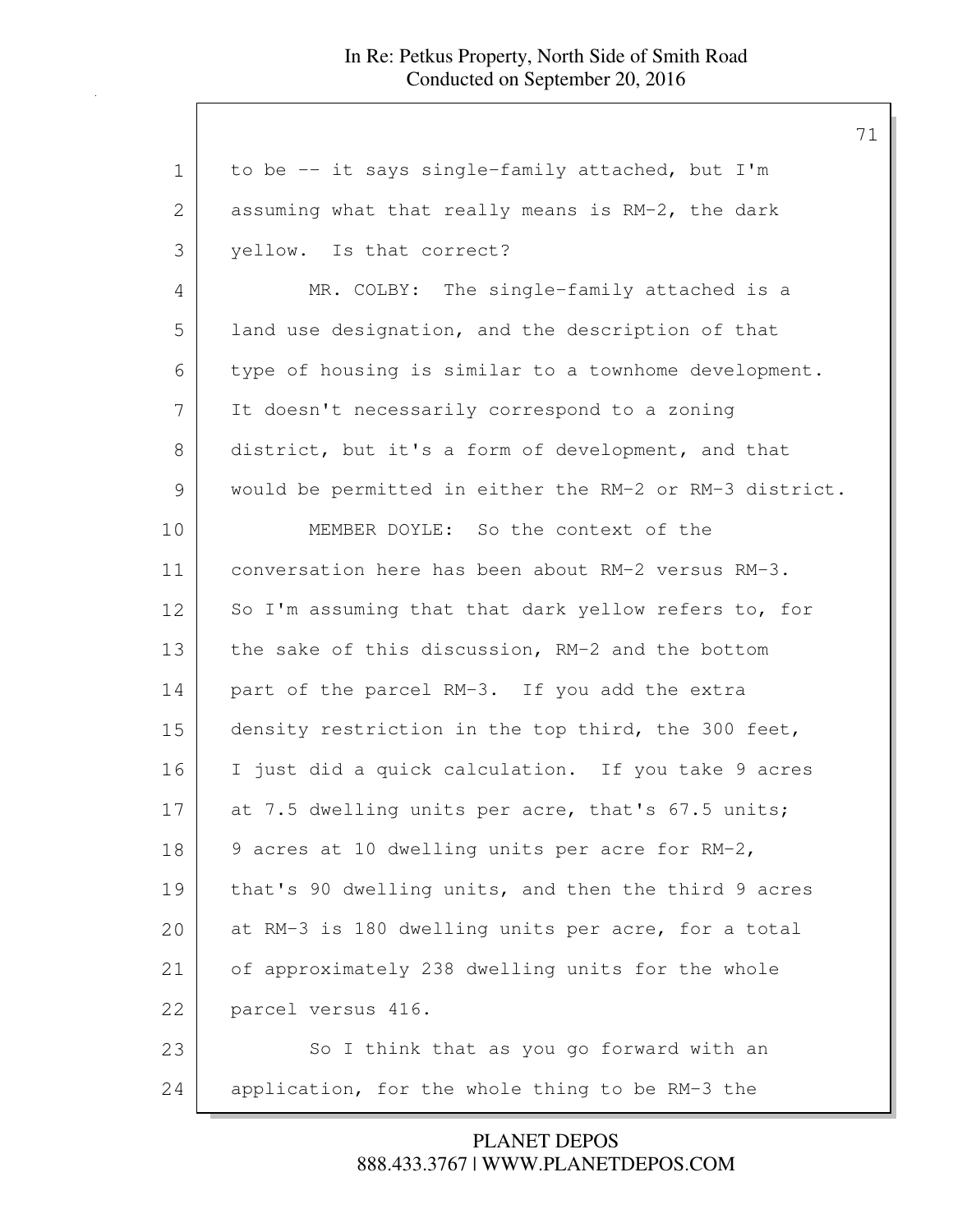to be -- it says single-family attached, but I'm assuming what that really means is RM-2, the dark yellow. Is that correct?

MR. COLBY: The single-family attached is a land use designation, and the description of that type of housing is similar to a townhome development. It doesn't necessarily correspond to a zoning district, but it's a form of development, and that would be permitted in either the RM-2 or RM-3 district.

MEMBER DOYLE: So the context of the conversation here has been about RM-2 versus RM-3. So I'm assuming that that dark yellow refers to, for the sake of this discussion, RM-2 and the bottom part of the parcel RM-3. If you add the extra density restriction in the top third, the 300 feet, I just did a quick calculation. If you take 9 acres at 7.5 dwelling units per acre, that's 67.5 units; 9 acres at 10 dwelling units per acre for RM-2, that's 90 dwelling units, and then the third 9 acres at RM-3 is 180 dwelling units per acre, for a total of approximately 238 dwelling units for the whole parcel versus 416.

So I think that as you go forward with an application, for the whole thing to be RM-3 the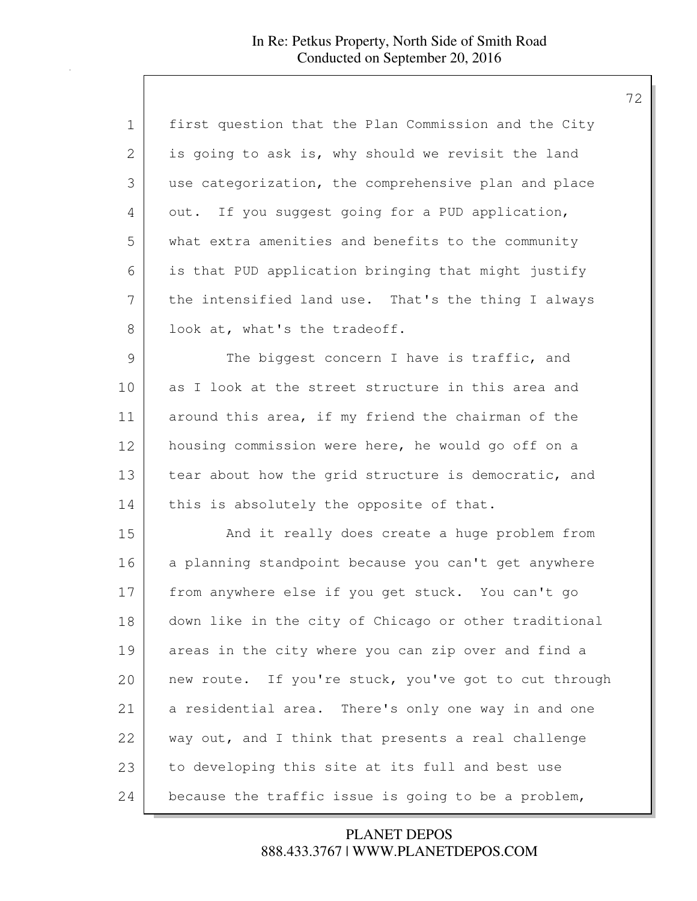first question that the Plan Commission and the City is going to ask is, why should we revisit the land use categorization, the comprehensive plan and place out. If you suggest going for a PUD application, what extra amenities and benefits to the community is that PUD application bringing that might justify the intensified land use. That's the thing I always look at, what's the tradeoff.

The biggest concern I have is traffic, and as I look at the street structure in this area and around this area, if my friend the chairman of the housing commission were here, he would go off on a tear about how the grid structure is democratic, and this is absolutely the opposite of that.

And it really does create a huge problem from a planning standpoint because you can't get anywhere from anywhere else if you get stuck. You can't go down like in the city of Chicago or other traditional areas in the city where you can zip over and find a new route. If you're stuck, you've got to cut through a residential area. There's only one way in and one way out, and I think that presents a real challenge to developing this site at its full and best use because the traffic issue is going to be a problem,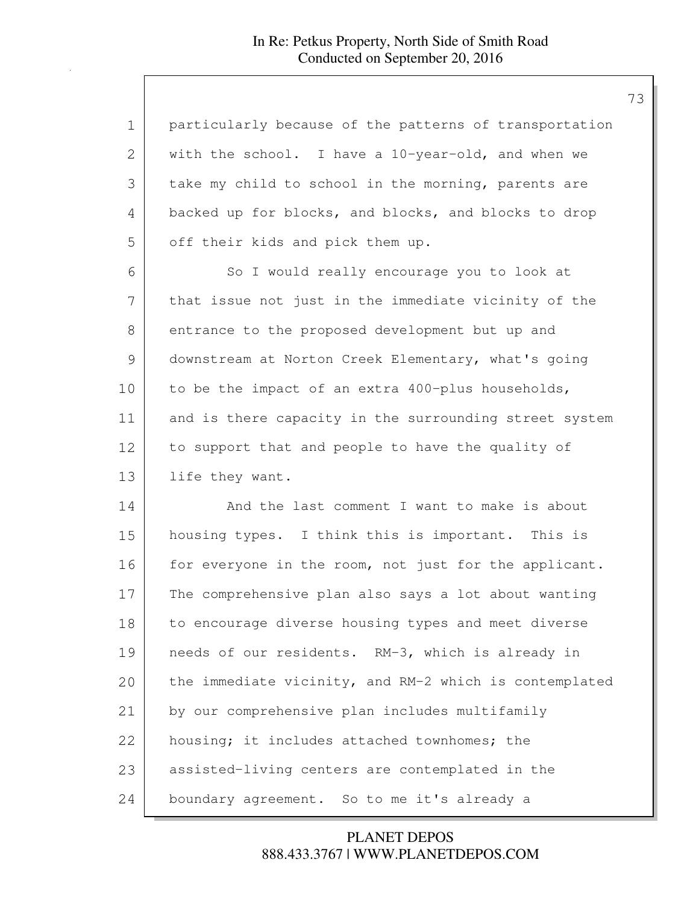particularly because of the patterns of transportation with the school. I have a 10-year-old, and when we take my child to school in the morning, parents are backed up for blocks, and blocks, and blocks to drop off their kids and pick them up.

So I would really encourage you to look at that issue not just in the immediate vicinity of the entrance to the proposed development but up and downstream at Norton Creek Elementary, what's going to be the impact of an extra 400-plus households, and is there capacity in the surrounding street system to support that and people to have the quality of life they want.

And the last comment I want to make is about housing types. I think this is important. This is for everyone in the room, not just for the applicant. The comprehensive plan also says a lot about wanting to encourage diverse housing types and meet diverse needs of our residents. RM-3, which is already in the immediate vicinity, and RM-2 which is contemplated by our comprehensive plan includes multifamily housing; it includes attached townhomes; the assisted-living centers are contemplated in the boundary agreement. So to me it's already a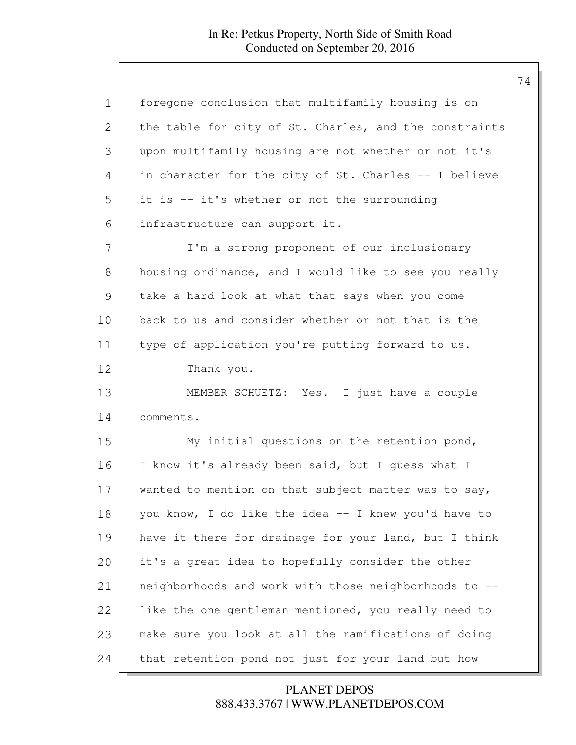foregone conclusion that multifamily housing is on the table for city of St. Charles, and the constraints upon multifamily housing are not whether or not it's in character for the city of St. Charles -- I believe it is -- it's whether or not the surrounding infrastructure can support it.

I'm a strong proponent of our inclusionary housing ordinance, and I would like to see you really take a hard look at what that says when you come back to us and consider whether or not that is the type of application you're putting forward to us.

Thank you.

MEMBER SCHUETZ: Yes. I just have a couple comments.

My initial questions on the retention pond, I know it's already been said, but I guess what I wanted to mention on that subject matter was to say, you know, I do like the idea -- I knew you'd have to have it there for drainage for your land, but I think it's a great idea to hopefully consider the other neighborhoods and work with those neighborhoods to -- like the one gentleman mentioned, you really need to make sure you look at all the ramifications of doing that retention pond not just for your land but how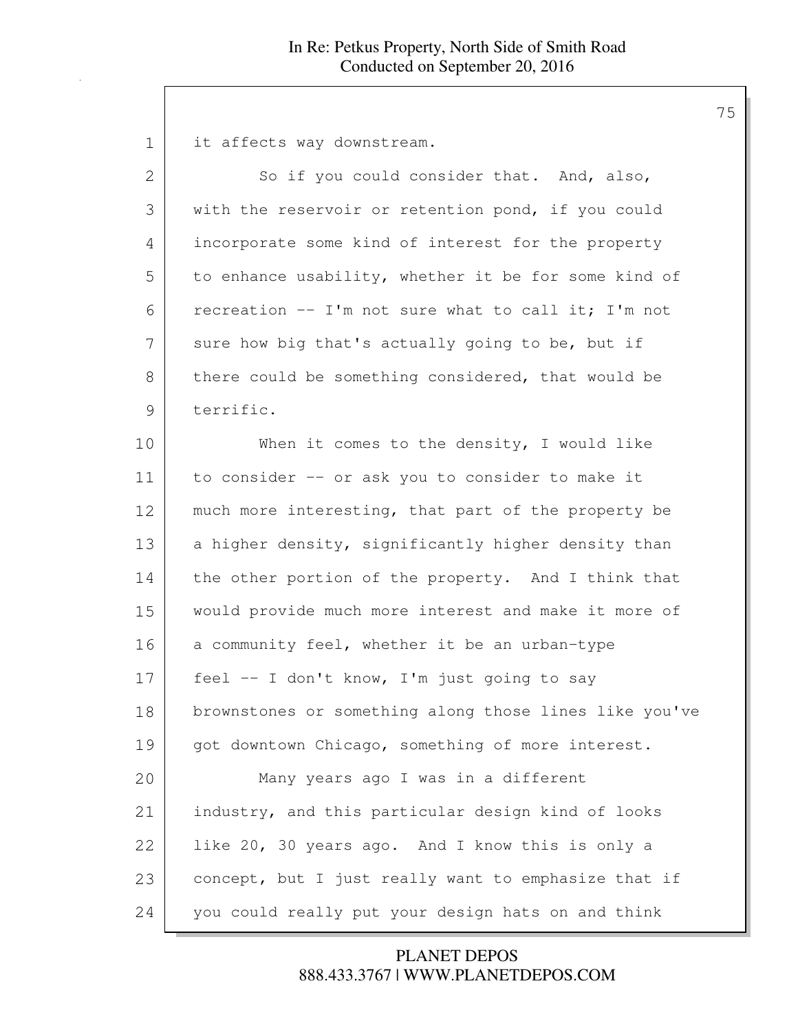it affects way downstream.

So if you could consider that. And, also, with the reservoir or retention pond, if you could incorporate some kind of interest for the property to enhance usability, whether it be for some kind of recreation -- I'm not sure what to call it; I'm not sure how big that's actually going to be, but if there could be something considered, that would be terrific.

When it comes to the density, I would like to consider -- or ask you to consider to make it much more interesting, that part of the property be a higher density, significantly higher density than the other portion of the property. And I think that would provide much more interest and make it more of a community feel, whether it be an urban-type feel -- I don't know, I'm just going to say brownstones or something along those lines like you've got downtown Chicago, something of more interest.

Many years ago I was in a different industry, and this particular design kind of looks like 20, 30 years ago. And I know this is only a concept, but I just really want to emphasize that if you could really put your design hats on and think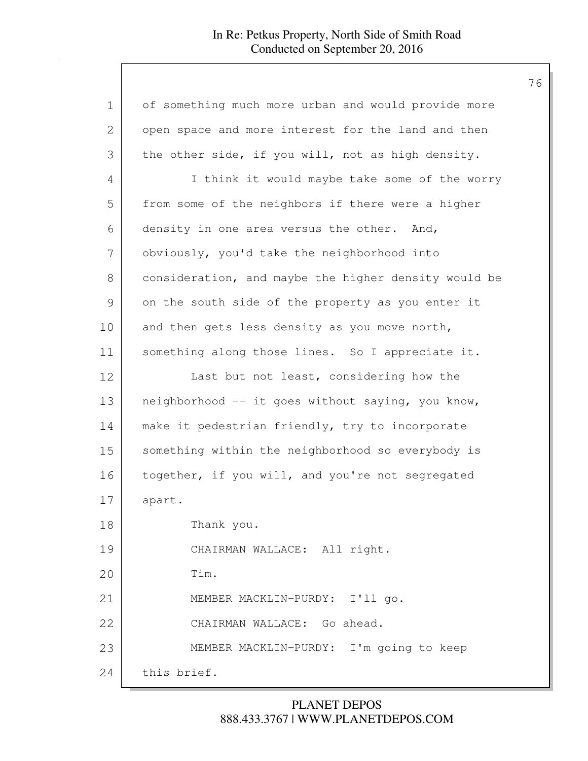of something much more urban and would provide more open space and more interest for the land and then the other side, if you will, not as high density.

I think it would maybe take some of the worry from some of the neighbors if there were a higher density in one area versus the other. And, obviously, you'd take the neighborhood into consideration, and maybe the higher density would be on the south side of the property as you enter it and then gets less density as you move north, something along those lines. So I appreciate it.

Last but not least, considering how the neighborhood -- it goes without saying, you know, make it pedestrian friendly, try to incorporate something within the neighborhood so everybody is together, if you will, and you're not segregated apart.

Thank you.

CHAIRMAN WALLACE: All right.

Tim.

MEMBER MACKLIN-PURDY: I'll go.

CHAIRMAN WALLACE: Go ahead.

MEMBER MACKLIN-PURDY: I'm going to keep this brief.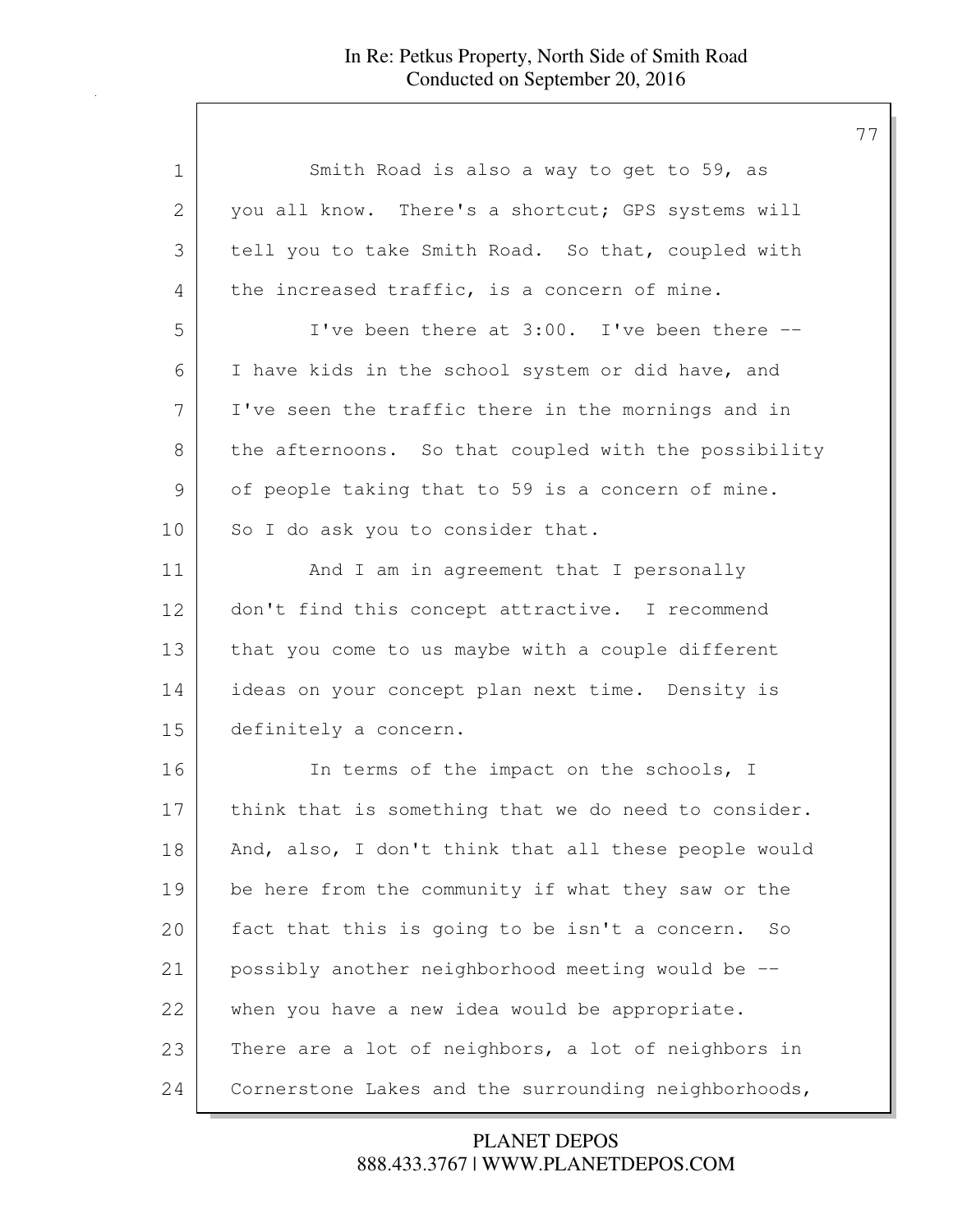Smith Road is also a way to get to 59, as you all know. There's a shortcut; GPS systems will tell you to take Smith Road. So that, coupled with the increased traffic, is a concern of mine.

I've been there at 3:00. I've been there -- I have kids in the school system or did have, and I've seen the traffic there in the mornings and in the afternoons. So that coupled with the possibility of people taking that to 59 is a concern of mine. So I do ask you to consider that.

And I am in agreement that I personally don't find this concept attractive. I recommend that you come to us maybe with a couple different ideas on your concept plan next time. Density is definitely a concern.

In terms of the impact on the schools, I think that is something that we do need to consider. And, also, I don't think that all these people would be here from the community if what they saw or the fact that this is going to be isn't a concern. So possibly another neighborhood meeting would be -- when you have a new idea would be appropriate. There are a lot of neighbors, a lot of neighbors in Cornerstone Lakes and the surrounding neighborhoods,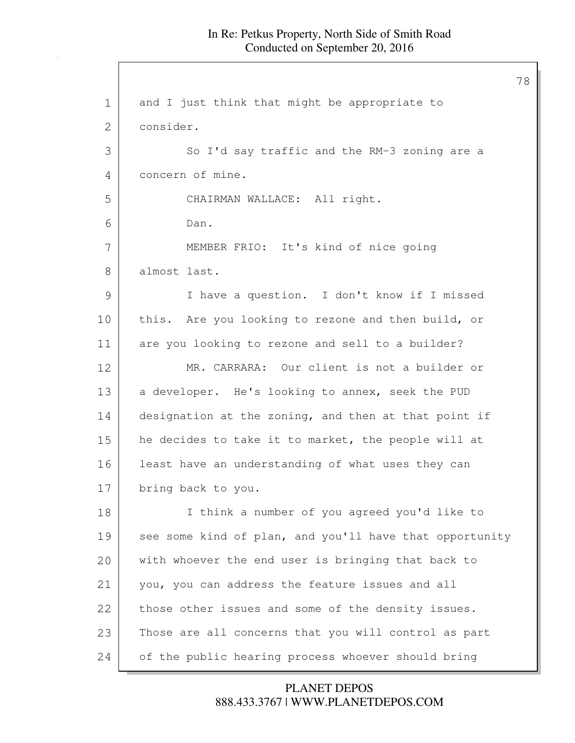and I just think that might be appropriate to consider.

So I'd say traffic and the RM-3 zoning are a concern of mine.

CHAIRMAN WALLACE: All right.

Dan.

MEMBER FRIO: It's kind of nice going almost last.

I have a question. I don't know if I missed this. Are you looking to rezone and then build, or are you looking to rezone and sell to a builder?

MR. CARRARA: Our client is not a builder or a developer. He's looking to annex, seek the PUD designation at the zoning, and then at that point if he decides to take it to market, the people will at least have an understanding of what uses they can bring back to you.

I think a number of you agreed you'd like to see some kind of plan, and you'll have that opportunity with whoever the end user is bringing that back to you, you can address the feature issues and all those other issues and some of the density issues. Those are all concerns that you will control as part of the public hearing process whoever should bring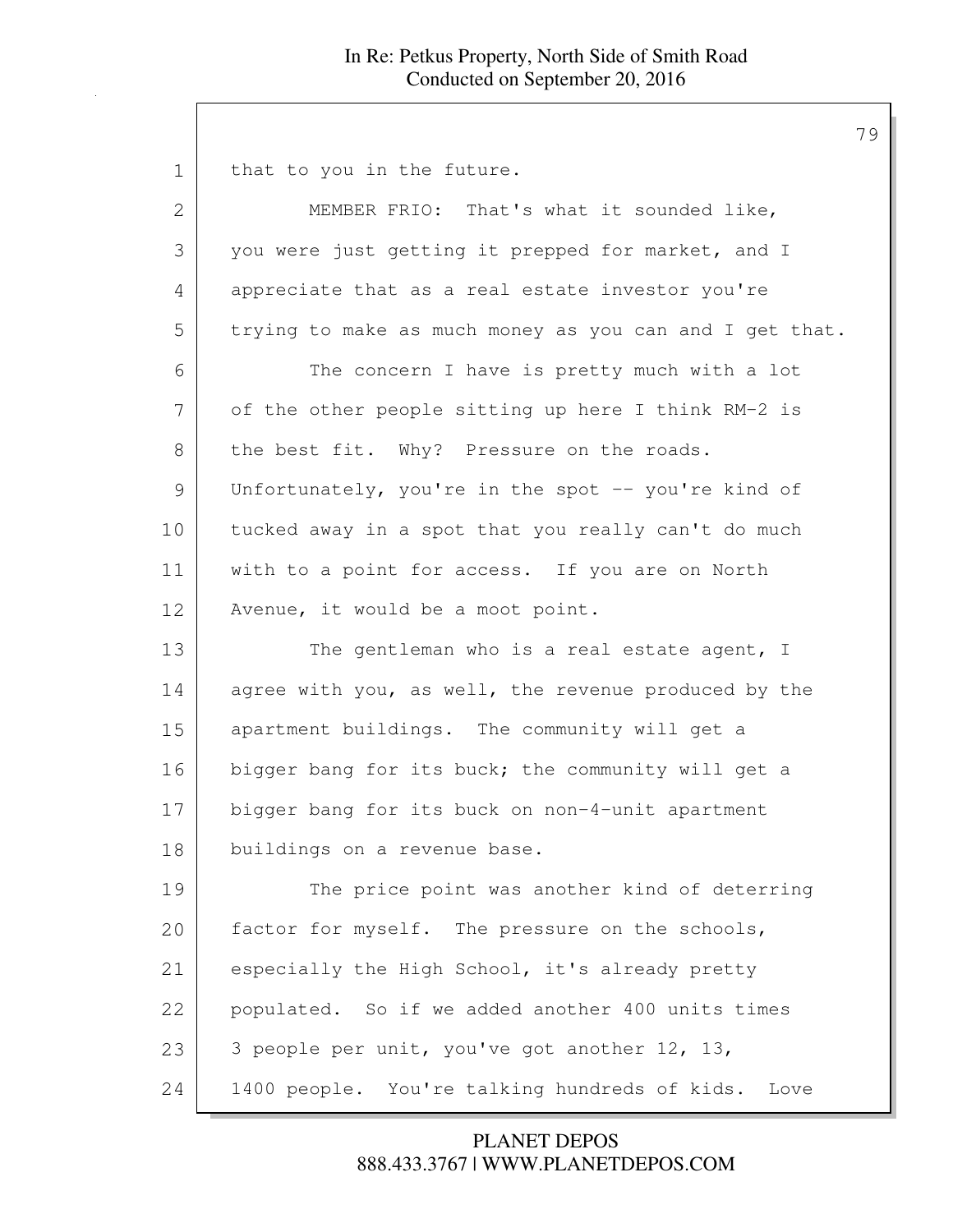that to you in the future.

MEMBER FRIO: That's what it sounded like, you were just getting it prepped for market, and I appreciate that as a real estate investor you're trying to make as much money as you can and I get that.

The concern I have is pretty much with a lot of the other people sitting up here I think RM-2 is the best fit. Why? Pressure on the roads. Unfortunately, you're in the spot -- you're kind of tucked away in a spot that you really can't do much with to a point for access. If you are on North Avenue, it would be a moot point.

The gentleman who is a real estate agent, I agree with you, as well, the revenue produced by the apartment buildings. The community will get a bigger bang for its buck; the community will get a bigger bang for its buck on non-4-unit apartment buildings on a revenue base.

The price point was another kind of deterring factor for myself. The pressure on the schools, especially the High School, it's already pretty populated. So if we added another 400 units times 3 people per unit, you've got another 12, 13, 1400 people. You're talking hundreds of kids. Love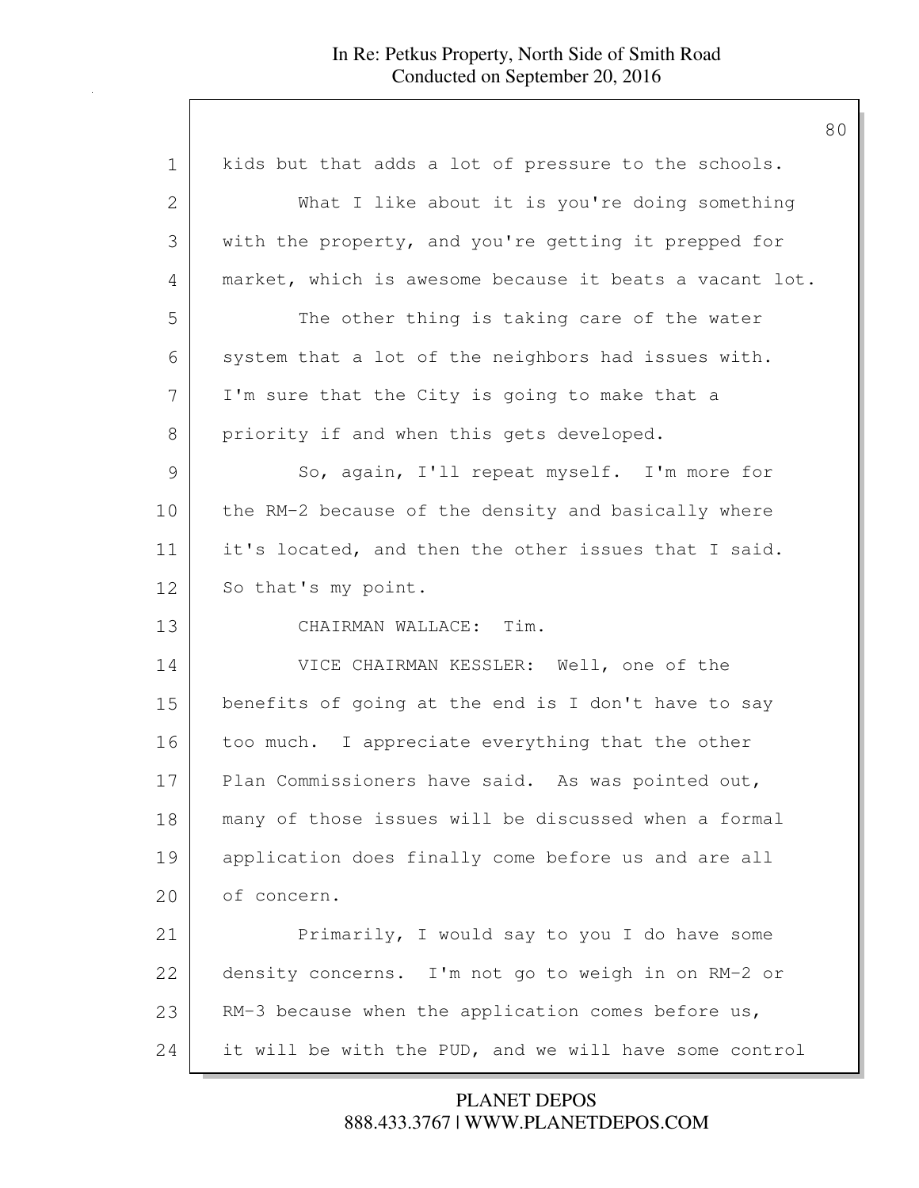kids but that adds a lot of pressure to the schools.

What I like about it is you're doing something with the property, and you're getting it prepped for market, which is awesome because it beats a vacant lot.

The other thing is taking care of the water system that a lot of the neighbors had issues with. I'm sure that the City is going to make that a priority if and when this gets developed.

So, again, I'll repeat myself. I'm more for the RM-2 because of the density and basically where it's located, and then the other issues that I said. So that's my point.

CHAIRMAN WALLACE: Tim.

VICE CHAIRMAN KESSLER: Well, one of the benefits of going at the end is I don't have to say too much. I appreciate everything that the other Plan Commissioners have said. As was pointed out, many of those issues will be discussed when a formal application does finally come before us and are all of concern.

Primarily, I would say to you I do have some density concerns. I'm not go to weigh in on RM-2 or RM-3 because when the application comes before us, it will be with the PUD, and we will have some control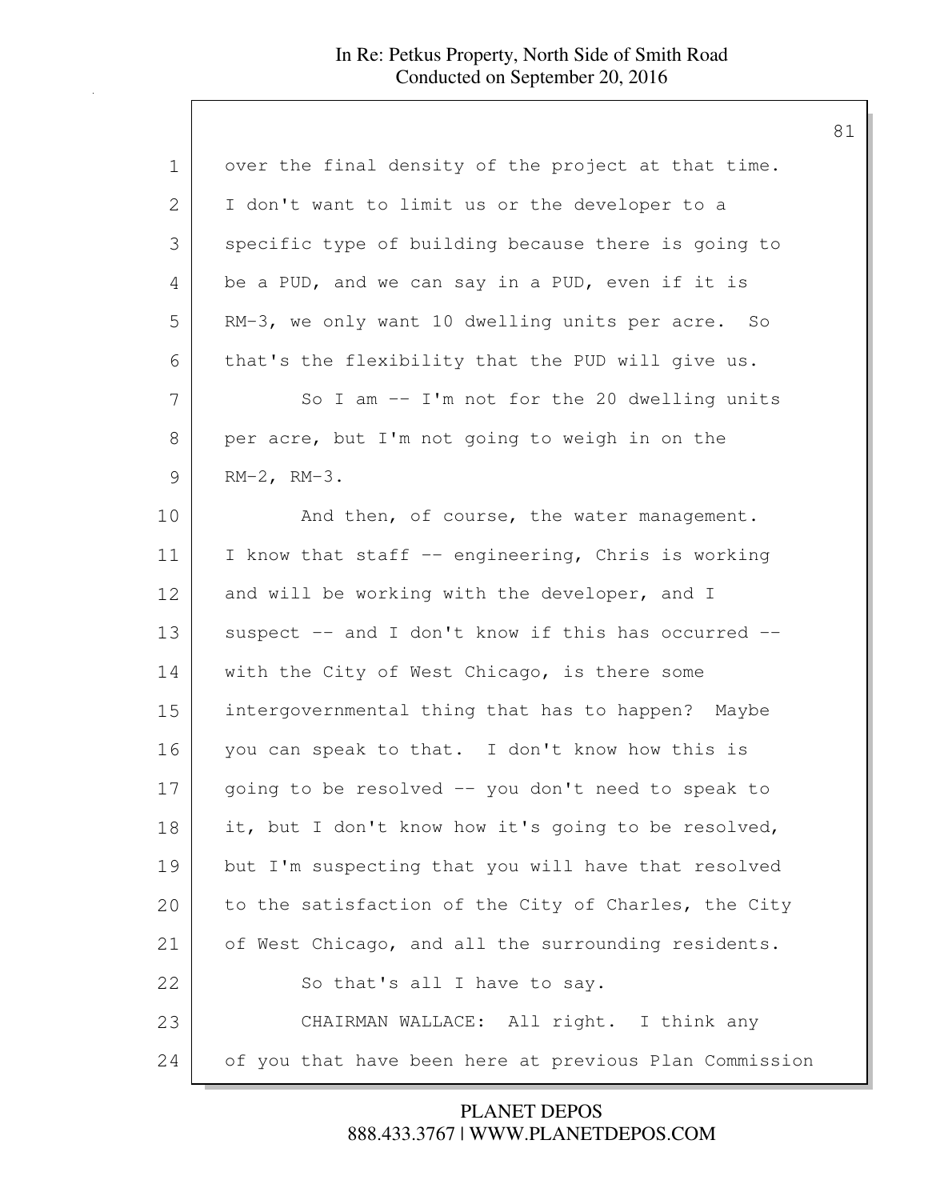over the final density of the project at that time. I don't want to limit us or the developer to a specific type of building because there is going to be a PUD, and we can say in a PUD, even if it is RM-3, we only want 10 dwelling units per acre. So that's the flexibility that the PUD will give us.

So I am -- I'm not for the 20 dwelling units per acre, but I'm not going to weigh in on the RM-2, RM-3.

And then, of course, the water management. I know that staff -- engineering, Chris is working and will be working with the developer, and I suspect -- and I don't know if this has occurred -- with the City of West Chicago, is there some intergovernmental thing that has to happen? Maybe you can speak to that. I don't know how this is going to be resolved -- you don't need to speak to it, but I don't know how it's going to be resolved, but I'm suspecting that you will have that resolved to the satisfaction of the City of Charles, the City of West Chicago, and all the surrounding residents.

So that's all I have to say.

CHAIRMAN WALLACE: All right. I think any of you that have been here at previous Plan Commission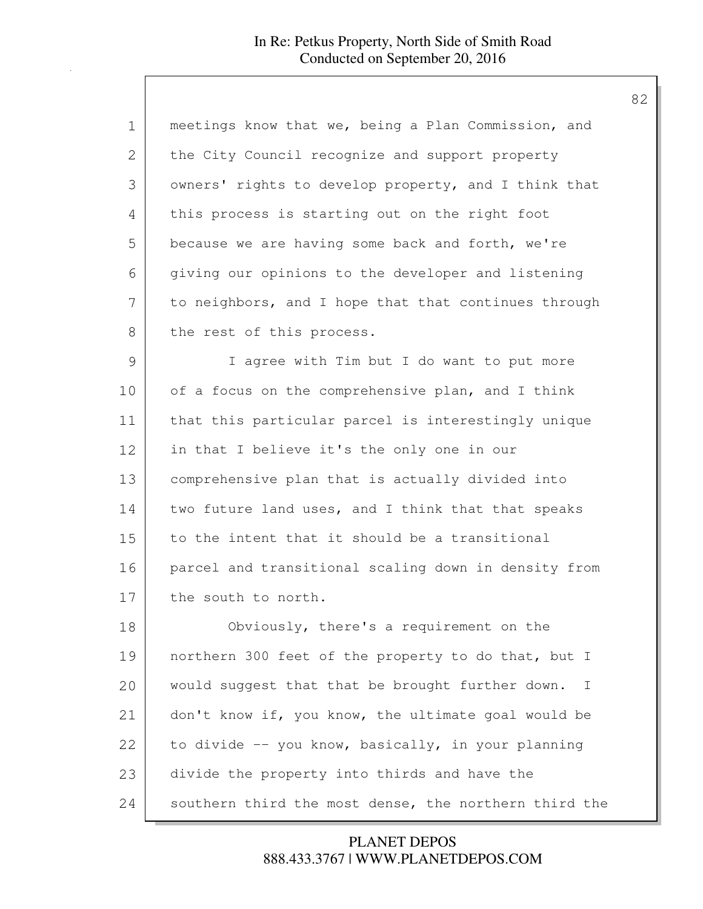meetings know that we, being a Plan Commission, and the City Council recognize and support property owners' rights to develop property, and I think that this process is starting out on the right foot because we are having some back and forth, we're giving our opinions to the developer and listening to neighbors, and I hope that that continues through the rest of this process.

I agree with Tim but I do want to put more of a focus on the comprehensive plan, and I think that this particular parcel is interestingly unique in that I believe it's the only one in our comprehensive plan that is actually divided into two future land uses, and I think that that speaks to the intent that it should be a transitional parcel and transitional scaling down in density from the south to north.

Obviously, there's a requirement on the northern 300 feet of the property to do that, but I would suggest that that be brought further down. I don't know if, you know, the ultimate goal would be to divide -- you know, basically, in your planning divide the property into thirds and have the southern third the most dense, the northern third the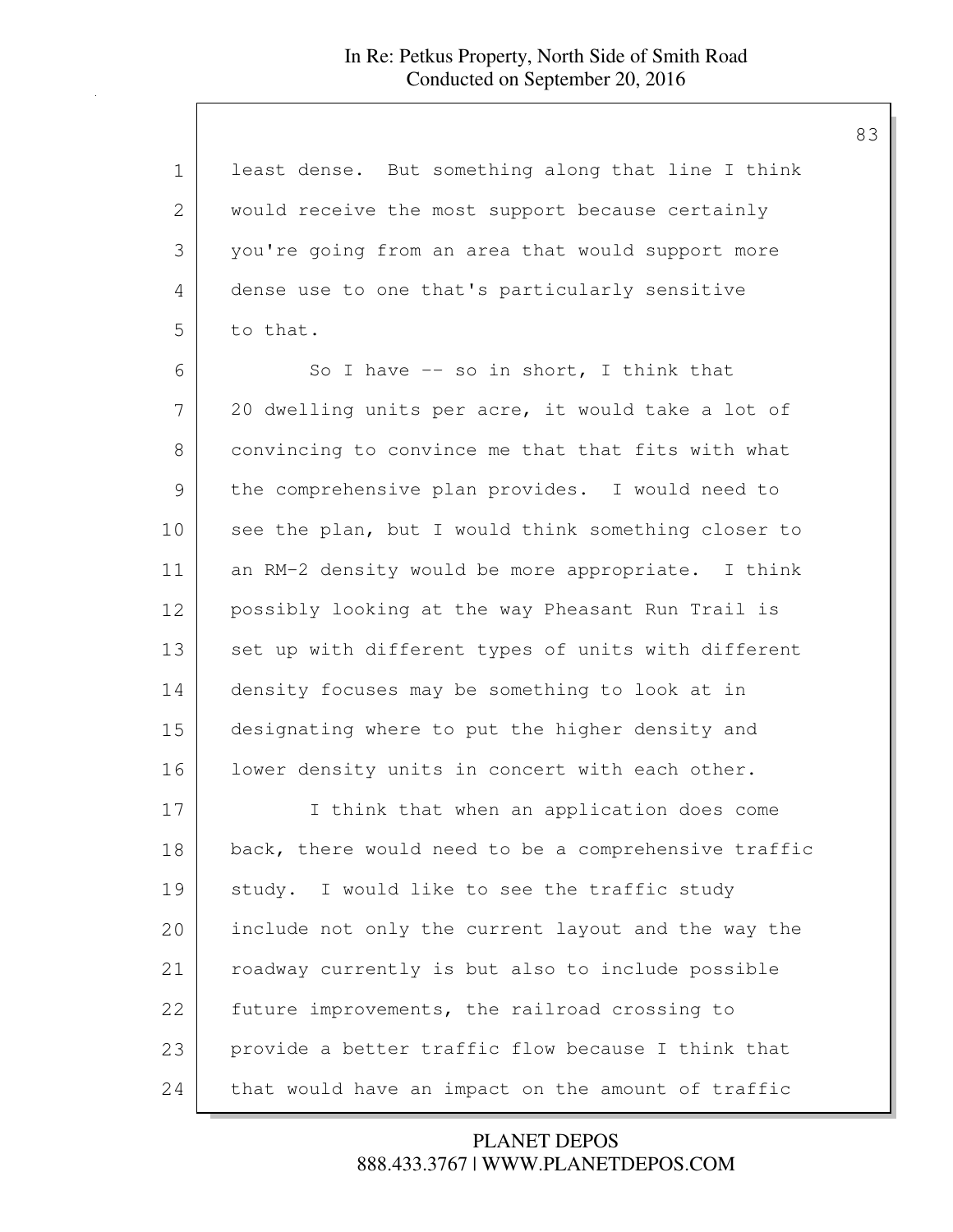least dense. But something along that line I think would receive the most support because certainly you're going from an area that would support more dense use to one that's particularly sensitive to that.

So I have -- so in short, I think that 20 dwelling units per acre, it would take a lot of convincing to convince me that that fits with what the comprehensive plan provides. I would need to see the plan, but I would think something closer to an RM-2 density would be more appropriate. I think possibly looking at the way Pheasant Run Trail is set up with different types of units with different density focuses may be something to look at in designating where to put the higher density and lower density units in concert with each other.

I think that when an application does come back, there would need to be a comprehensive traffic study. I would like to see the traffic study include not only the current layout and the way the roadway currently is but also to include possible future improvements, the railroad crossing to provide a better traffic flow because I think that that would have an impact on the amount of traffic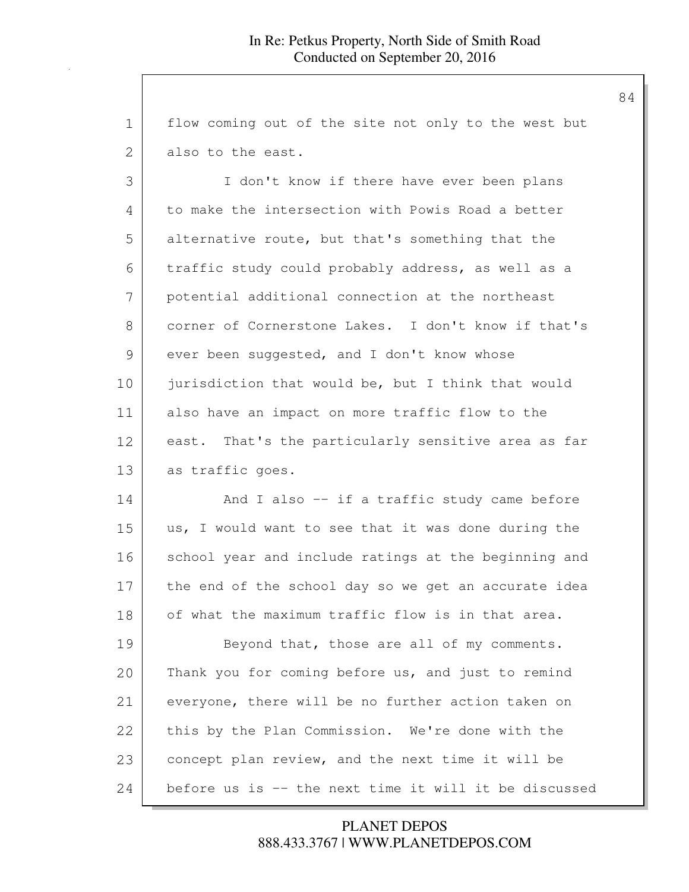flow coming out of the site not only to the west but also to the east.

I don't know if there have ever been plans to make the intersection with Powis Road a better alternative route, but that's something that the traffic study could probably address, as well as a potential additional connection at the northeast corner of Cornerstone Lakes. I don't know if that's ever been suggested, and I don't know whose jurisdiction that would be, but I think that would also have an impact on more traffic flow to the east. That's the particularly sensitive area as far as traffic goes.

And I also -- if a traffic study came before us, I would want to see that it was done during the school year and include ratings at the beginning and the end of the school day so we get an accurate idea of what the maximum traffic flow is in that area.

Beyond that, those are all of my comments. Thank you for coming before us, and just to remind everyone, there will be no further action taken on this by the Plan Commission. We're done with the concept plan review, and the next time it will be before us is -- the next time it will it be discussed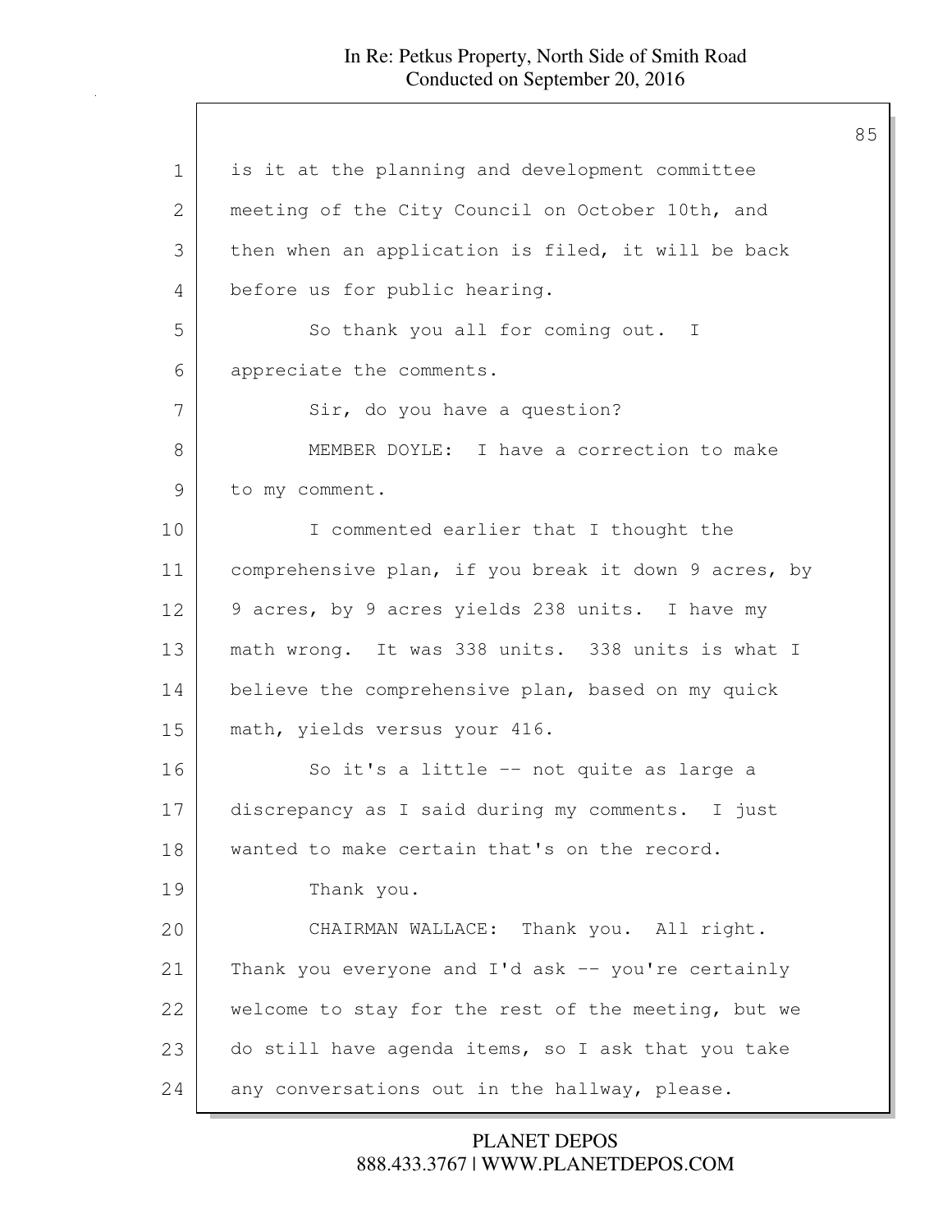is it at the planning and development committee meeting of the City Council on October 10th, and then when an application is filed, it will be back before us for public hearing.

So thank you all for coming out. I appreciate the comments.

Sir, do you have a question?

MEMBER DOYLE: I have a correction to make to my comment.

I commented earlier that I thought the comprehensive plan, if you break it down 9 acres, by 9 acres, by 9 acres yields 238 units. I have my math wrong. It was 338 units. 338 units is what I believe the comprehensive plan, based on my quick math, yields versus your 416.

So it's a little -- not quite as large a discrepancy as I said during my comments. I just wanted to make certain that's on the record.

Thank you.

CHAIRMAN WALLACE: Thank you. All right. Thank you everyone and I'd ask -- you're certainly welcome to stay for the rest of the meeting, but we do still have agenda items, so I ask that you take any conversations out in the hallway, please.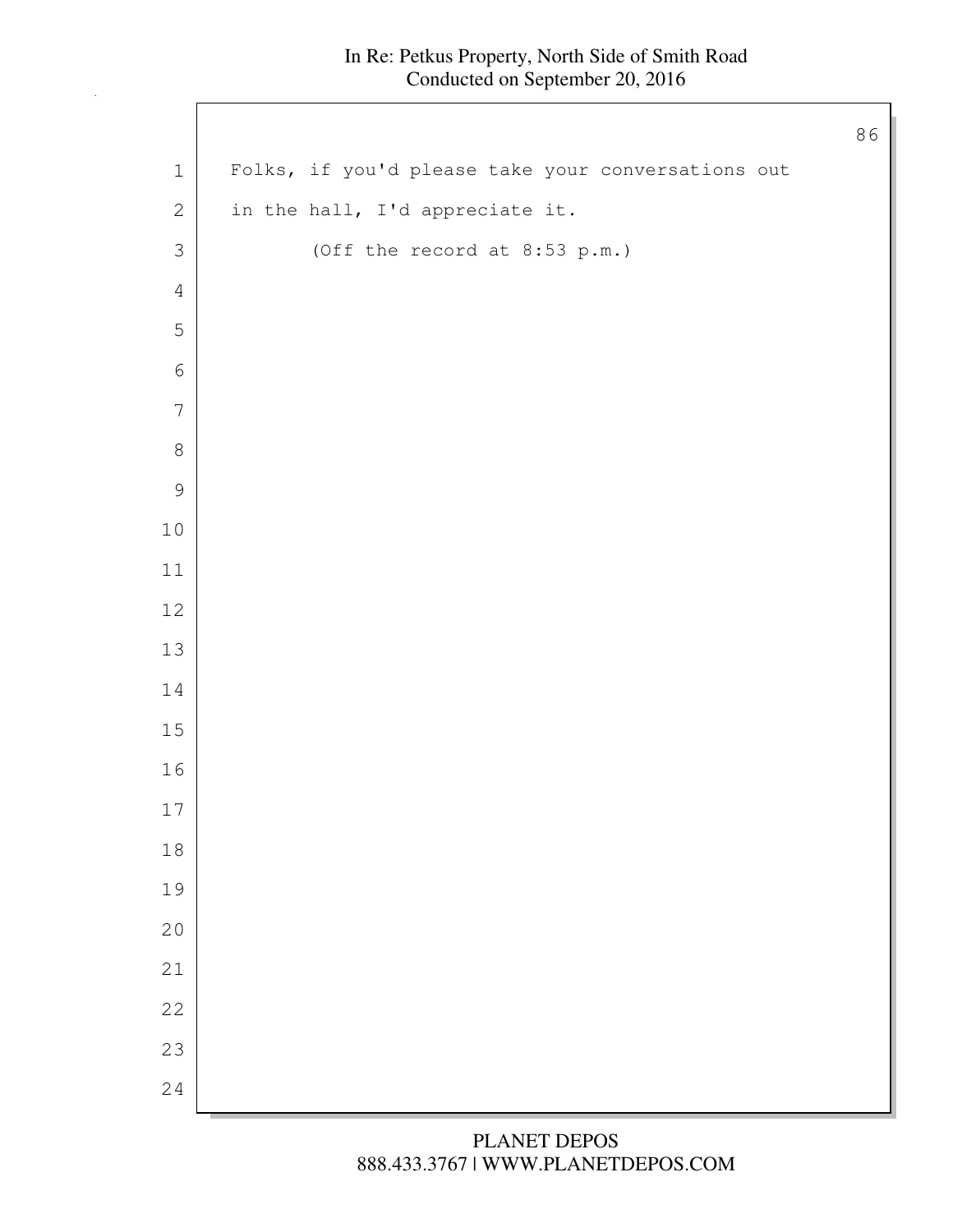Folks, if you'd please take your conversations out in the hall, I'd appreciate it.

(Off the record at 8:53 p.m.)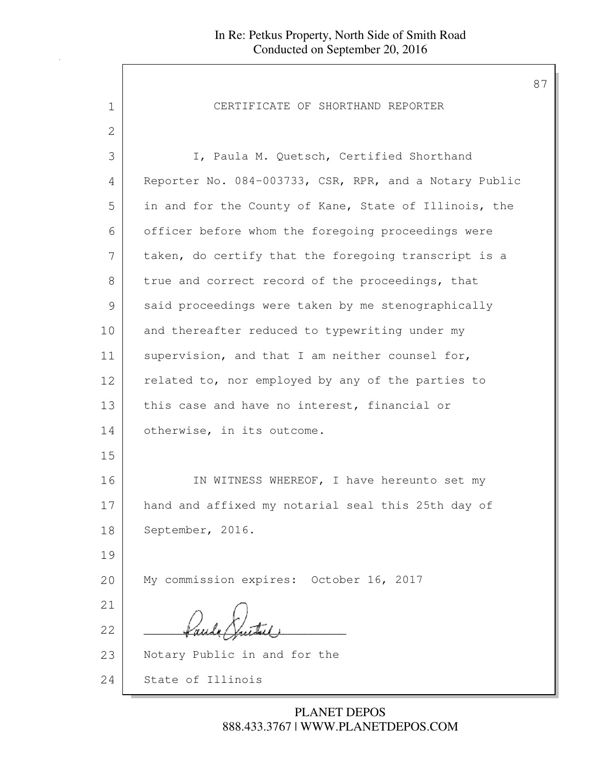# CERTIFICATE OF SHORTHAND REPORTER

I, Paula M. Quetsch, Certified Shorthand Reporter No. 084-003733, CSR, RPR, and a Notary Public in and for the County of Kane, State of Illinois, the officer before whom the foregoing proceedings were taken, do certify that the foregoing transcript is a true and correct record of the proceedings, that said proceedings were taken by me stenographically and thereafter reduced to typewriting under my supervision, and that I am neither counsel for, related to, nor employed by any of the parties to this case and have no interest, financial or otherwise, in its outcome.

IN WITNESS WHEREOF, I have hereunto set my hand and affixed my notarial seal this 25th day of September, 2016.

My commission expires: October 16, 2017

_______________________________

Notary Public in and for the

State of Illinois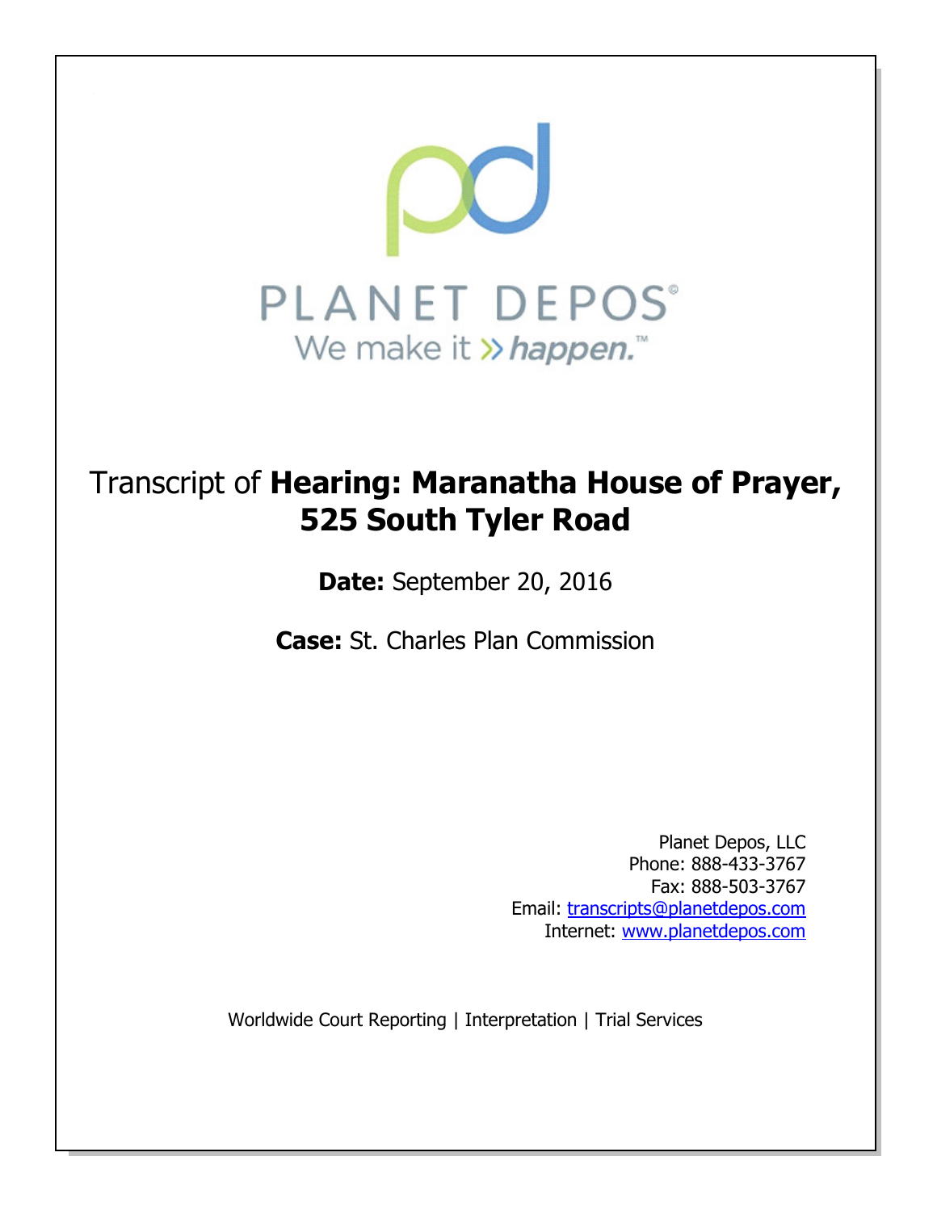PLANET DEPOS

We make it » happen.™

# Transcript of **Hearing: Maranatha House of Prayer, 525 South Tyler Road**

**Date:** September 20, 2016

**Case:** St. Charles Plan Commission

Planet Depos, LLC
Phone: 888-433-3767
Fax: 888-503-3767
Email: transcripts@planetdepos.com
Internet: www.planetdepos.com

Worldwide Court Reporting | Interpretation | Trial Services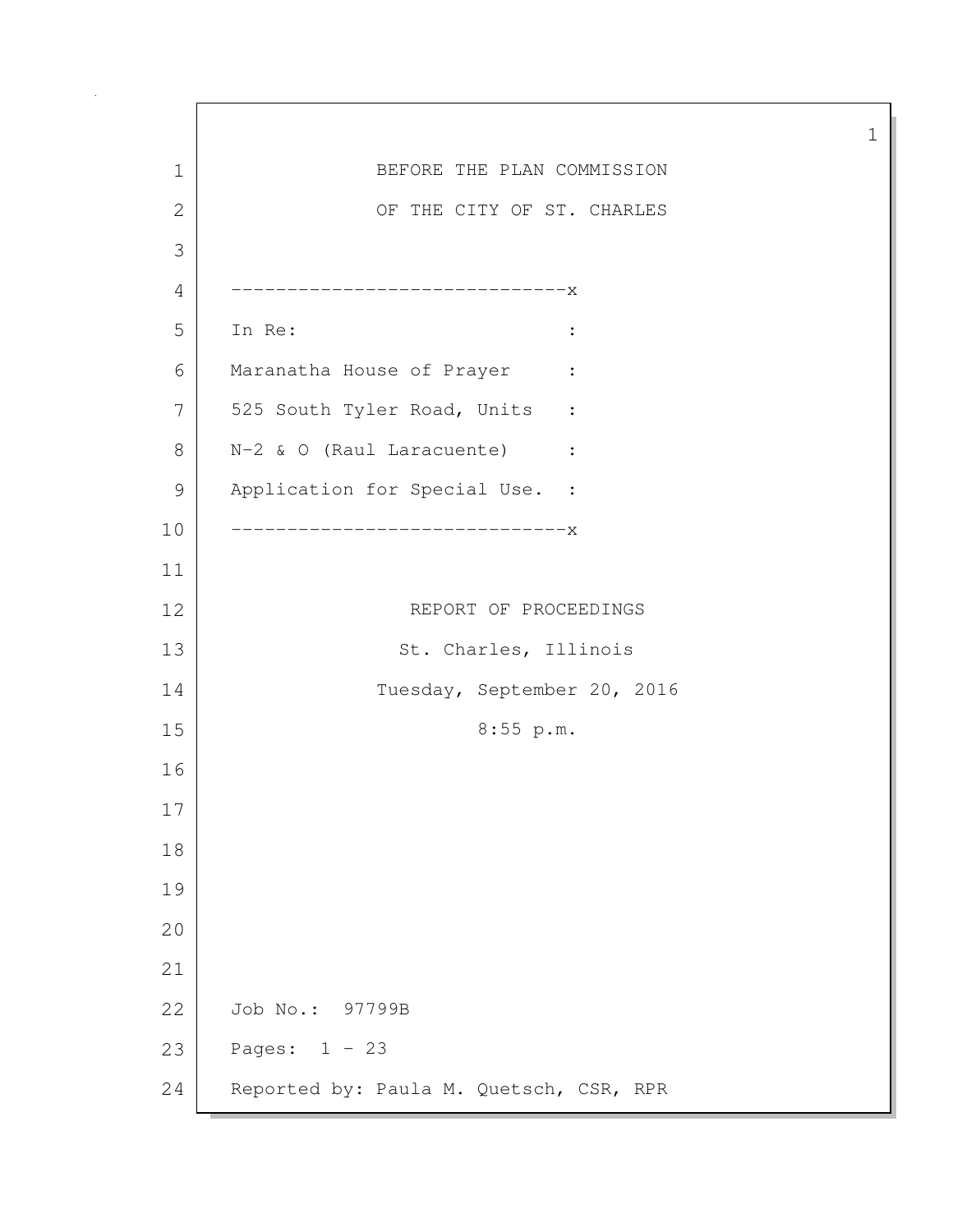BEFORE THE PLAN COMMISSION

OF THE CITY OF ST. CHARLES

```
------------------------------x
In Re:                        :
Maranatha House of Prayer     :
525 South Tyler Road, Units   :
N-2 & O (Raul Laracuente)     :
Application for Special Use.  :
------------------------------x
```

REPORT OF PROCEEDINGS

St. Charles, Illinois

Tuesday, September 20, 2016

8:55 p.m.

Job No.: 97799B

Pages: 1 - 23

Reported by: Paula M. Quetsch, CSR, RPR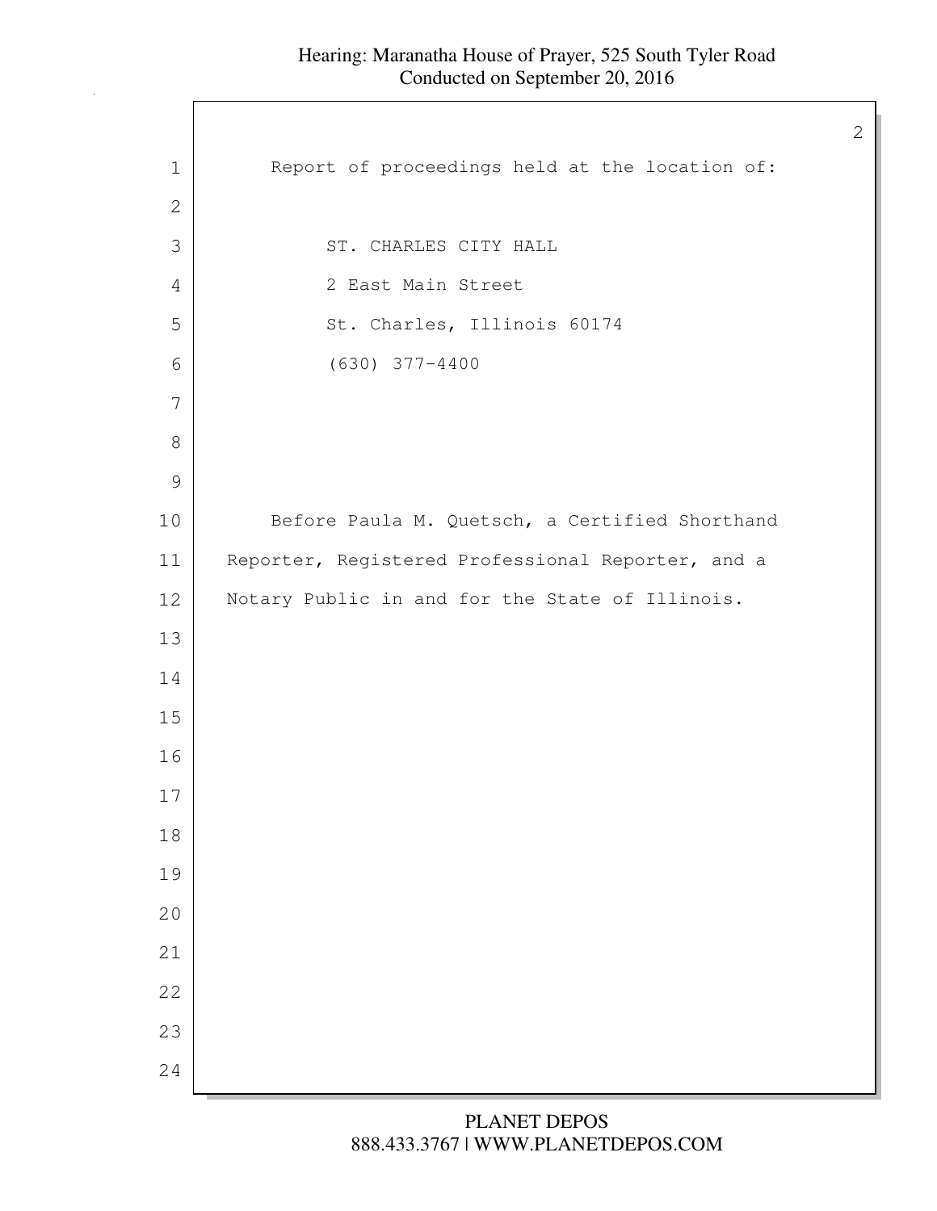Report of proceedings held at the location of:

ST. CHARLES CITY HALL
2 East Main Street
St. Charles, Illinois 60174
(630) 377-4400

Before Paula M. Quetsch, a Certified Shorthand Reporter, Registered Professional Reporter, and a Notary Public in and for the State of Illinois.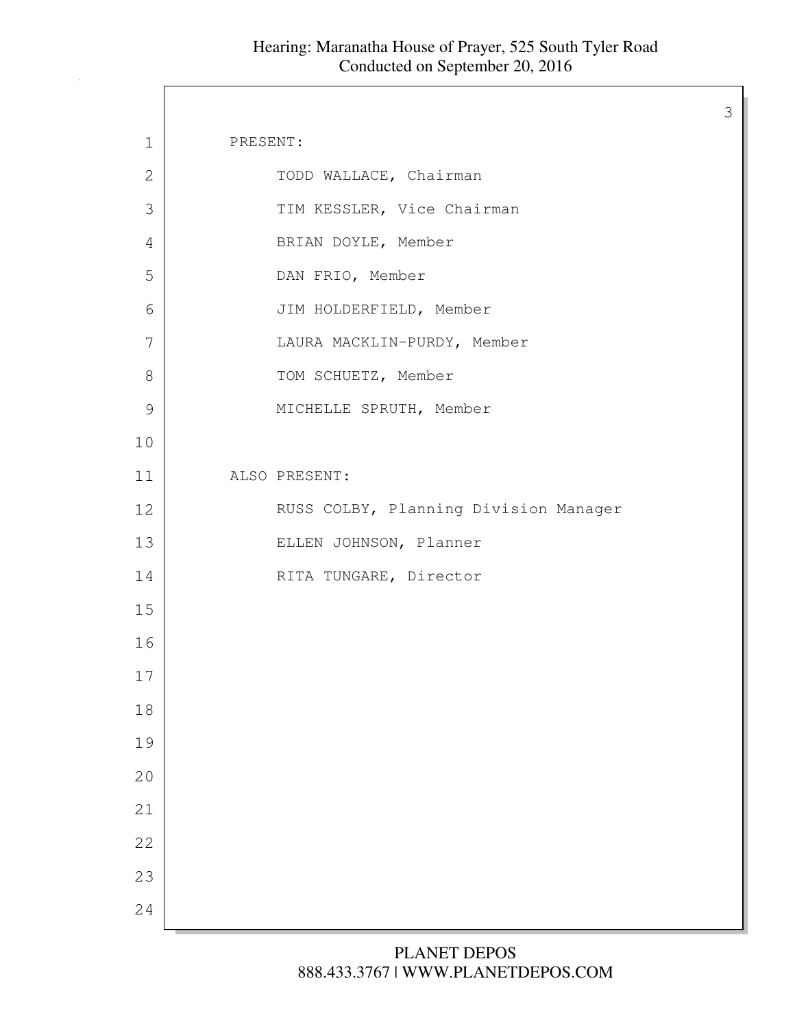PRESENT:

TODD WALLACE, Chairman

TIM KESSLER, Vice Chairman

BRIAN DOYLE, Member

DAN FRIO, Member

JIM HOLDERFIELD, Member

LAURA MACKLIN-PURDY, Member

TOM SCHUETZ, Member

MICHELLE SPRUTH, Member

ALSO PRESENT:

RUSS COLBY, Planning Division Manager

ELLEN JOHNSON, Planner

RITA TUNGARE, Director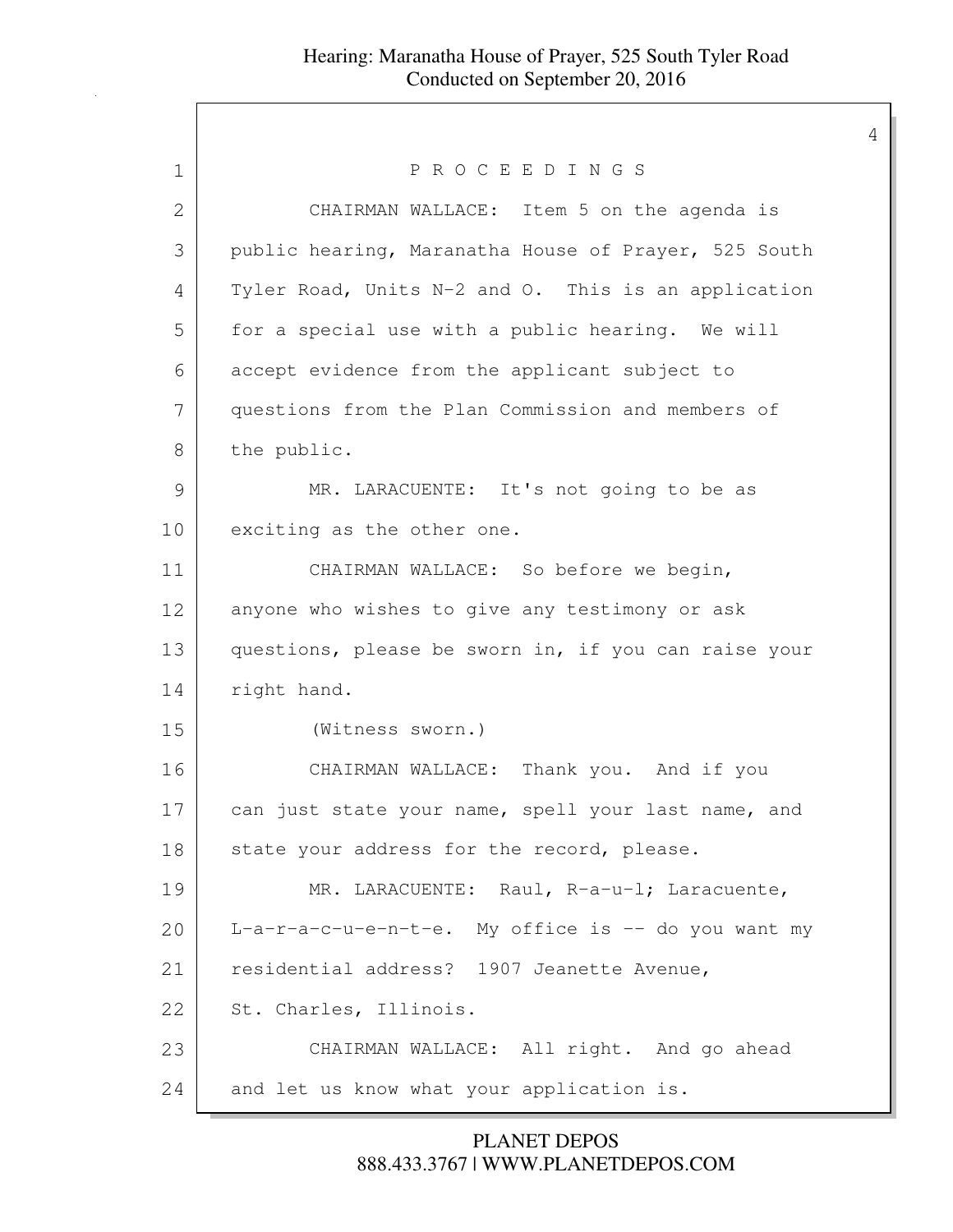P R O C E E D I N G S

CHAIRMAN WALLACE: Item 5 on the agenda is public hearing, Maranatha House of Prayer, 525 South Tyler Road, Units N-2 and O. This is an application for a special use with a public hearing. We will accept evidence from the applicant subject to questions from the Plan Commission and members of the public.

MR. LARACUENTE: It's not going to be as exciting as the other one.

CHAIRMAN WALLACE: So before we begin, anyone who wishes to give any testimony or ask questions, please be sworn in, if you can raise your right hand.

(Witness sworn.)

CHAIRMAN WALLACE: Thank you. And if you can just state your name, spell your last name, and state your address for the record, please.

MR. LARACUENTE: Raul, R-a-u-l; Laracuente, L-a-r-a-c-u-e-n-t-e. My office is -- do you want my residential address? 1907 Jeanette Avenue, St. Charles, Illinois.

CHAIRMAN WALLACE: All right. And go ahead and let us know what your application is.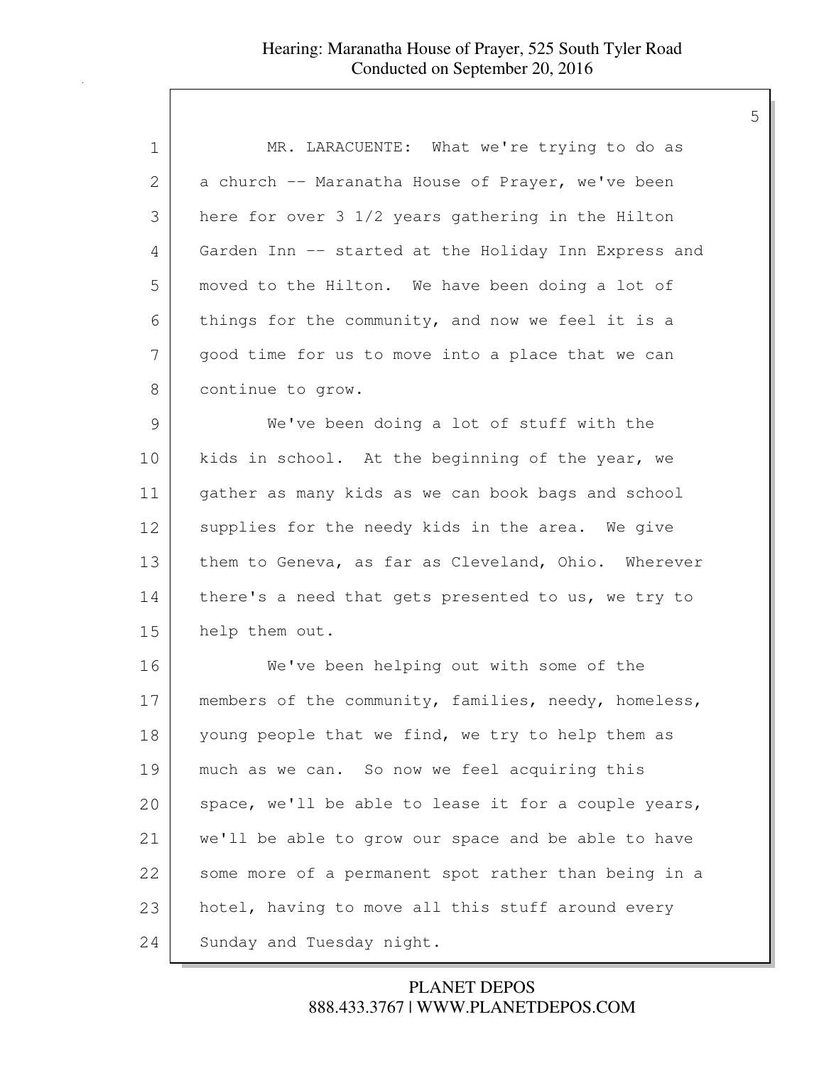MR. LARACUENTE: What we're trying to do as a church -- Maranatha House of Prayer, we've been here for over 3 1/2 years gathering in the Hilton Garden Inn -- started at the Holiday Inn Express and moved to the Hilton. We have been doing a lot of things for the community, and now we feel it is a good time for us to move into a place that we can continue to grow.

We've been doing a lot of stuff with the kids in school. At the beginning of the year, we gather as many kids as we can book bags and school supplies for the needy kids in the area. We give them to Geneva, as far as Cleveland, Ohio. Wherever there's a need that gets presented to us, we try to help them out.

We've been helping out with some of the members of the community, families, needy, homeless, young people that we find, we try to help them as much as we can. So now we feel acquiring this space, we'll be able to lease it for a couple years, we'll be able to grow our space and be able to have some more of a permanent spot rather than being in a hotel, having to move all this stuff around every Sunday and Tuesday night.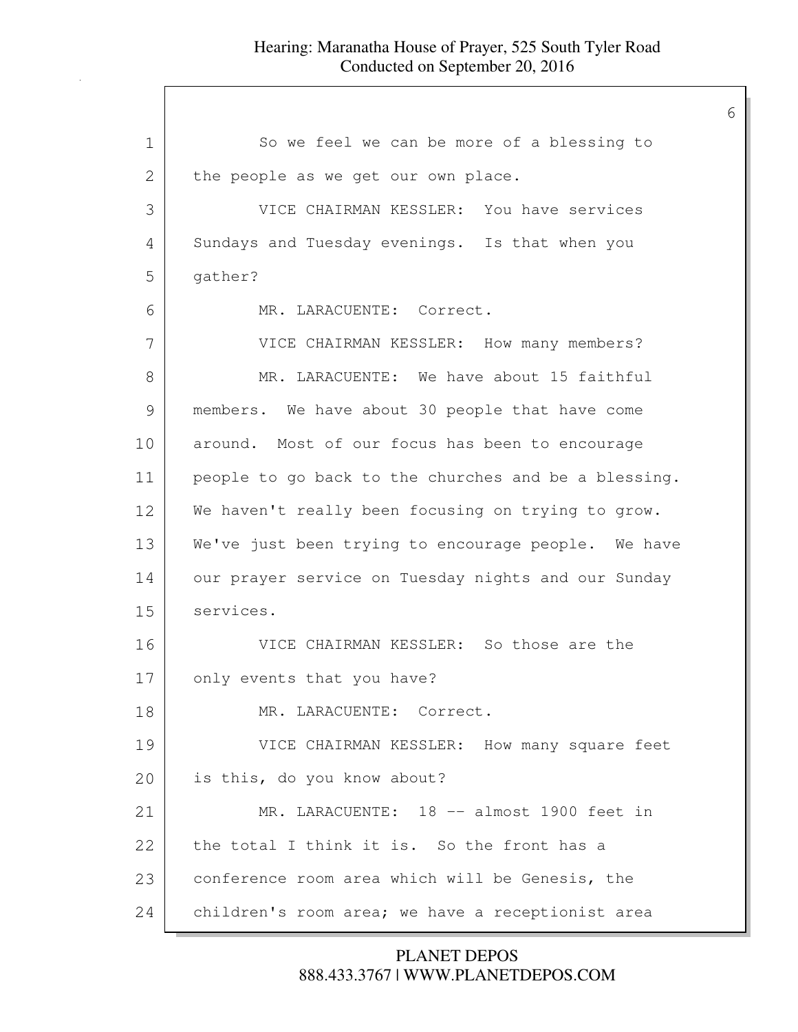So we feel we can be more of a blessing to the people as we get our own place.

VICE CHAIRMAN KESSLER: You have services Sundays and Tuesday evenings. Is that when you gather?

MR. LARACUENTE: Correct.

VICE CHAIRMAN KESSLER: How many members?

MR. LARACUENTE: We have about 15 faithful members. We have about 30 people that have come around. Most of our focus has been to encourage people to go back to the churches and be a blessing. We haven't really been focusing on trying to grow. We've just been trying to encourage people. We have our prayer service on Tuesday nights and our Sunday services.

VICE CHAIRMAN KESSLER: So those are the only events that you have?

MR. LARACUENTE: Correct.

VICE CHAIRMAN KESSLER: How many square feet is this, do you know about?

MR. LARACUENTE: 18 -- almost 1900 feet in the total I think it is. So the front has a conference room area which will be Genesis, the children's room area; we have a receptionist area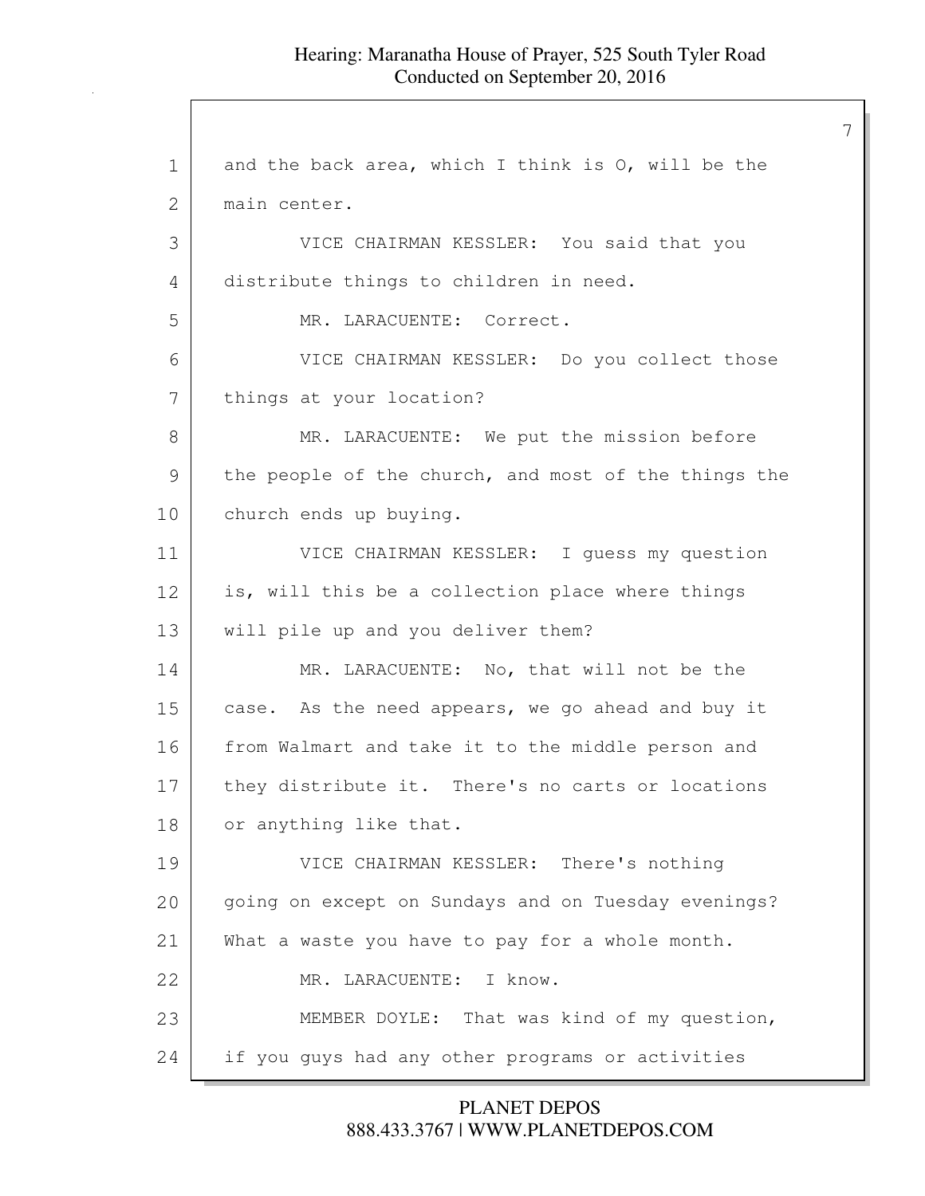and the back area, which I think is O, will be the main center.

VICE CHAIRMAN KESSLER: You said that you distribute things to children in need.

MR. LARACUENTE: Correct.

VICE CHAIRMAN KESSLER: Do you collect those things at your location?

MR. LARACUENTE: We put the mission before the people of the church, and most of the things the church ends up buying.

VICE CHAIRMAN KESSLER: I guess my question is, will this be a collection place where things will pile up and you deliver them?

MR. LARACUENTE: No, that will not be the case. As the need appears, we go ahead and buy it from Walmart and take it to the middle person and they distribute it. There's no carts or locations or anything like that.

VICE CHAIRMAN KESSLER: There's nothing going on except on Sundays and on Tuesday evenings? What a waste you have to pay for a whole month.

MR. LARACUENTE: I know.

MEMBER DOYLE: That was kind of my question, if you guys had any other programs or activities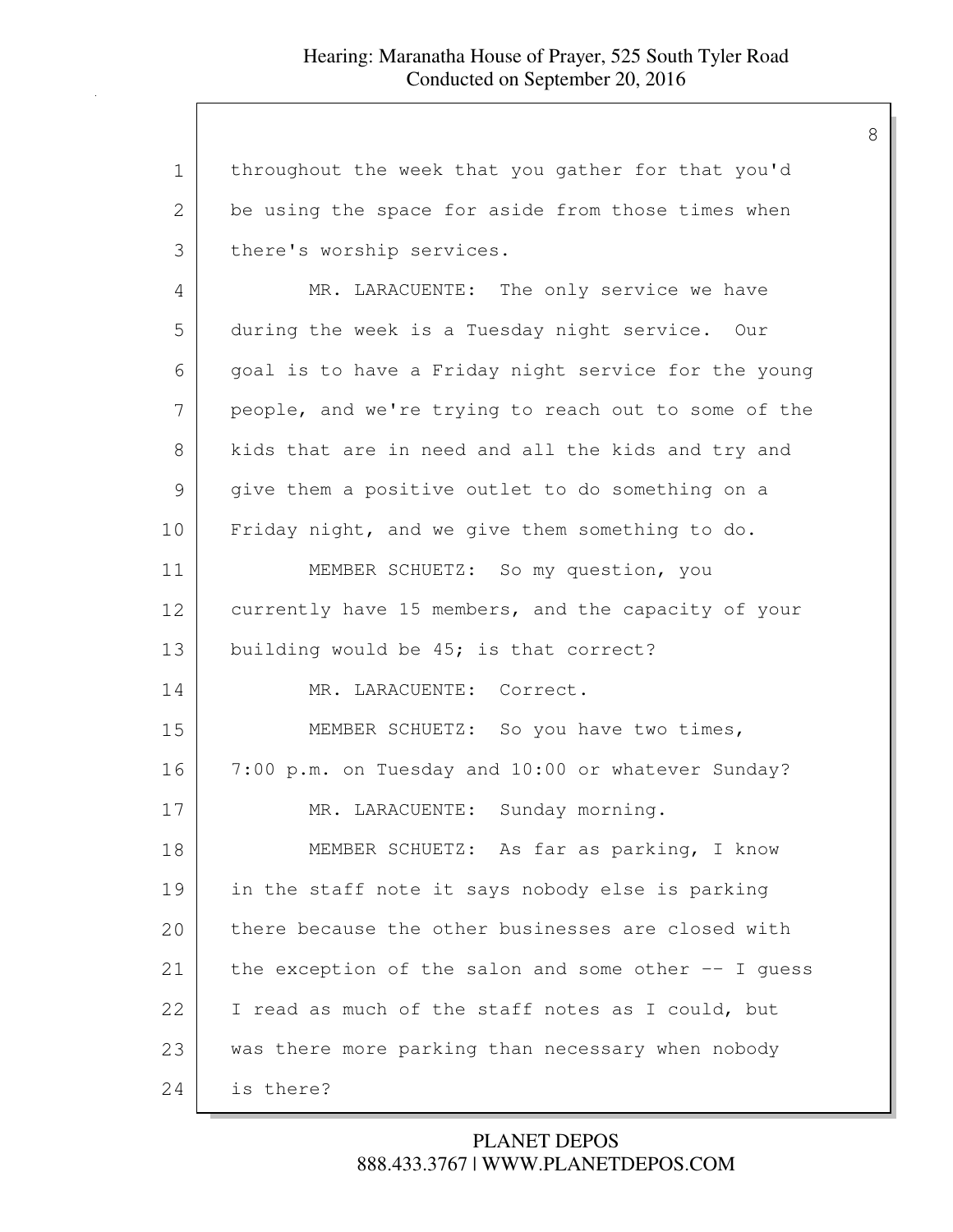throughout the week that you gather for that you'd be using the space for aside from those times when there's worship services.

MR. LARACUENTE: The only service we have during the week is a Tuesday night service. Our goal is to have a Friday night service for the young people, and we're trying to reach out to some of the kids that are in need and all the kids and try and give them a positive outlet to do something on a Friday night, and we give them something to do.

MEMBER SCHUETZ: So my question, you currently have 15 members, and the capacity of your building would be 45; is that correct?

MR. LARACUENTE: Correct.

MEMBER SCHUETZ: So you have two times, 7:00 p.m. on Tuesday and 10:00 or whatever Sunday?

MR. LARACUENTE: Sunday morning.

MEMBER SCHUETZ: As far as parking, I know in the staff note it says nobody else is parking there because the other businesses are closed with the exception of the salon and some other -- I guess I read as much of the staff notes as I could, but was there more parking than necessary when nobody is there?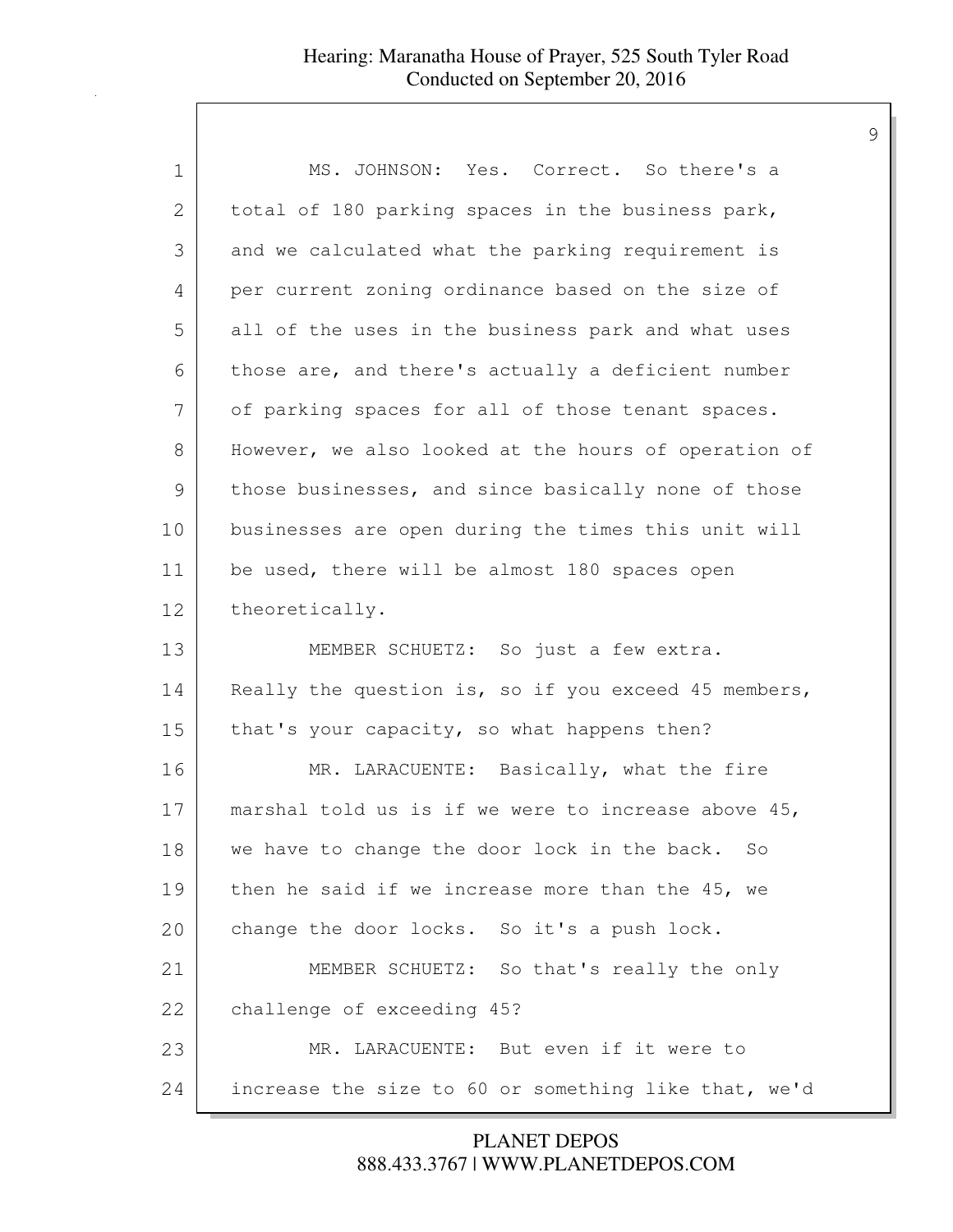MS. JOHNSON: Yes. Correct. So there's a total of 180 parking spaces in the business park, and we calculated what the parking requirement is per current zoning ordinance based on the size of all of the uses in the business park and what uses those are, and there's actually a deficient number of parking spaces for all of those tenant spaces. However, we also looked at the hours of operation of those businesses, and since basically none of those businesses are open during the times this unit will be used, there will be almost 180 spaces open theoretically.

MEMBER SCHUETZ: So just a few extra. Really the question is, so if you exceed 45 members, that's your capacity, so what happens then?

MR. LARACUENTE: Basically, what the fire marshal told us is if we were to increase above 45, we have to change the door lock in the back. So then he said if we increase more than the 45, we change the door locks. So it's a push lock.

MEMBER SCHUETZ: So that's really the only challenge of exceeding 45?

MR. LARACUENTE: But even if it were to increase the size to 60 or something like that, we'd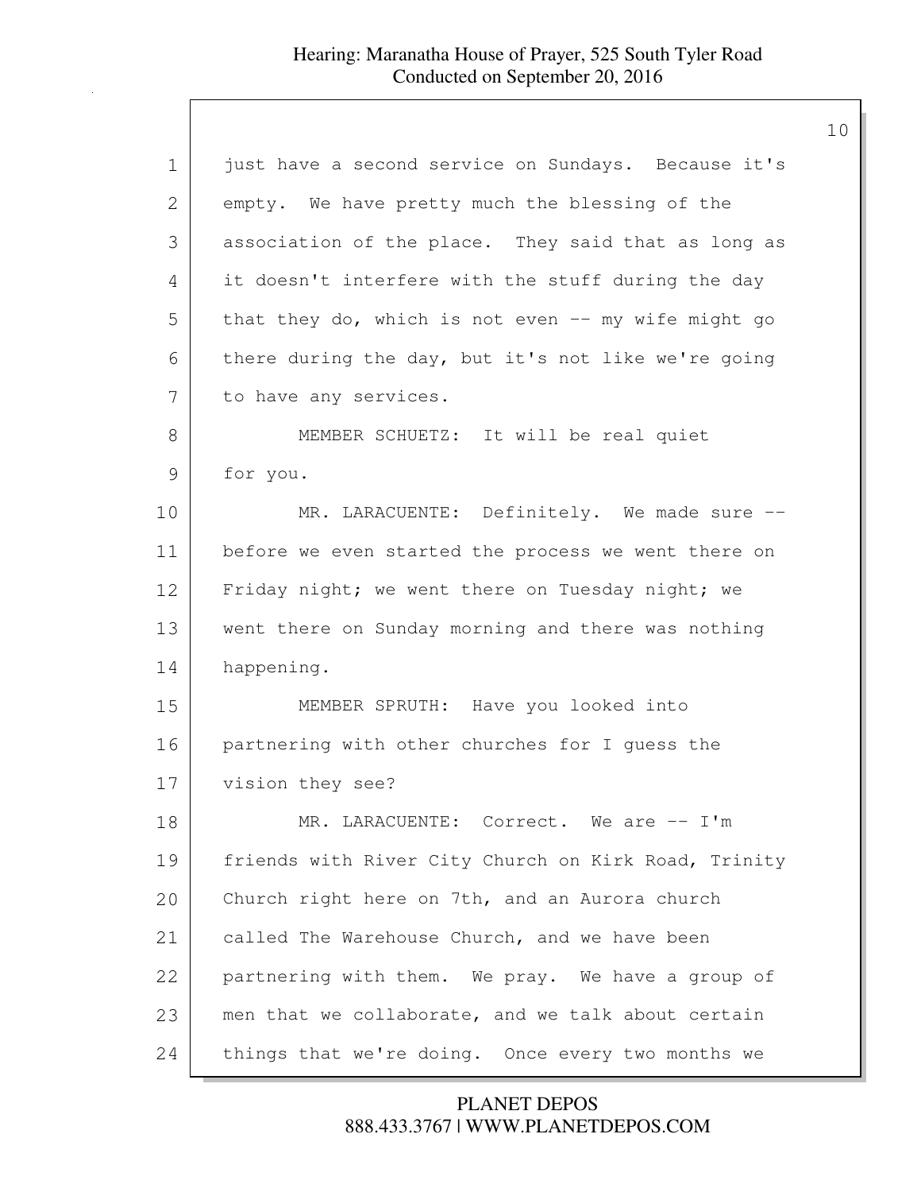just have a second service on Sundays. Because it's empty. We have pretty much the blessing of the association of the place. They said that as long as it doesn't interfere with the stuff during the day that they do, which is not even -- my wife might go there during the day, but it's not like we're going to have any services.

MEMBER SCHUETZ: It will be real quiet for you.

MR. LARACUENTE: Definitely. We made sure -- before we even started the process we went there on Friday night; we went there on Tuesday night; we went there on Sunday morning and there was nothing happening.

MEMBER SPRUTH: Have you looked into partnering with other churches for I guess the vision they see?

MR. LARACUENTE: Correct. We are -- I'm friends with River City Church on Kirk Road, Trinity Church right here on 7th, and an Aurora church called The Warehouse Church, and we have been partnering with them. We pray. We have a group of men that we collaborate, and we talk about certain things that we're doing. Once every two months we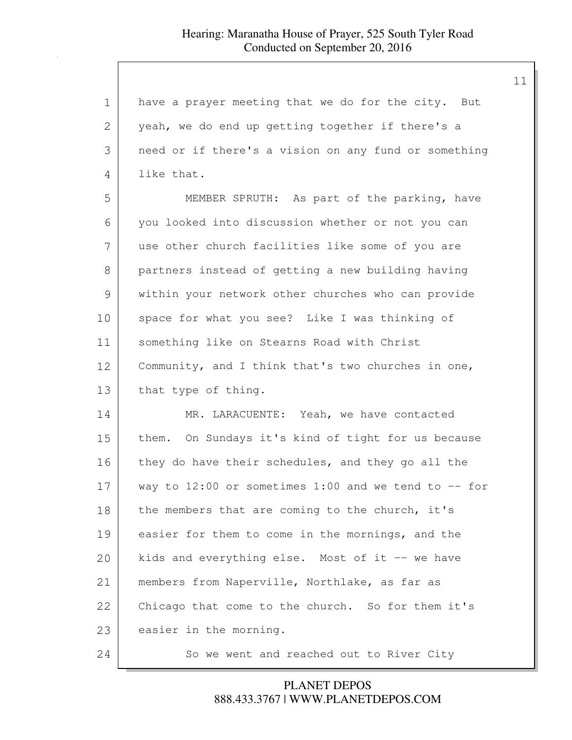have a prayer meeting that we do for the city. But yeah, we do end up getting together if there's a need or if there's a vision on any fund or something like that.

MEMBER SPRUTH: As part of the parking, have you looked into discussion whether or not you can use other church facilities like some of you are partners instead of getting a new building having within your network other churches who can provide space for what you see? Like I was thinking of something like on Stearns Road with Christ Community, and I think that's two churches in one, that type of thing.

MR. LARACUENTE: Yeah, we have contacted them. On Sundays it's kind of tight for us because they do have their schedules, and they go all the way to 12:00 or sometimes 1:00 and we tend to -- for the members that are coming to the church, it's easier for them to come in the mornings, and the kids and everything else. Most of it -- we have members from Naperville, Northlake, as far as Chicago that come to the church. So for them it's easier in the morning.

So we went and reached out to River City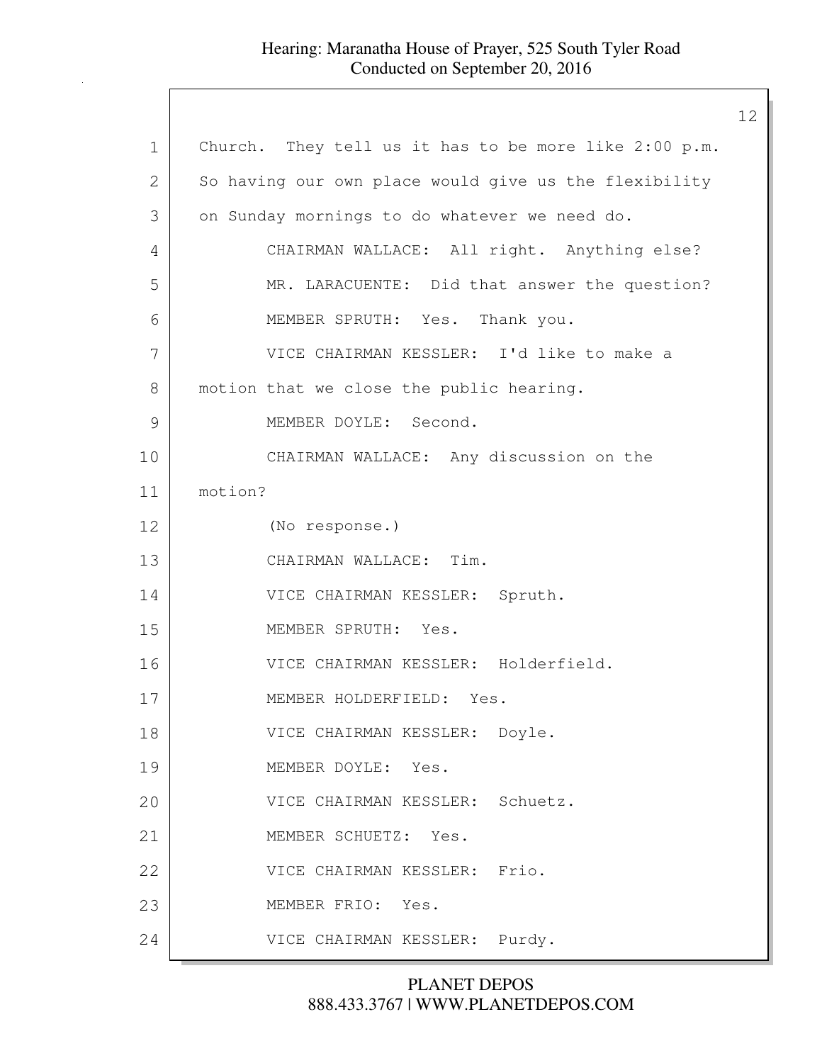Church. They tell us it has to be more like 2:00 p.m. So having our own place would give us the flexibility on Sunday mornings to do whatever we need do.

CHAIRMAN WALLACE: All right. Anything else?

MR. LARACUENTE: Did that answer the question?

MEMBER SPRUTH: Yes. Thank you.

VICE CHAIRMAN KESSLER: I'd like to make a motion that we close the public hearing.

MEMBER DOYLE: Second.

CHAIRMAN WALLACE: Any discussion on the motion?

(No response.)

CHAIRMAN WALLACE: Tim.

VICE CHAIRMAN KESSLER: Spruth.

MEMBER SPRUTH: Yes.

VICE CHAIRMAN KESSLER: Holderfield.

MEMBER HOLDERFIELD: Yes.

VICE CHAIRMAN KESSLER: Doyle.

MEMBER DOYLE: Yes.

VICE CHAIRMAN KESSLER: Schuetz.

MEMBER SCHUETZ: Yes.

VICE CHAIRMAN KESSLER: Frio.

MEMBER FRIO: Yes.

VICE CHAIRMAN KESSLER: Purdy.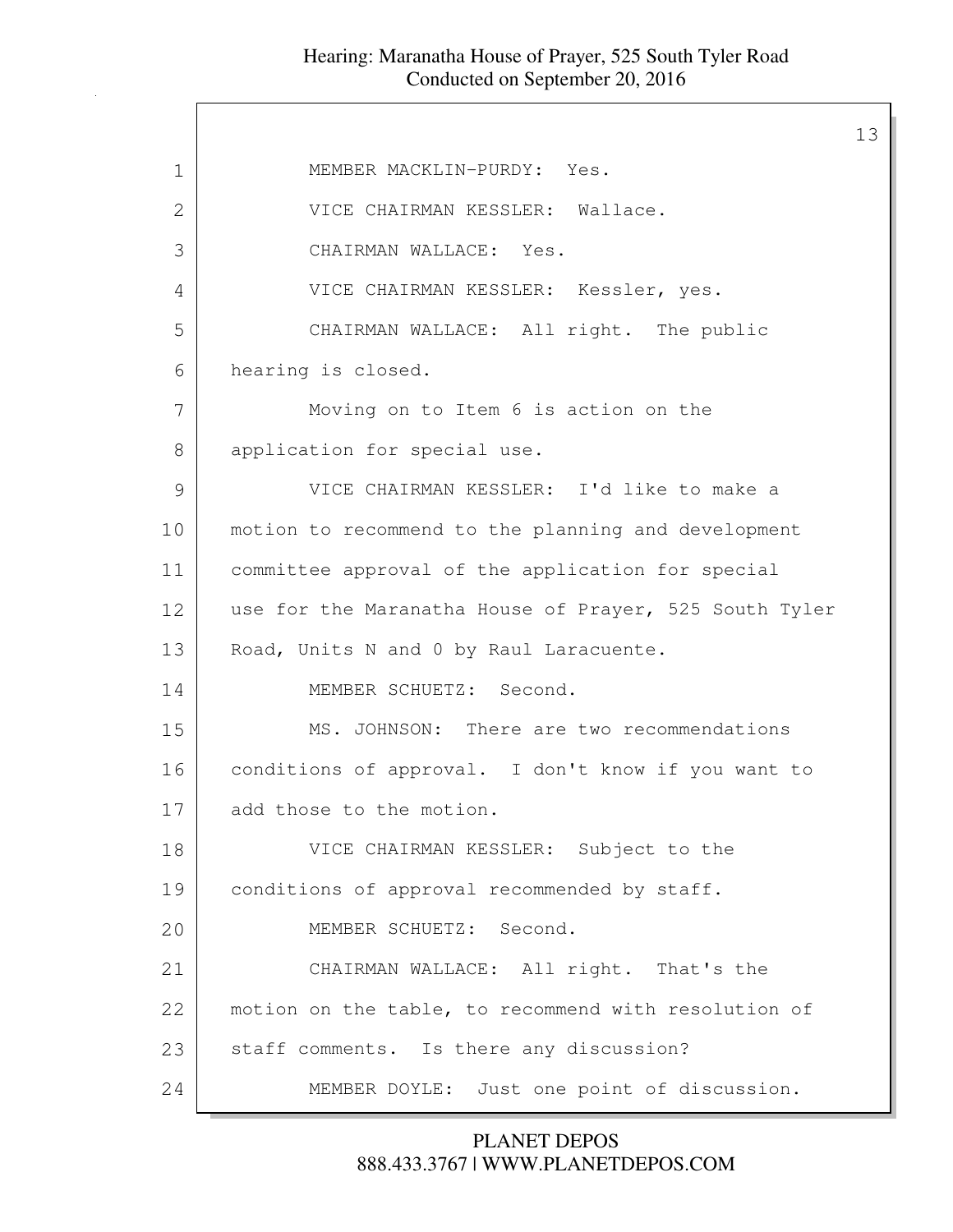MEMBER MACKLIN-PURDY: Yes.

VICE CHAIRMAN KESSLER: Wallace.

CHAIRMAN WALLACE: Yes.

VICE CHAIRMAN KESSLER: Kessler, yes.

CHAIRMAN WALLACE: All right. The public hearing is closed.

Moving on to Item 6 is action on the application for special use.

VICE CHAIRMAN KESSLER: I'd like to make a motion to recommend to the planning and development committee approval of the application for special use for the Maranatha House of Prayer, 525 South Tyler Road, Units N and 0 by Raul Laracuente.

MEMBER SCHUETZ: Second.

MS. JOHNSON: There are two recommendations conditions of approval. I don't know if you want to add those to the motion.

VICE CHAIRMAN KESSLER: Subject to the conditions of approval recommended by staff.

MEMBER SCHUETZ: Second.

CHAIRMAN WALLACE: All right. That's the motion on the table, to recommend with resolution of staff comments. Is there any discussion?

MEMBER DOYLE: Just one point of discussion.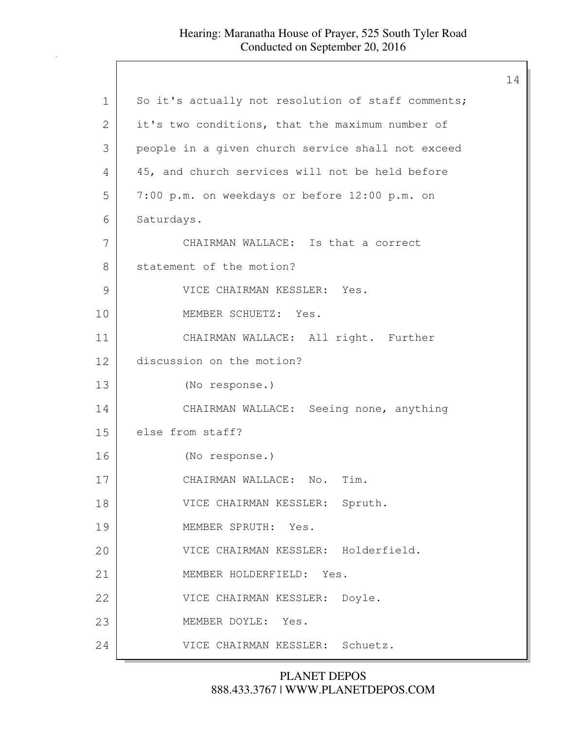So it's actually not resolution of staff comments; it's two conditions, that the maximum number of people in a given church service shall not exceed 45, and church services will not be held before 7:00 p.m. on weekdays or before 12:00 p.m. on Saturdays.

CHAIRMAN WALLACE: Is that a correct statement of the motion?

VICE CHAIRMAN KESSLER: Yes.

MEMBER SCHUETZ: Yes.

CHAIRMAN WALLACE: All right. Further discussion on the motion?

(No response.)

CHAIRMAN WALLACE: Seeing none, anything else from staff?

(No response.)

CHAIRMAN WALLACE: No. Tim.

VICE CHAIRMAN KESSLER: Spruth.

MEMBER SPRUTH: Yes.

VICE CHAIRMAN KESSLER: Holderfield.

MEMBER HOLDERFIELD: Yes.

VICE CHAIRMAN KESSLER: Doyle.

MEMBER DOYLE: Yes.

VICE CHAIRMAN KESSLER: Schuetz.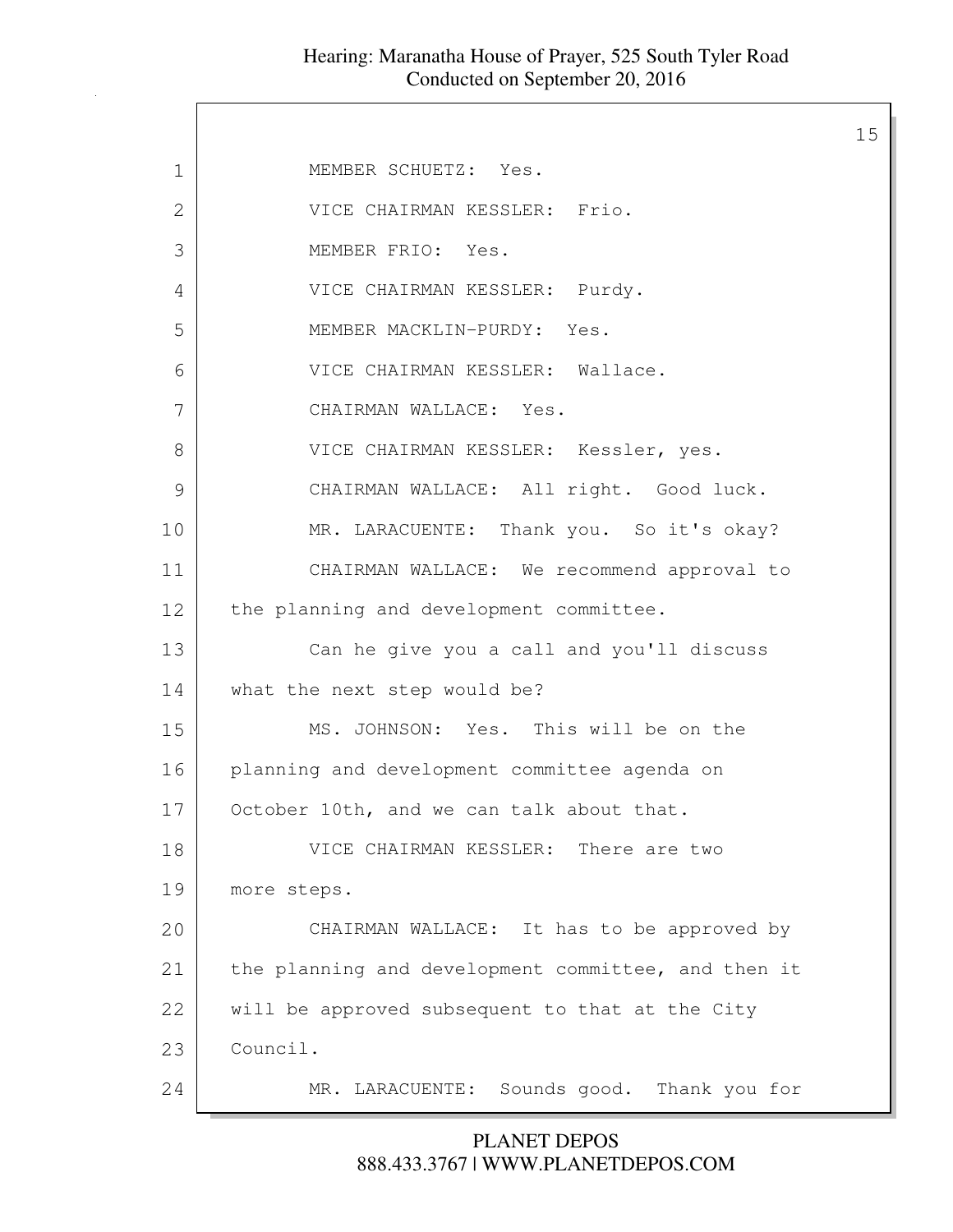MEMBER SCHUETZ: Yes.

VICE CHAIRMAN KESSLER: Frio.

MEMBER FRIO: Yes.

VICE CHAIRMAN KESSLER: Purdy.

MEMBER MACKLIN-PURDY: Yes.

VICE CHAIRMAN KESSLER: Wallace.

CHAIRMAN WALLACE: Yes.

VICE CHAIRMAN KESSLER: Kessler, yes.

CHAIRMAN WALLACE: All right. Good luck.

MR. LARACUENTE: Thank you. So it's okay?

CHAIRMAN WALLACE: We recommend approval to the planning and development committee.

Can he give you a call and you'll discuss what the next step would be?

MS. JOHNSON: Yes. This will be on the planning and development committee agenda on October 10th, and we can talk about that.

VICE CHAIRMAN KESSLER: There are two more steps.

CHAIRMAN WALLACE: It has to be approved by the planning and development committee, and then it will be approved subsequent to that at the City Council.

MR. LARACUENTE: Sounds good. Thank you for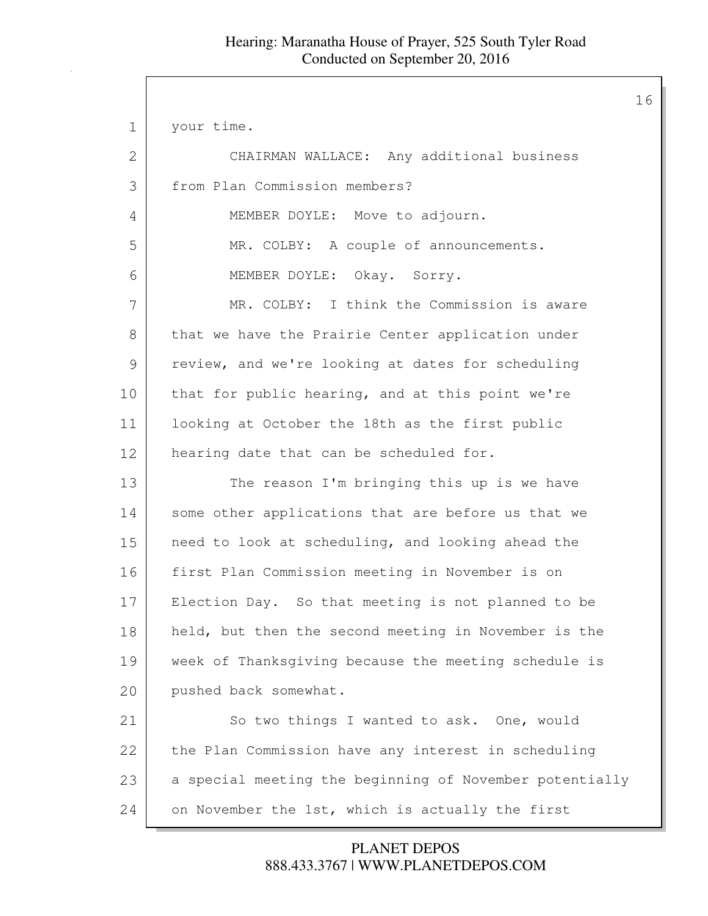your time.

CHAIRMAN WALLACE: Any additional business from Plan Commission members?

MEMBER DOYLE: Move to adjourn.

MR. COLBY: A couple of announcements.

MEMBER DOYLE: Okay. Sorry.

MR. COLBY: I think the Commission is aware that we have the Prairie Center application under review, and we're looking at dates for scheduling that for public hearing, and at this point we're looking at October the 18th as the first public hearing date that can be scheduled for.

The reason I'm bringing this up is we have some other applications that are before us that we need to look at scheduling, and looking ahead the first Plan Commission meeting in November is on Election Day. So that meeting is not planned to be held, but then the second meeting in November is the week of Thanksgiving because the meeting schedule is pushed back somewhat.

So two things I wanted to ask. One, would the Plan Commission have any interest in scheduling a special meeting the beginning of November potentially on November the 1st, which is actually the first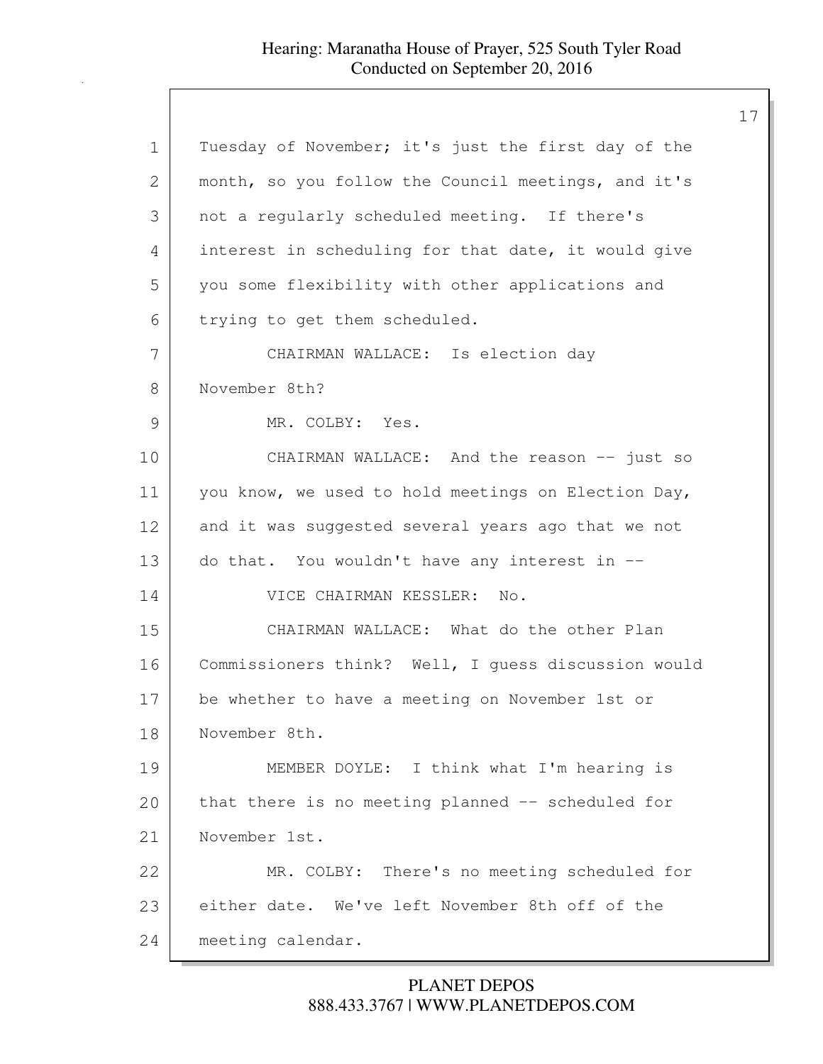Tuesday of November; it's just the first day of the month, so you follow the Council meetings, and it's not a regularly scheduled meeting. If there's interest in scheduling for that date, it would give you some flexibility with other applications and trying to get them scheduled.

CHAIRMAN WALLACE: Is election day November 8th?

MR. COLBY: Yes.

CHAIRMAN WALLACE: And the reason -- just so you know, we used to hold meetings on Election Day, and it was suggested several years ago that we not do that. You wouldn't have any interest in --

VICE CHAIRMAN KESSLER: No.

CHAIRMAN WALLACE: What do the other Plan Commissioners think? Well, I guess discussion would be whether to have a meeting on November 1st or November 8th.

MEMBER DOYLE: I think what I'm hearing is that there is no meeting planned -- scheduled for November 1st.

MR. COLBY: There's no meeting scheduled for either date. We've left November 8th off of the meeting calendar.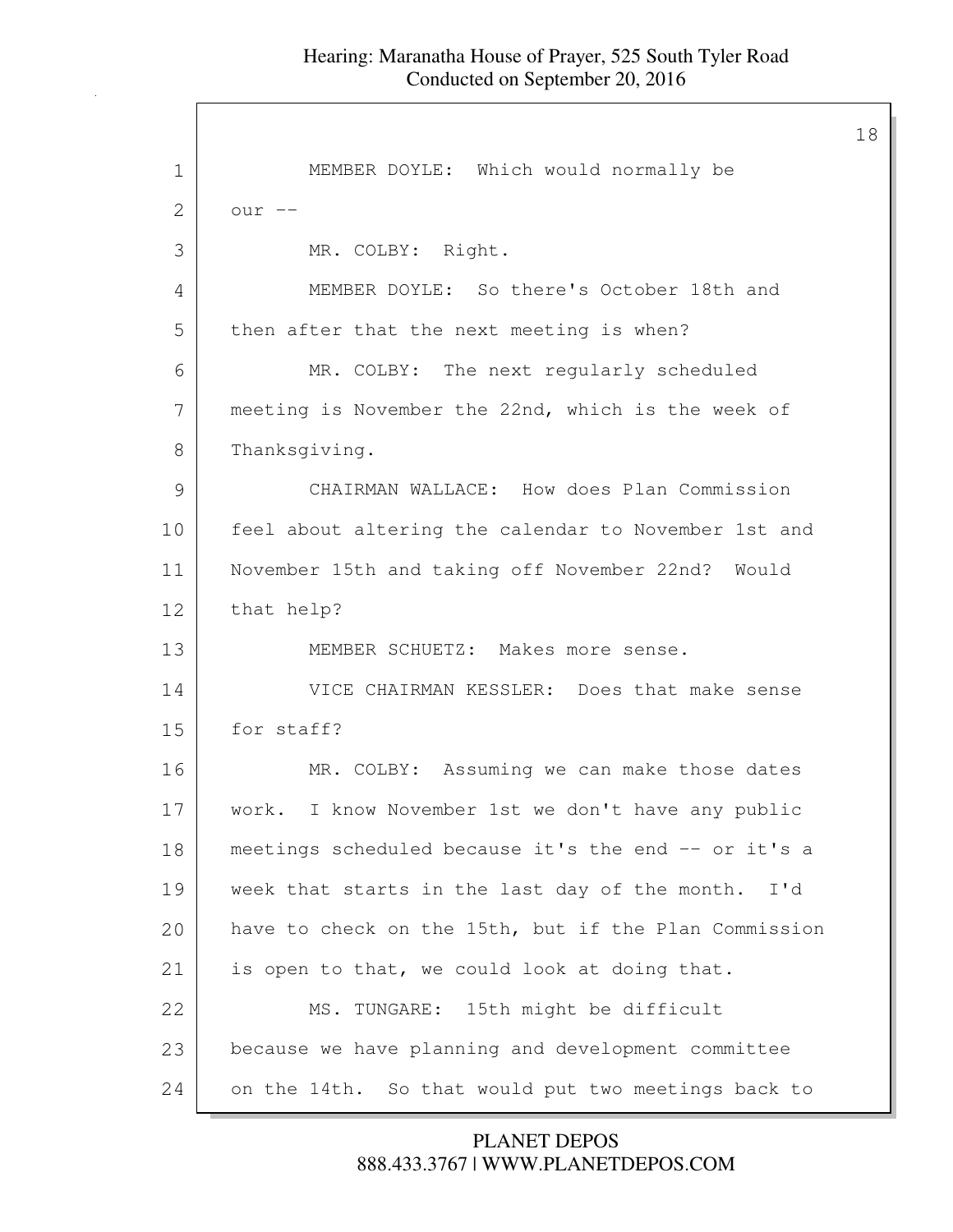MEMBER DOYLE: Which would normally be our --

MR. COLBY: Right.

MEMBER DOYLE: So there's October 18th and then after that the next meeting is when?

MR. COLBY: The next regularly scheduled meeting is November the 22nd, which is the week of Thanksgiving.

CHAIRMAN WALLACE: How does Plan Commission feel about altering the calendar to November 1st and November 15th and taking off November 22nd? Would that help?

MEMBER SCHUETZ: Makes more sense.

VICE CHAIRMAN KESSLER: Does that make sense for staff?

MR. COLBY: Assuming we can make those dates work. I know November 1st we don't have any public meetings scheduled because it's the end -- or it's a week that starts in the last day of the month. I'd have to check on the 15th, but if the Plan Commission is open to that, we could look at doing that.

MS. TUNGARE: 15th might be difficult because we have planning and development committee on the 14th. So that would put two meetings back to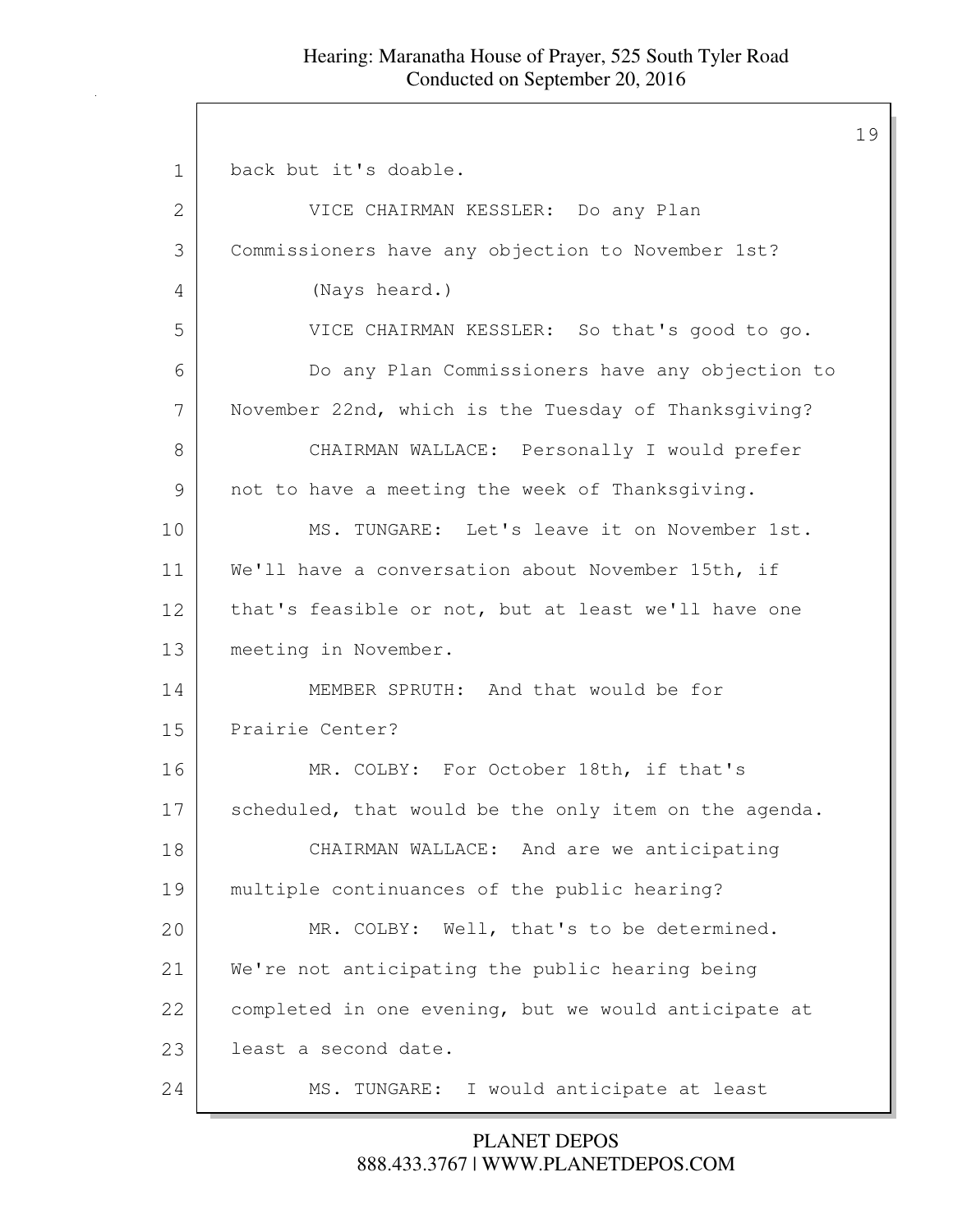1 back but it's doable.

2 VICE CHAIRMAN KESSLER: Do any Plan

3 Commissioners have any objection to November 1st?

4 (Nays heard.)

5 VICE CHAIRMAN KESSLER: So that's good to go.

6 Do any Plan Commissioners have any objection to

7 November 22nd, which is the Tuesday of Thanksgiving?

8 CHAIRMAN WALLACE: Personally I would prefer

9 not to have a meeting the week of Thanksgiving.

10 MS. TUNGARE: Let's leave it on November 1st.

11 We'll have a conversation about November 15th, if

12 that's feasible or not, but at least we'll have one

13 meeting in November.

14 MEMBER SPRUTH: And that would be for

15 Prairie Center?

16 MR. COLBY: For October 18th, if that's

17 scheduled, that would be the only item on the agenda.

18 CHAIRMAN WALLACE: And are we anticipating

19 multiple continuances of the public hearing?

20 MR. COLBY: Well, that's to be determined.

21 We're not anticipating the public hearing being

22 completed in one evening, but we would anticipate at

23 least a second date.

24 MS. TUNGARE: I would anticipate at least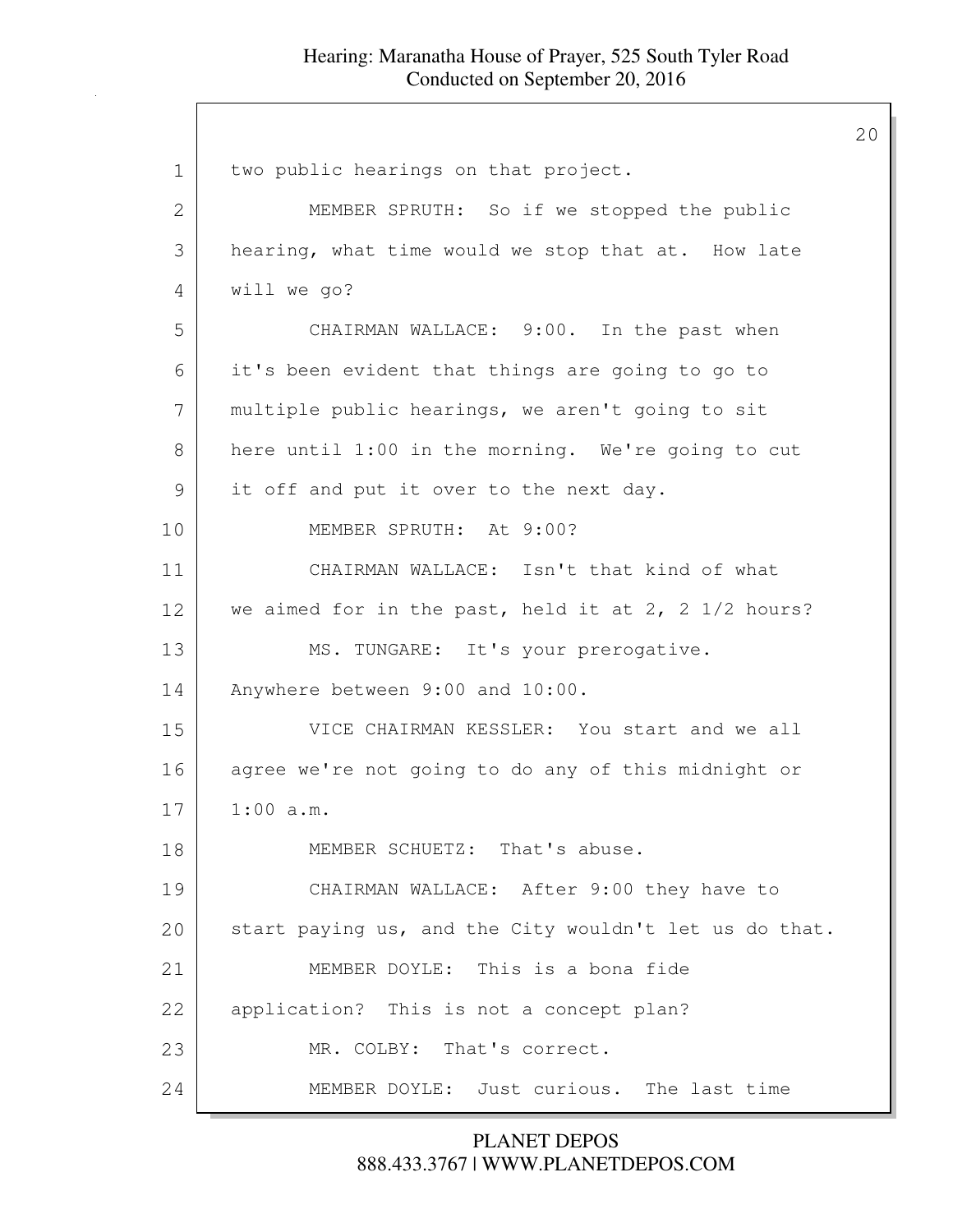two public hearings on that project.

MEMBER SPRUTH: So if we stopped the public hearing, what time would we stop that at. How late will we go?

CHAIRMAN WALLACE: 9:00. In the past when it's been evident that things are going to go to multiple public hearings, we aren't going to sit here until 1:00 in the morning. We're going to cut it off and put it over to the next day.

MEMBER SPRUTH: At 9:00?

CHAIRMAN WALLACE: Isn't that kind of what we aimed for in the past, held it at 2, 2 1/2 hours?

MS. TUNGARE: It's your prerogative. Anywhere between 9:00 and 10:00.

VICE CHAIRMAN KESSLER: You start and we all agree we're not going to do any of this midnight or 1:00 a.m.

MEMBER SCHUETZ: That's abuse.

CHAIRMAN WALLACE: After 9:00 they have to start paying us, and the City wouldn't let us do that.

MEMBER DOYLE: This is a bona fide application? This is not a concept plan?

MR. COLBY: That's correct.

MEMBER DOYLE: Just curious. The last time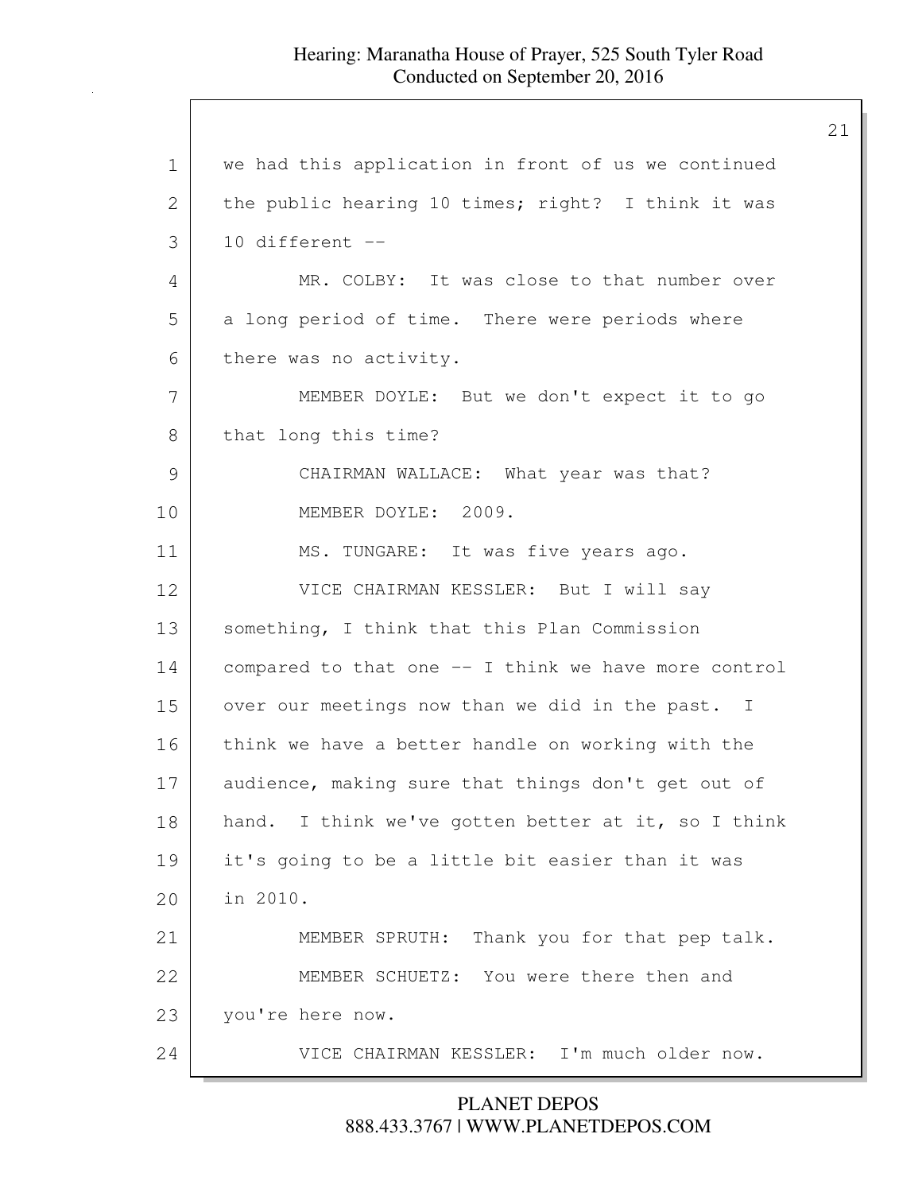1 we had this application in front of us we continued
2 the public hearing 10 times; right? I think it was
3 10 different --
4 MR. COLBY: It was close to that number over
5 a long period of time. There were periods where
6 there was no activity.
7 MEMBER DOYLE: But we don't expect it to go
8 that long this time?
9 CHAIRMAN WALLACE: What year was that?
10 MEMBER DOYLE: 2009.
11 MS. TUNGARE: It was five years ago.
12 VICE CHAIRMAN KESSLER: But I will say
13 something, I think that this Plan Commission
14 compared to that one -- I think we have more control
15 over our meetings now than we did in the past. I
16 think we have a better handle on working with the
17 audience, making sure that things don't get out of
18 hand. I think we've gotten better at it, so I think
19 it's going to be a little bit easier than it was
20 in 2010.
21 MEMBER SPRUTH: Thank you for that pep talk.
22 MEMBER SCHUETZ: You were there then and
23 you're here now.
24 VICE CHAIRMAN KESSLER: I'm much older now.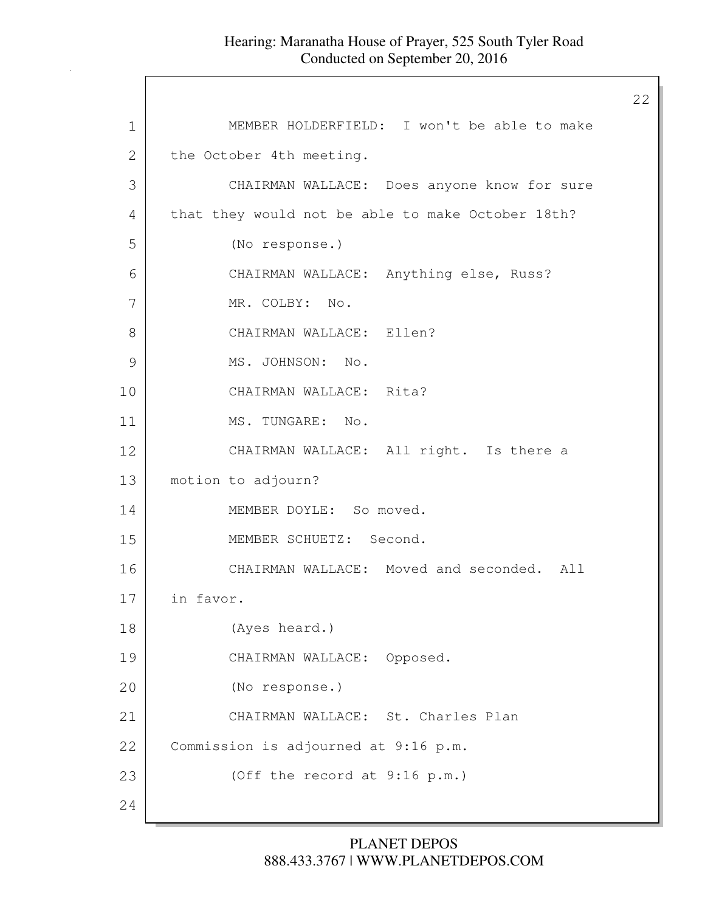MEMBER HOLDERFIELD: I won't be able to make the October 4th meeting.

CHAIRMAN WALLACE: Does anyone know for sure that they would not be able to make October 18th?

(No response.)

CHAIRMAN WALLACE: Anything else, Russ?

MR. COLBY: No.

CHAIRMAN WALLACE: Ellen?

MS. JOHNSON: No.

CHAIRMAN WALLACE: Rita?

MS. TUNGARE: No.

CHAIRMAN WALLACE: All right. Is there a motion to adjourn?

MEMBER DOYLE: So moved.

MEMBER SCHUETZ: Second.

CHAIRMAN WALLACE: Moved and seconded. All in favor.

(Ayes heard.)

CHAIRMAN WALLACE: Opposed.

(No response.)

CHAIRMAN WALLACE: St. Charles Plan Commission is adjourned at 9:16 p.m.

(Off the record at 9:16 p.m.)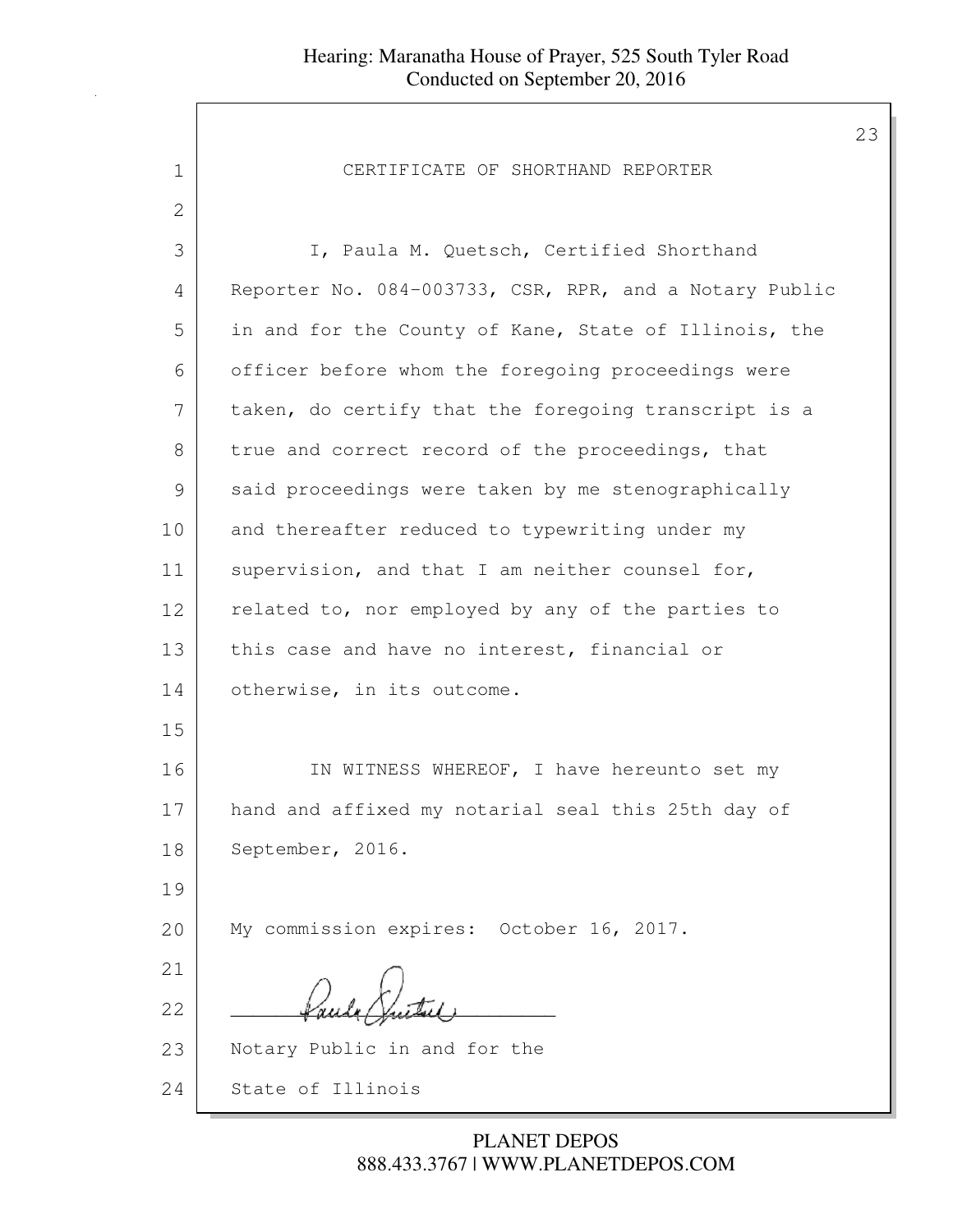# CERTIFICATE OF SHORTHAND REPORTER

I, Paula M. Quetsch, Certified Shorthand Reporter No. 084-003733, CSR, RPR, and a Notary Public in and for the County of Kane, State of Illinois, the officer before whom the foregoing proceedings were taken, do certify that the foregoing transcript is a true and correct record of the proceedings, that said proceedings were taken by me stenographically and thereafter reduced to typewriting under my supervision, and that I am neither counsel for, related to, nor employed by any of the parties to this case and have no interest, financial or otherwise, in its outcome.

IN WITNESS WHEREOF, I have hereunto set my hand and affixed my notarial seal this 25th day of September, 2016.

My commission expires: October 16, 2017.

Paula Quetsch
_____________________________

Notary Public in and for the
State of Illinois